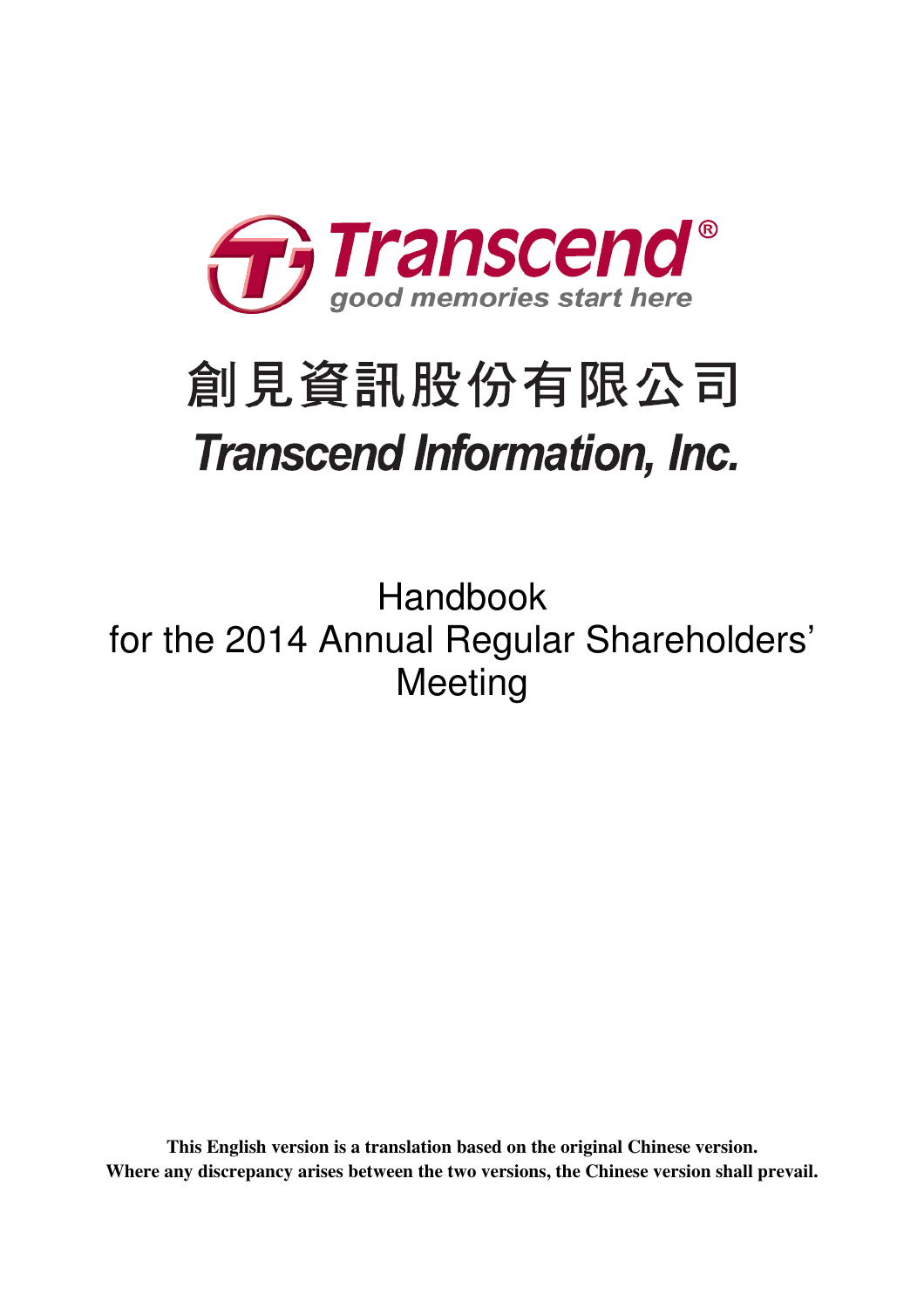Transcend®

good memories start here

# 創見資訊股份有限公司

# Transcend Information, Inc.

## Handbook for the 2014 Annual Regular Shareholders' Meeting

**This English version is a translation based on the original Chinese version.**
**Where any discrepancy arises between the two versions, the Chinese version shall prevail.**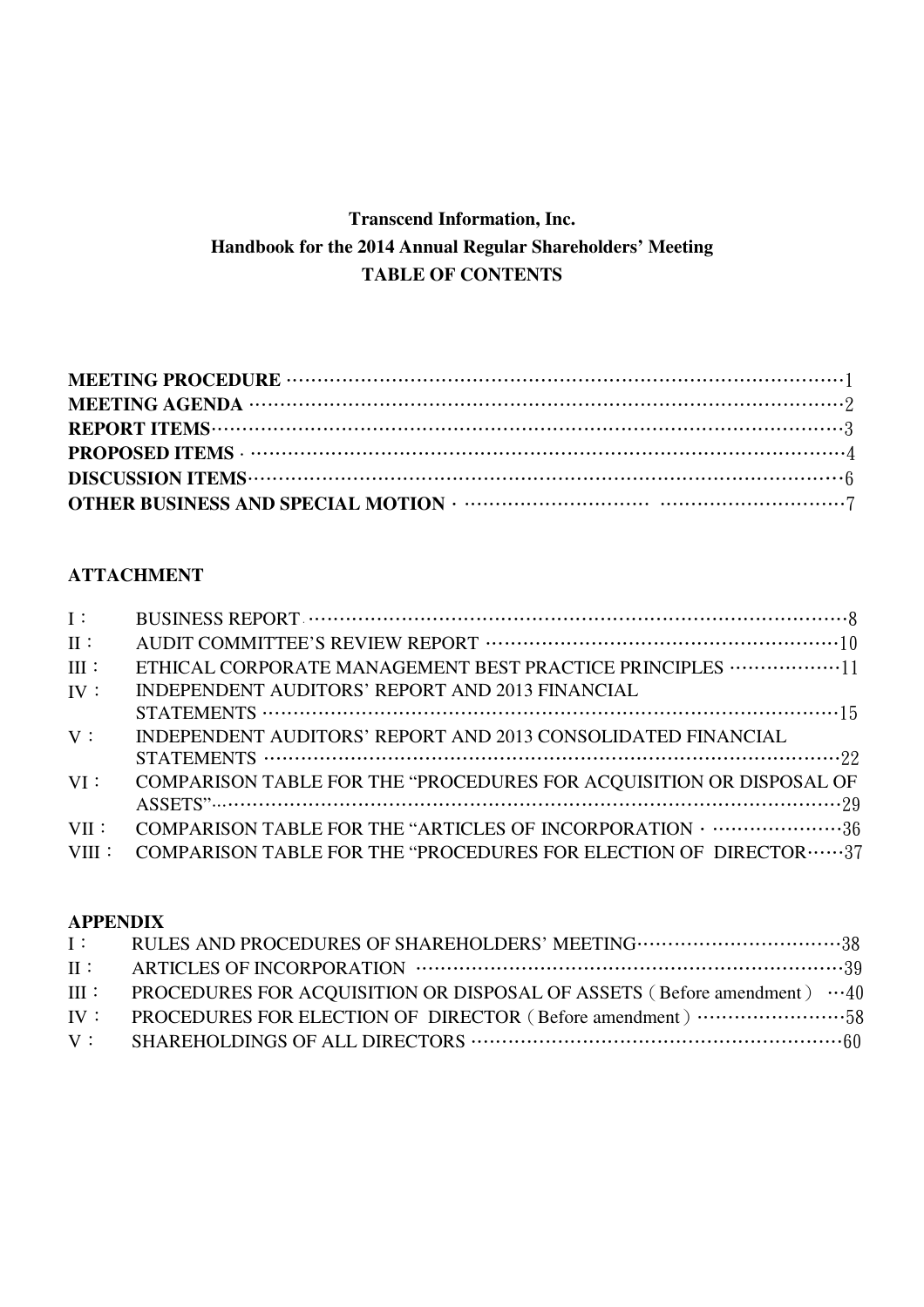# Transcend Information, Inc.
## Handbook for the 2014 Annual Regular Shareholders' Meeting
## TABLE OF CONTENTS

**MEETING PROCEDURE** ························································································1
**MEETING AGENDA** ·························································································2
**REPORT ITEMS**·······························································································3
**PROPOSED ITEMS** · ·························································································4
**DISCUSSION ITEMS**·························································································6
**OTHER BUSINESS AND SPECIAL MOTION** · ······························ ······························7

**ATTACHMENT**

I： BUSINESS REPORT ························································································8
II： AUDIT COMMITTEE'S REVIEW REPORT ·························································10
III： ETHICAL CORPORATE MANAGEMENT BEST PRACTICE PRINCIPLES ··················11
IV： INDEPENDENT AUDITORS' REPORT AND 2013 FINANCIAL STATEMENTS ·······························································································15
V： INDEPENDENT AUDITORS' REPORT AND 2013 CONSOLIDATED FINANCIAL STATEMENTS ·······························································································22
VI： COMPARISON TABLE FOR THE "PROCEDURES FOR ACQUISITION OR DISPOSAL OF ASSETS"·································································································29
VII： COMPARISON TABLE FOR THE "ARTICLES OF INCORPORATION · ·····················36
VIII： COMPARISON TABLE FOR THE "PROCEDURES FOR ELECTION OF DIRECTOR······37

**APPENDIX**

I： RULES AND PROCEDURES OF SHAREHOLDERS' MEETING································38
II： ARTICLES OF INCORPORATION ·····································································39
III： PROCEDURES FOR ACQUISITION OR DISPOSAL OF ASSETS ( Before amendment ) ···40
IV： PROCEDURES FOR ELECTION OF DIRECTOR ( Before amendment ) ·······················58
V： SHAREHOLDINGS OF ALL DIRECTORS ···························································60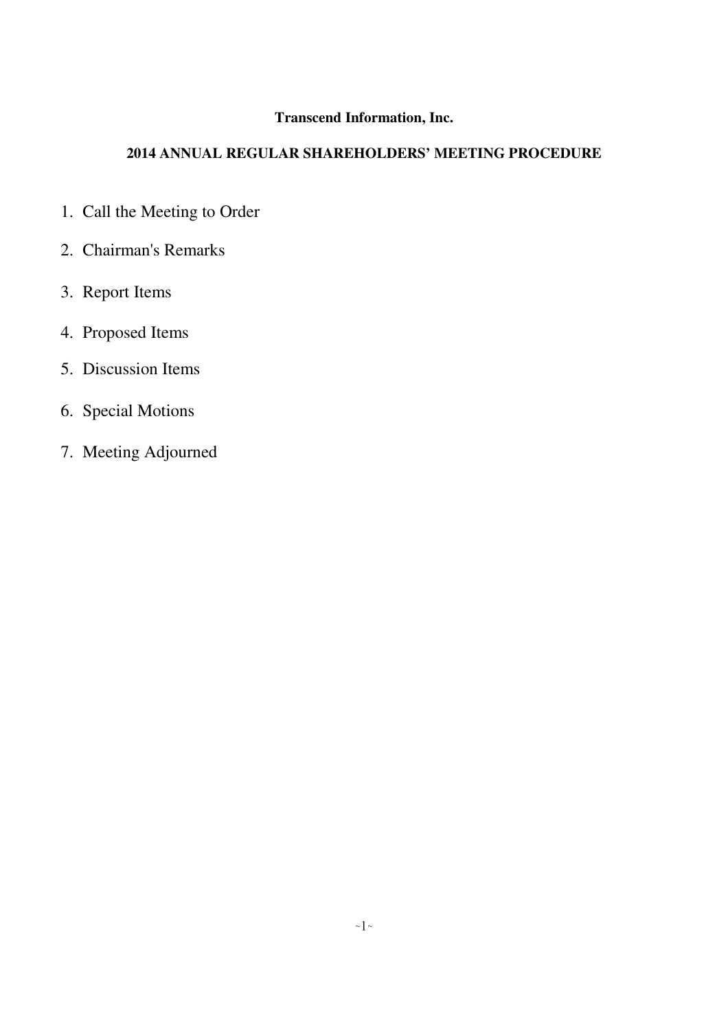**Transcend Information, Inc.**

**2014 ANNUAL REGULAR SHAREHOLDERS' MEETING PROCEDURE**

1. Call the Meeting to Order
2. Chairman's Remarks
3. Report Items
4. Proposed Items
5. Discussion Items
6. Special Motions
7. Meeting Adjourned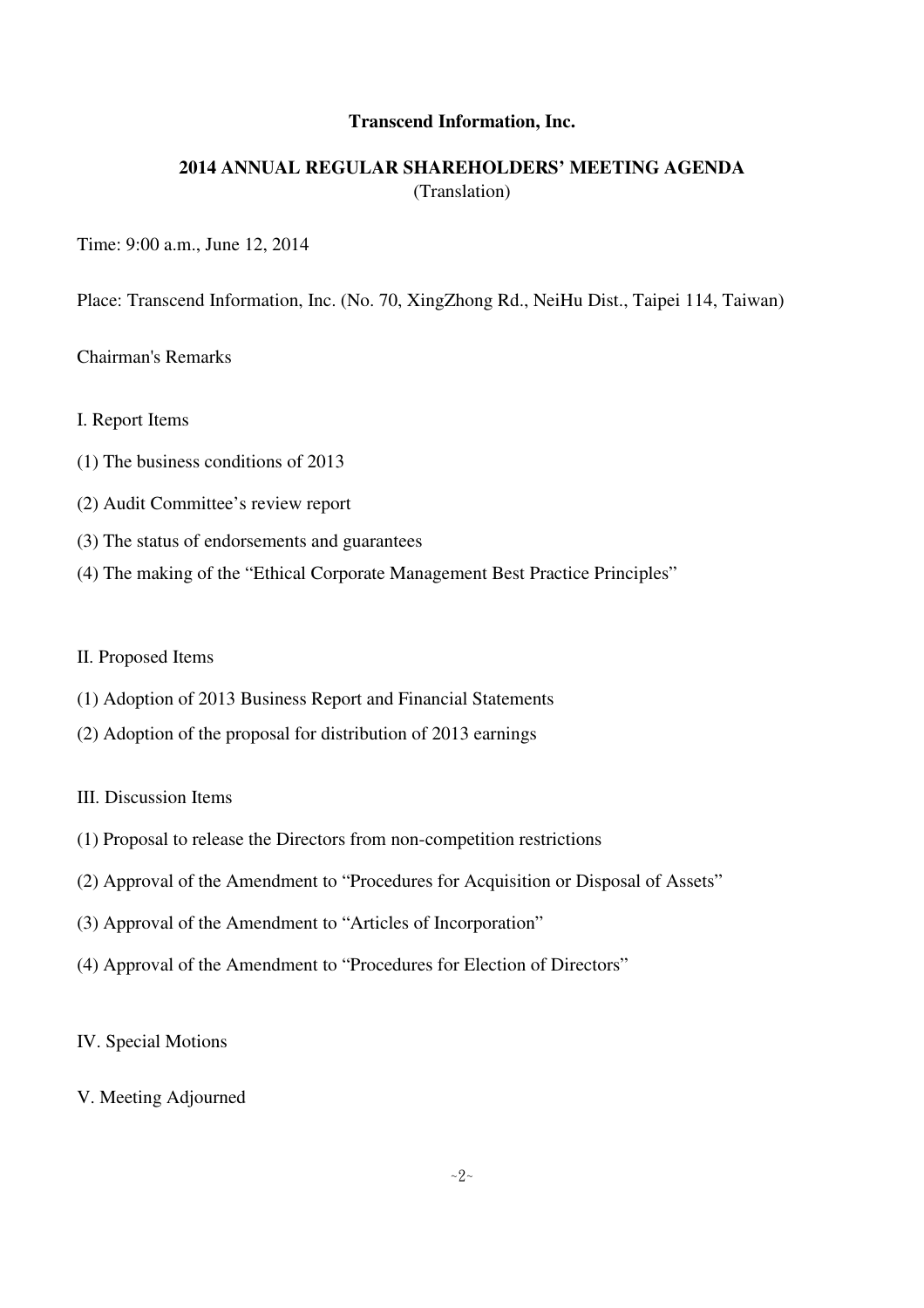**Transcend Information, Inc.**

**2014 ANNUAL REGULAR SHAREHOLDERS' MEETING AGENDA**
(Translation)

Time: 9:00 a.m., June 12, 2014

Place: Transcend Information, Inc. (No. 70, XingZhong Rd., NeiHu Dist., Taipei 114, Taiwan)

Chairman's Remarks

I. Report Items

(1) The business conditions of 2013

(2) Audit Committee's review report

(3) The status of endorsements and guarantees

(4) The making of the "Ethical Corporate Management Best Practice Principles"

II. Proposed Items

(1) Adoption of 2013 Business Report and Financial Statements

(2) Adoption of the proposal for distribution of 2013 earnings

III. Discussion Items

(1) Proposal to release the Directors from non-competition restrictions

(2) Approval of the Amendment to "Procedures for Acquisition or Disposal of Assets"

(3) Approval of the Amendment to "Articles of Incorporation"

(4) Approval of the Amendment to "Procedures for Election of Directors"

IV. Special Motions

V. Meeting Adjourned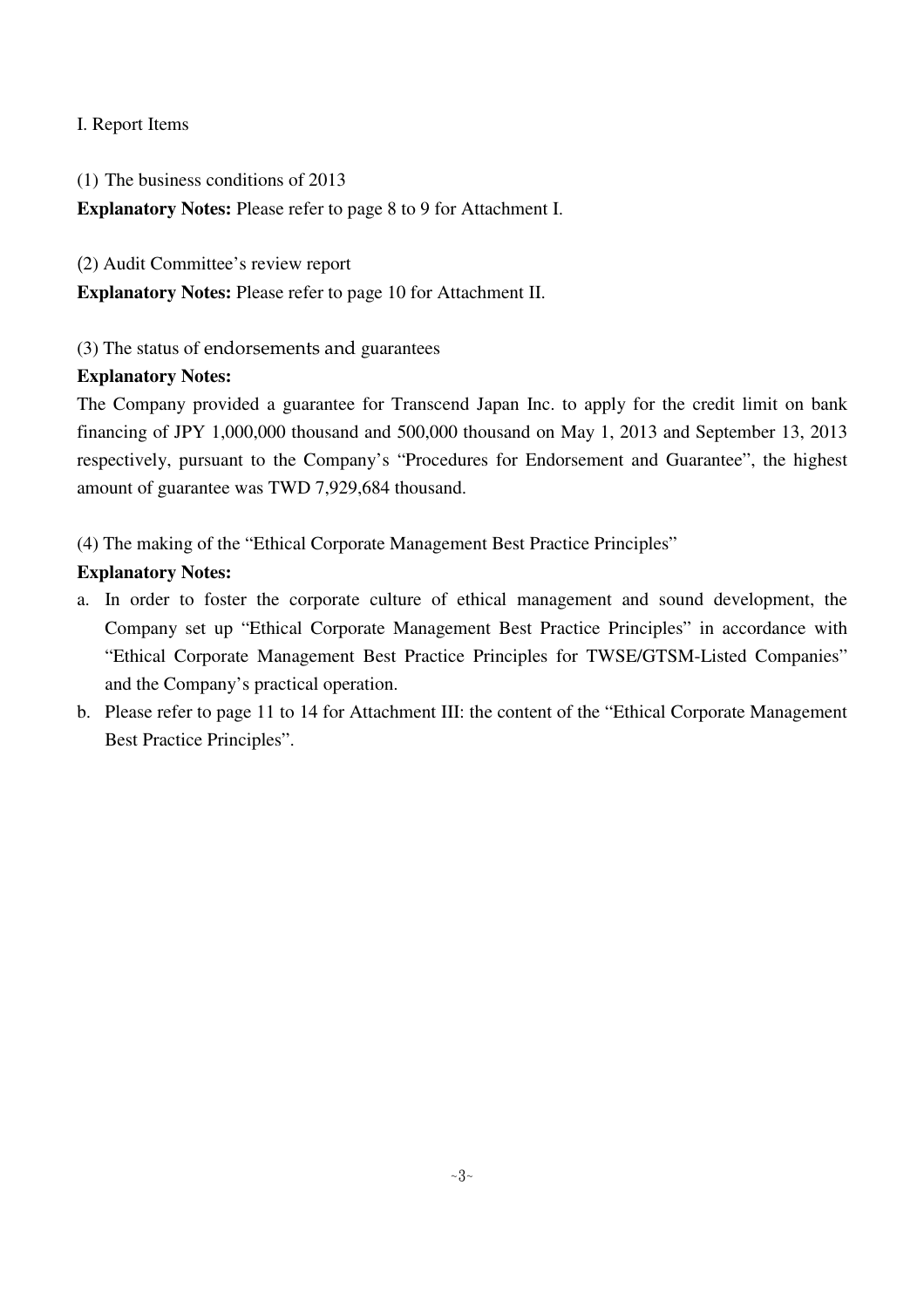# I. Report Items

(1) The business conditions of 2013

**Explanatory Notes:** Please refer to page 8 to 9 for Attachment I.

(2) Audit Committee's review report

**Explanatory Notes:** Please refer to page 10 for Attachment II.

(3) The status of endorsements and guarantees

**Explanatory Notes:**

The Company provided a guarantee for Transcend Japan Inc. to apply for the credit limit on bank financing of JPY 1,000,000 thousand and 500,000 thousand on May 1, 2013 and September 13, 2013 respectively, pursuant to the Company's "Procedures for Endorsement and Guarantee", the highest amount of guarantee was TWD 7,929,684 thousand.

(4) The making of the "Ethical Corporate Management Best Practice Principles"

**Explanatory Notes:**

a. In order to foster the corporate culture of ethical management and sound development, the Company set up "Ethical Corporate Management Best Practice Principles" in accordance with "Ethical Corporate Management Best Practice Principles for TWSE/GTSM-Listed Companies" and the Company's practical operation.
b. Please refer to page 11 to 14 for Attachment III: the content of the "Ethical Corporate Management Best Practice Principles".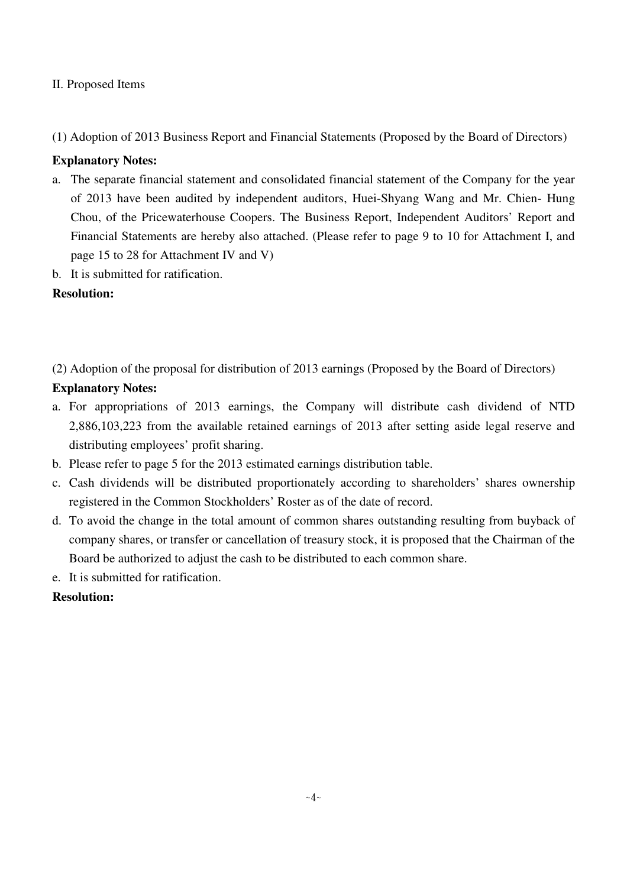## II. Proposed Items

### (1) Adoption of 2013 Business Report and Financial Statements (Proposed by the Board of Directors)

**Explanatory Notes:**

a. The separate financial statement and consolidated financial statement of the Company for the year of 2013 have been audited by independent auditors, Huei-Shyang Wang and Mr. Chien- Hung Chou, of the Pricewaterhouse Coopers. The Business Report, Independent Auditors' Report and Financial Statements are hereby also attached. (Please refer to page 9 to 10 for Attachment I, and page 15 to 28 for Attachment IV and V)

b. It is submitted for ratification.

**Resolution:**

### (2) Adoption of the proposal for distribution of 2013 earnings (Proposed by the Board of Directors)

**Explanatory Notes:**

a. For appropriations of 2013 earnings, the Company will distribute cash dividend of NTD 2,886,103,223 from the available retained earnings of 2013 after setting aside legal reserve and distributing employees' profit sharing.

b. Please refer to page 5 for the 2013 estimated earnings distribution table.

c. Cash dividends will be distributed proportionately according to shareholders' shares ownership registered in the Common Stockholders' Roster as of the date of record.

d. To avoid the change in the total amount of common shares outstanding resulting from buyback of company shares, or transfer or cancellation of treasury stock, it is proposed that the Chairman of the Board be authorized to adjust the cash to be distributed to each common share.

e. It is submitted for ratification.

**Resolution:**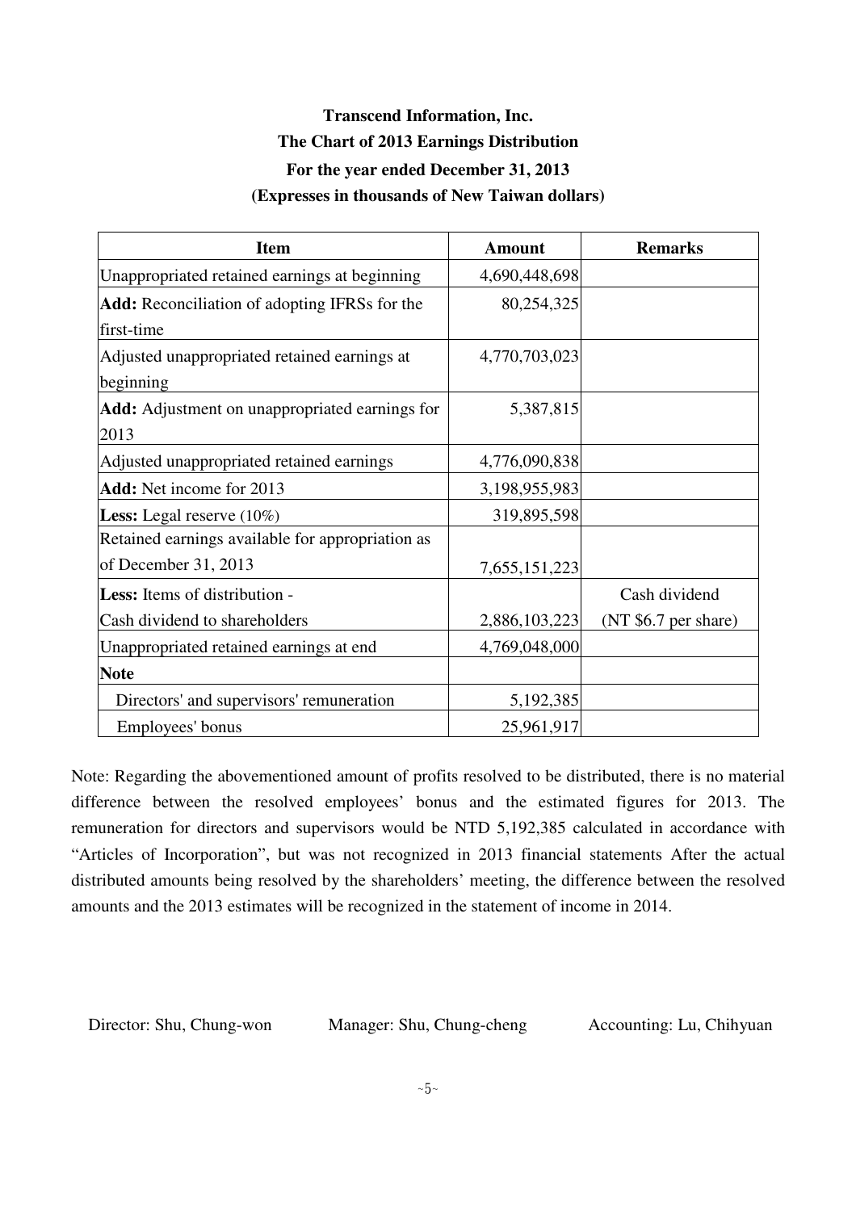# Transcend Information, Inc.

## The Chart of 2013 Earnings Distribution

### For the year ended December 31, 2013

### (Expresses in thousands of New Taiwan dollars)

| Item | Amount | Remarks |
|---|---|---|
| Unappropriated retained earnings at beginning | 4,690,448,698 | |
| **Add:** Reconciliation of adopting IFRSs for the first-time | 80,254,325 | |
| Adjusted unappropriated retained earnings at beginning | 4,770,703,023 | |
| **Add:** Adjustment on unappropriated earnings for 2013 | 5,387,815 | |
| Adjusted unappropriated retained earnings | 4,776,090,838 | |
| **Add:** Net income for 2013 | 3,198,955,983 | |
| **Less:** Legal reserve (10%) | 319,895,598 | |
| Retained earnings available for appropriation as of December 31, 2013 | 7,655,151,223 | |
| **Less:** Items of distribution - Cash dividend to shareholders | 2,886,103,223 | Cash dividend (NT $6.7 per share) |
| Unappropriated retained earnings at end | 4,769,048,000 | |
| **Note** | | |
| Directors' and supervisors' remuneration | 5,192,385 | |
| Employees' bonus | 25,961,917 | |

Note: Regarding the abovementioned amount of profits resolved to be distributed, there is no material difference between the resolved employees' bonus and the estimated figures for 2013. The remuneration for directors and supervisors would be NTD 5,192,385 calculated in accordance with "Articles of Incorporation", but was not recognized in 2013 financial statements After the actual distributed amounts being resolved by the shareholders' meeting, the difference between the resolved amounts and the 2013 estimates will be recognized in the statement of income in 2014.

Director: Shu, Chung-won　　Manager: Shu, Chung-cheng　　Accounting: Lu, Chihyuan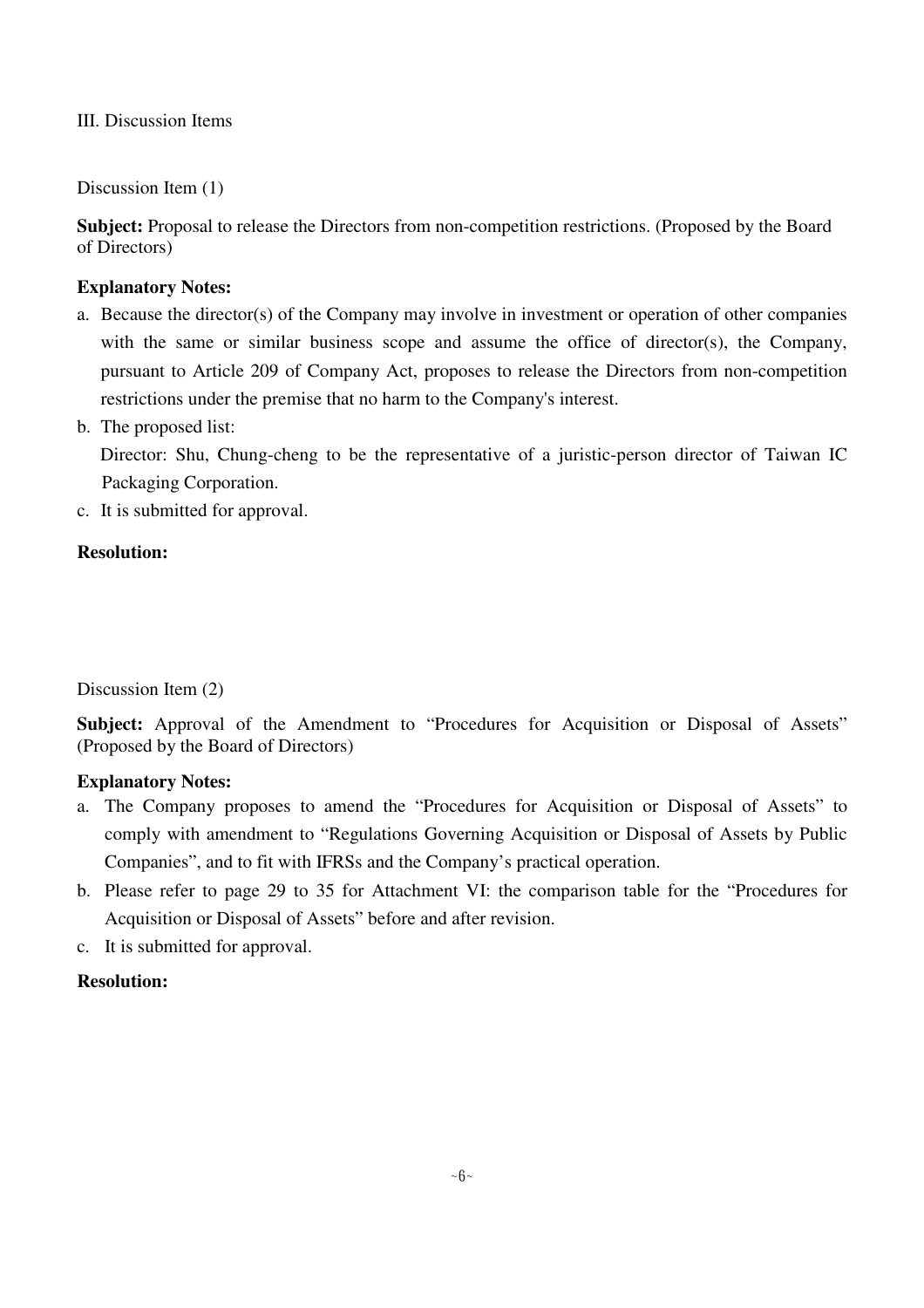## III. Discussion Items

### Discussion Item (1)

**Subject:** Proposal to release the Directors from non-competition restrictions. (Proposed by the Board of Directors)

**Explanatory Notes:**

a. Because the director(s) of the Company may involve in investment or operation of other companies with the same or similar business scope and assume the office of director(s), the Company, pursuant to Article 209 of Company Act, proposes to release the Directors from non-competition restrictions under the premise that no harm to the Company's interest.

b. The proposed list:

   Director: Shu, Chung-cheng to be the representative of a juristic-person director of Taiwan IC Packaging Corporation.

c. It is submitted for approval.

**Resolution:**

### Discussion Item (2)

**Subject:** Approval of the Amendment to "Procedures for Acquisition or Disposal of Assets" (Proposed by the Board of Directors)

**Explanatory Notes:**

a. The Company proposes to amend the "Procedures for Acquisition or Disposal of Assets" to comply with amendment to "Regulations Governing Acquisition or Disposal of Assets by Public Companies", and to fit with IFRSs and the Company's practical operation.

b. Please refer to page 29 to 35 for Attachment VI: the comparison table for the "Procedures for Acquisition or Disposal of Assets" before and after revision.

c. It is submitted for approval.

**Resolution:**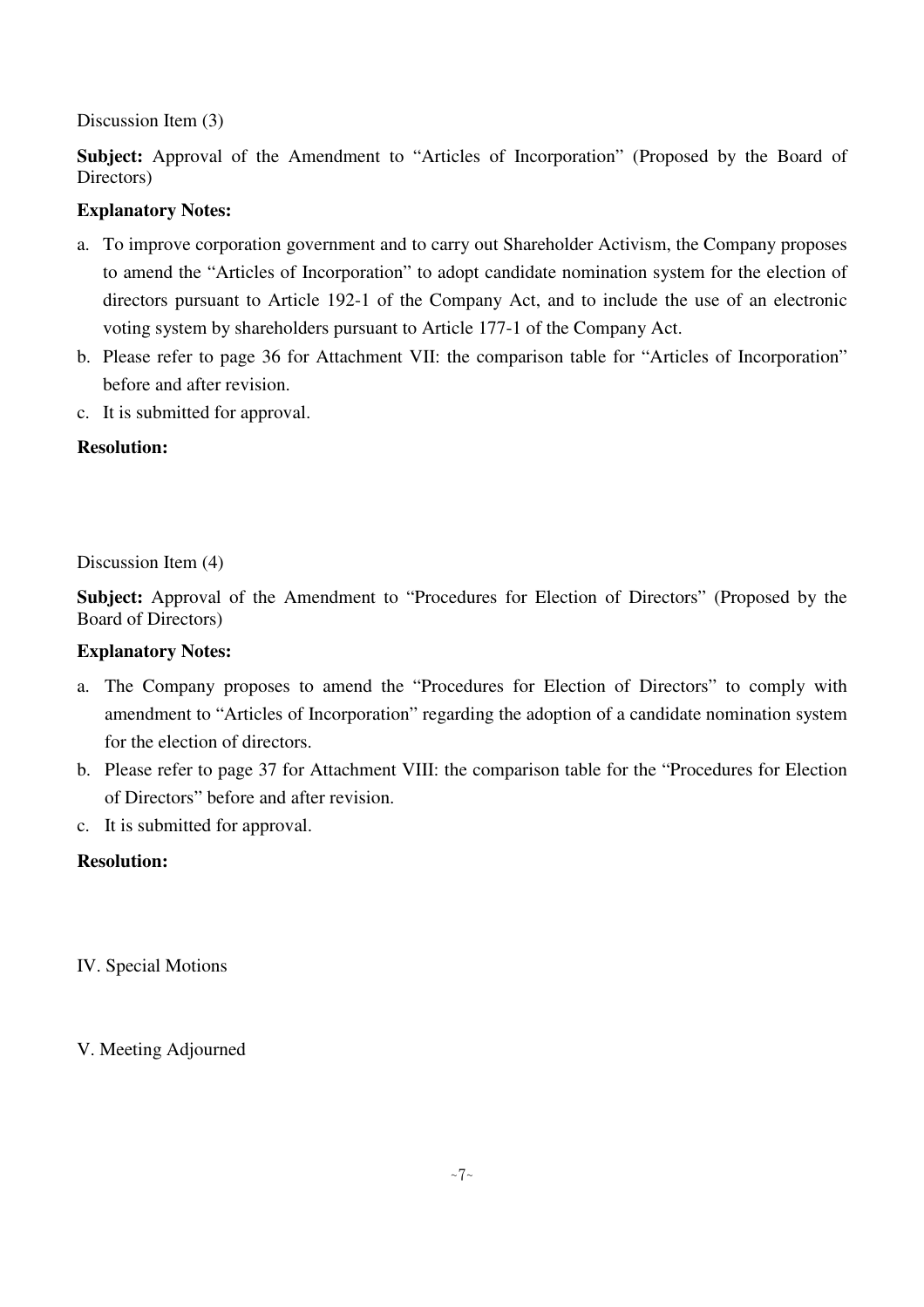Discussion Item (3)

**Subject:** Approval of the Amendment to "Articles of Incorporation" (Proposed by the Board of Directors)

**Explanatory Notes:**

a. To improve corporation government and to carry out Shareholder Activism, the Company proposes to amend the "Articles of Incorporation" to adopt candidate nomination system for the election of directors pursuant to Article 192-1 of the Company Act, and to include the use of an electronic voting system by shareholders pursuant to Article 177-1 of the Company Act.
b. Please refer to page 36 for Attachment VII: the comparison table for "Articles of Incorporation" before and after revision.
c. It is submitted for approval.

**Resolution:**

Discussion Item (4)

**Subject:** Approval of the Amendment to "Procedures for Election of Directors" (Proposed by the Board of Directors)

**Explanatory Notes:**

a. The Company proposes to amend the "Procedures for Election of Directors" to comply with amendment to "Articles of Incorporation" regarding the adoption of a candidate nomination system for the election of directors.
b. Please refer to page 37 for Attachment VIII: the comparison table for the "Procedures for Election of Directors" before and after revision.
c. It is submitted for approval.

**Resolution:**

IV. Special Motions

V. Meeting Adjourned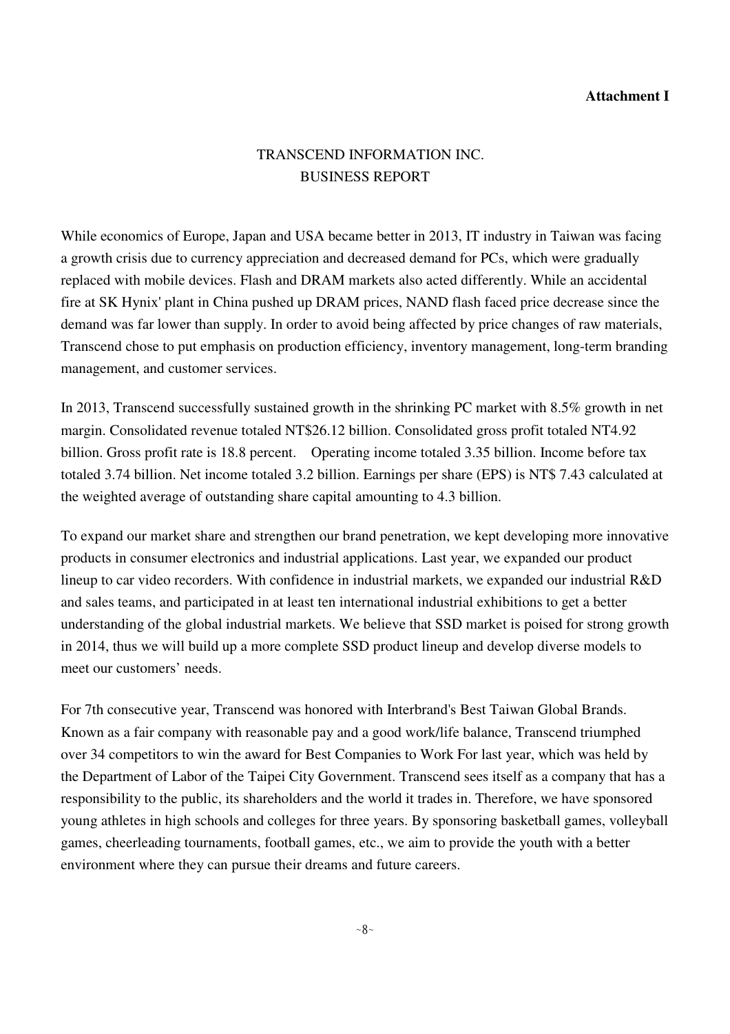**Attachment I**

# TRANSCEND INFORMATION INC.
# BUSINESS REPORT

While economics of Europe, Japan and USA became better in 2013, IT industry in Taiwan was facing a growth crisis due to currency appreciation and decreased demand for PCs, which were gradually replaced with mobile devices. Flash and DRAM markets also acted differently. While an accidental fire at SK Hynix' plant in China pushed up DRAM prices, NAND flash faced price decrease since the demand was far lower than supply. In order to avoid being affected by price changes of raw materials, Transcend chose to put emphasis on production efficiency, inventory management, long-term branding management, and customer services.

In 2013, Transcend successfully sustained growth in the shrinking PC market with 8.5% growth in net margin. Consolidated revenue totaled NT$26.12 billion. Consolidated gross profit totaled NT4.92 billion. Gross profit rate is 18.8 percent. Operating income totaled 3.35 billion. Income before tax totaled 3.74 billion. Net income totaled 3.2 billion. Earnings per share (EPS) is NT$ 7.43 calculated at the weighted average of outstanding share capital amounting to 4.3 billion.

To expand our market share and strengthen our brand penetration, we kept developing more innovative products in consumer electronics and industrial applications. Last year, we expanded our product lineup to car video recorders. With confidence in industrial markets, we expanded our industrial R&D and sales teams, and participated in at least ten international industrial exhibitions to get a better understanding of the global industrial markets. We believe that SSD market is poised for strong growth in 2014, thus we will build up a more complete SSD product lineup and develop diverse models to meet our customers' needs.

For 7th consecutive year, Transcend was honored with Interbrand's Best Taiwan Global Brands. Known as a fair company with reasonable pay and a good work/life balance, Transcend triumphed over 34 competitors to win the award for Best Companies to Work For last year, which was held by the Department of Labor of the Taipei City Government. Transcend sees itself as a company that has a responsibility to the public, its shareholders and the world it trades in. Therefore, we have sponsored young athletes in high schools and colleges for three years. By sponsoring basketball games, volleyball games, cheerleading tournaments, football games, etc., we aim to provide the youth with a better environment where they can pursue their dreams and future careers.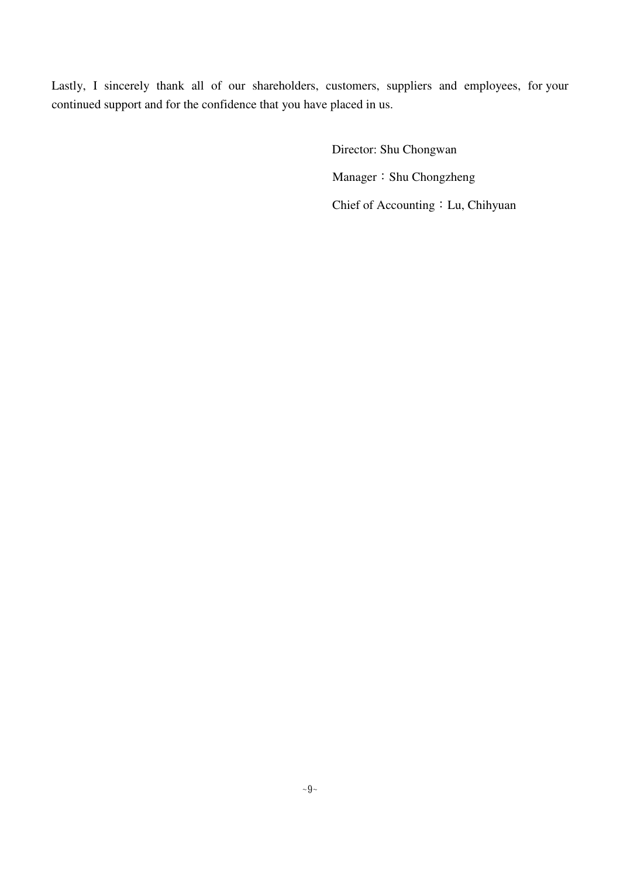Lastly, I sincerely thank all of our shareholders, customers, suppliers and employees, for your continued support and for the confidence that you have placed in us.

Director: Shu Chongwan

Manager：Shu Chongzheng

Chief of Accounting：Lu, Chihyuan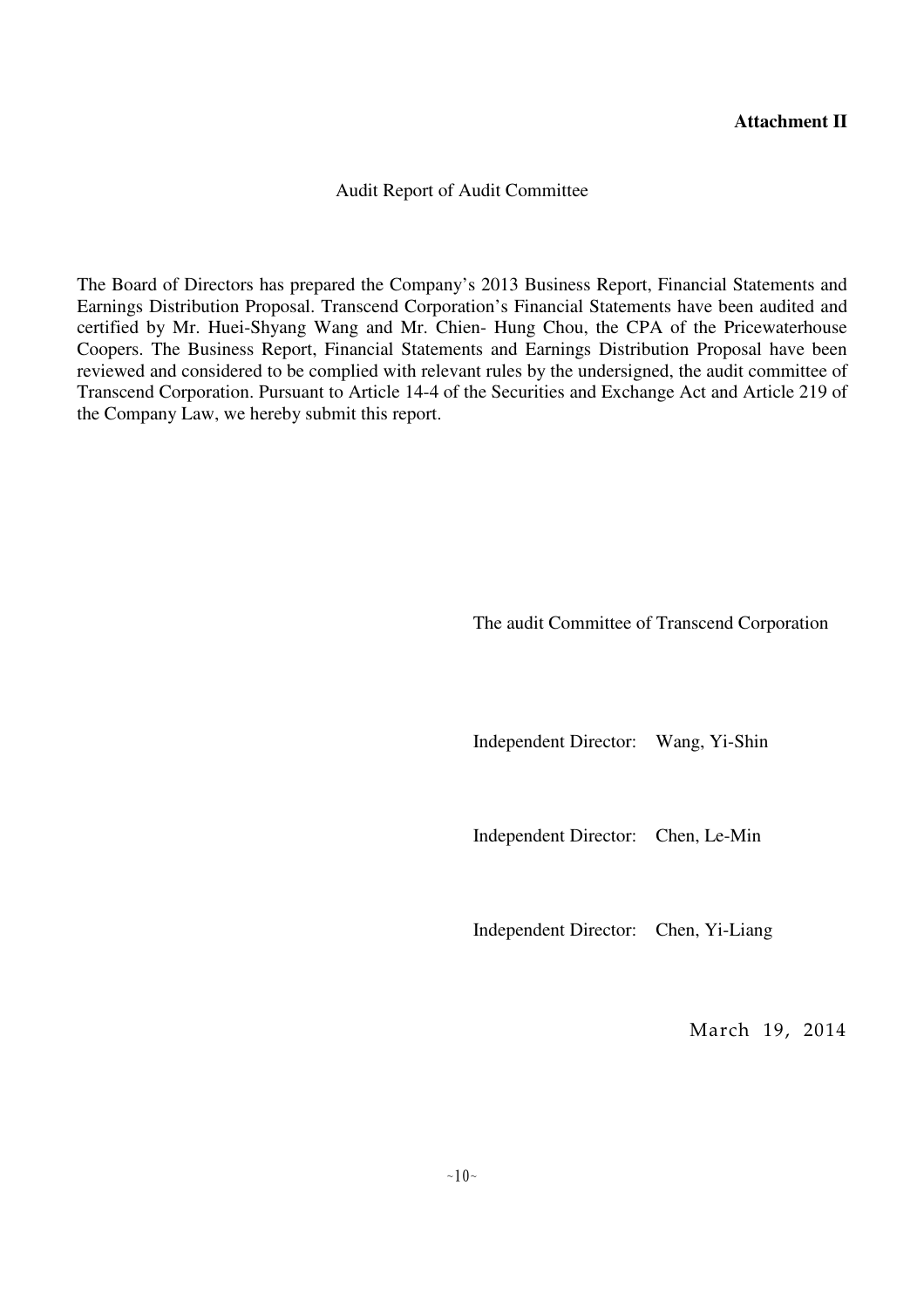**Attachment II**

## Audit Report of Audit Committee

The Board of Directors has prepared the Company's 2013 Business Report, Financial Statements and Earnings Distribution Proposal. Transcend Corporation's Financial Statements have been audited and certified by Mr. Huei-Shyang Wang and Mr. Chien- Hung Chou, the CPA of the Pricewaterhouse Coopers. The Business Report, Financial Statements and Earnings Distribution Proposal have been reviewed and considered to be complied with relevant rules by the undersigned, the audit committee of Transcend Corporation. Pursuant to Article 14-4 of the Securities and Exchange Act and Article 219 of the Company Law, we hereby submit this report.

The audit Committee of Transcend Corporation

Independent Director: Wang, Yi-Shin

Independent Director: Chen, Le-Min

Independent Director: Chen, Yi-Liang

March 19, 2014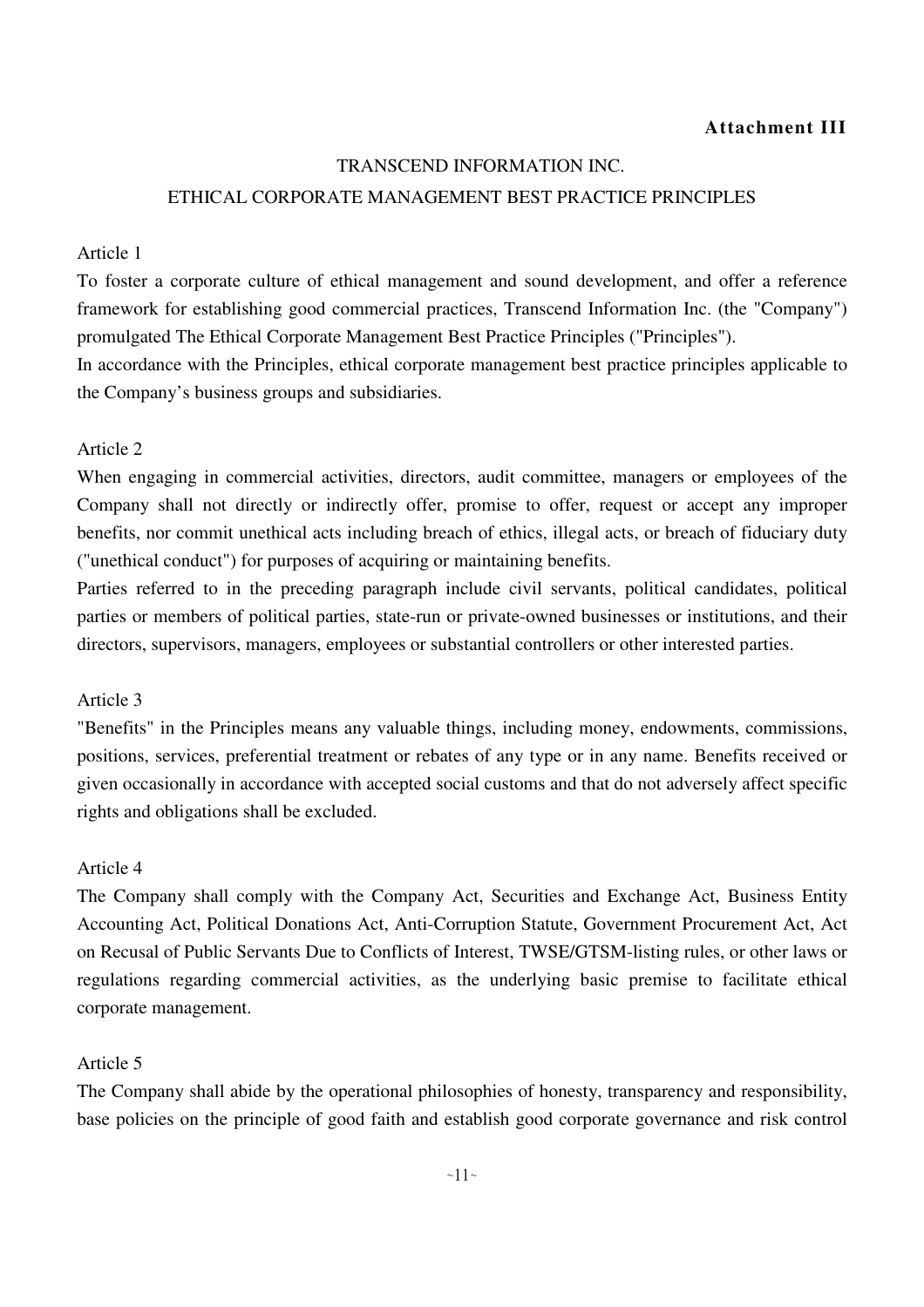**Attachment III**

# TRANSCEND INFORMATION INC.
# ETHICAL CORPORATE MANAGEMENT BEST PRACTICE PRINCIPLES

Article 1

To foster a corporate culture of ethical management and sound development, and offer a reference framework for establishing good commercial practices, Transcend Information Inc. (the "Company") promulgated The Ethical Corporate Management Best Practice Principles ("Principles").

In accordance with the Principles, ethical corporate management best practice principles applicable to the Company's business groups and subsidiaries.

Article 2

When engaging in commercial activities, directors, audit committee, managers or employees of the Company shall not directly or indirectly offer, promise to offer, request or accept any improper benefits, nor commit unethical acts including breach of ethics, illegal acts, or breach of fiduciary duty ("unethical conduct") for purposes of acquiring or maintaining benefits.

Parties referred to in the preceding paragraph include civil servants, political candidates, political parties or members of political parties, state-run or private-owned businesses or institutions, and their directors, supervisors, managers, employees or substantial controllers or other interested parties.

Article 3

"Benefits" in the Principles means any valuable things, including money, endowments, commissions, positions, services, preferential treatment or rebates of any type or in any name. Benefits received or given occasionally in accordance with accepted social customs and that do not adversely affect specific rights and obligations shall be excluded.

Article 4

The Company shall comply with the Company Act, Securities and Exchange Act, Business Entity Accounting Act, Political Donations Act, Anti-Corruption Statute, Government Procurement Act, Act on Recusal of Public Servants Due to Conflicts of Interest, TWSE/GTSM-listing rules, or other laws or regulations regarding commercial activities, as the underlying basic premise to facilitate ethical corporate management.

Article 5

The Company shall abide by the operational philosophies of honesty, transparency and responsibility, base policies on the principle of good faith and establish good corporate governance and risk control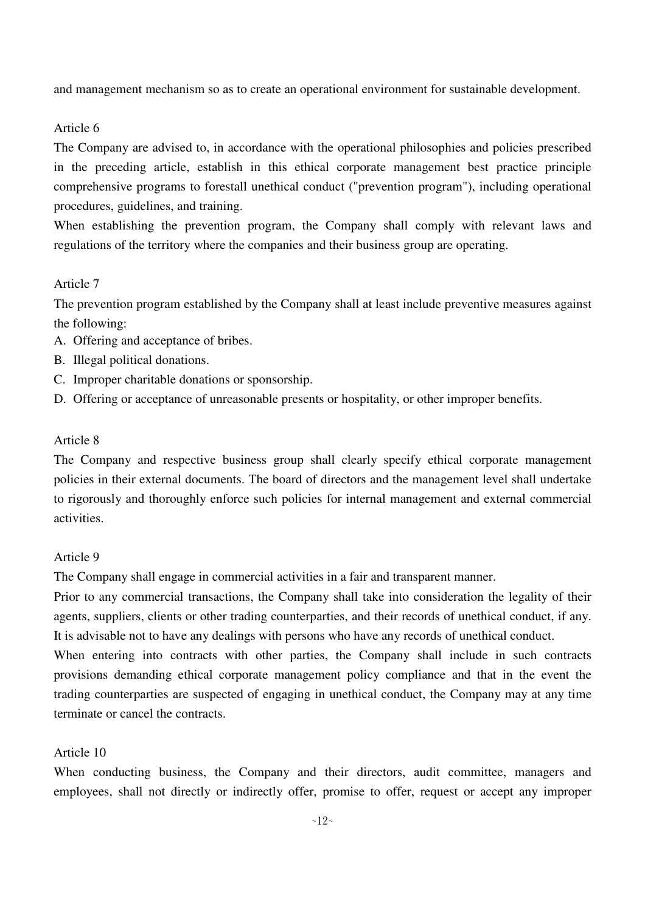and management mechanism so as to create an operational environment for sustainable development.

Article 6

The Company are advised to, in accordance with the operational philosophies and policies prescribed in the preceding article, establish in this ethical corporate management best practice principle comprehensive programs to forestall unethical conduct ("prevention program"), including operational procedures, guidelines, and training.

When establishing the prevention program, the Company shall comply with relevant laws and regulations of the territory where the companies and their business group are operating.

Article 7

The prevention program established by the Company shall at least include preventive measures against the following:

A. Offering and acceptance of bribes.
B. Illegal political donations.
C. Improper charitable donations or sponsorship.
D. Offering or acceptance of unreasonable presents or hospitality, or other improper benefits.

Article 8

The Company and respective business group shall clearly specify ethical corporate management policies in their external documents. The board of directors and the management level shall undertake to rigorously and thoroughly enforce such policies for internal management and external commercial activities.

Article 9

The Company shall engage in commercial activities in a fair and transparent manner.

Prior to any commercial transactions, the Company shall take into consideration the legality of their agents, suppliers, clients or other trading counterparties, and their records of unethical conduct, if any. It is advisable not to have any dealings with persons who have any records of unethical conduct.

When entering into contracts with other parties, the Company shall include in such contracts provisions demanding ethical corporate management policy compliance and that in the event the trading counterparties are suspected of engaging in unethical conduct, the Company may at any time terminate or cancel the contracts.

Article 10

When conducting business, the Company and their directors, audit committee, managers and employees, shall not directly or indirectly offer, promise to offer, request or accept any improper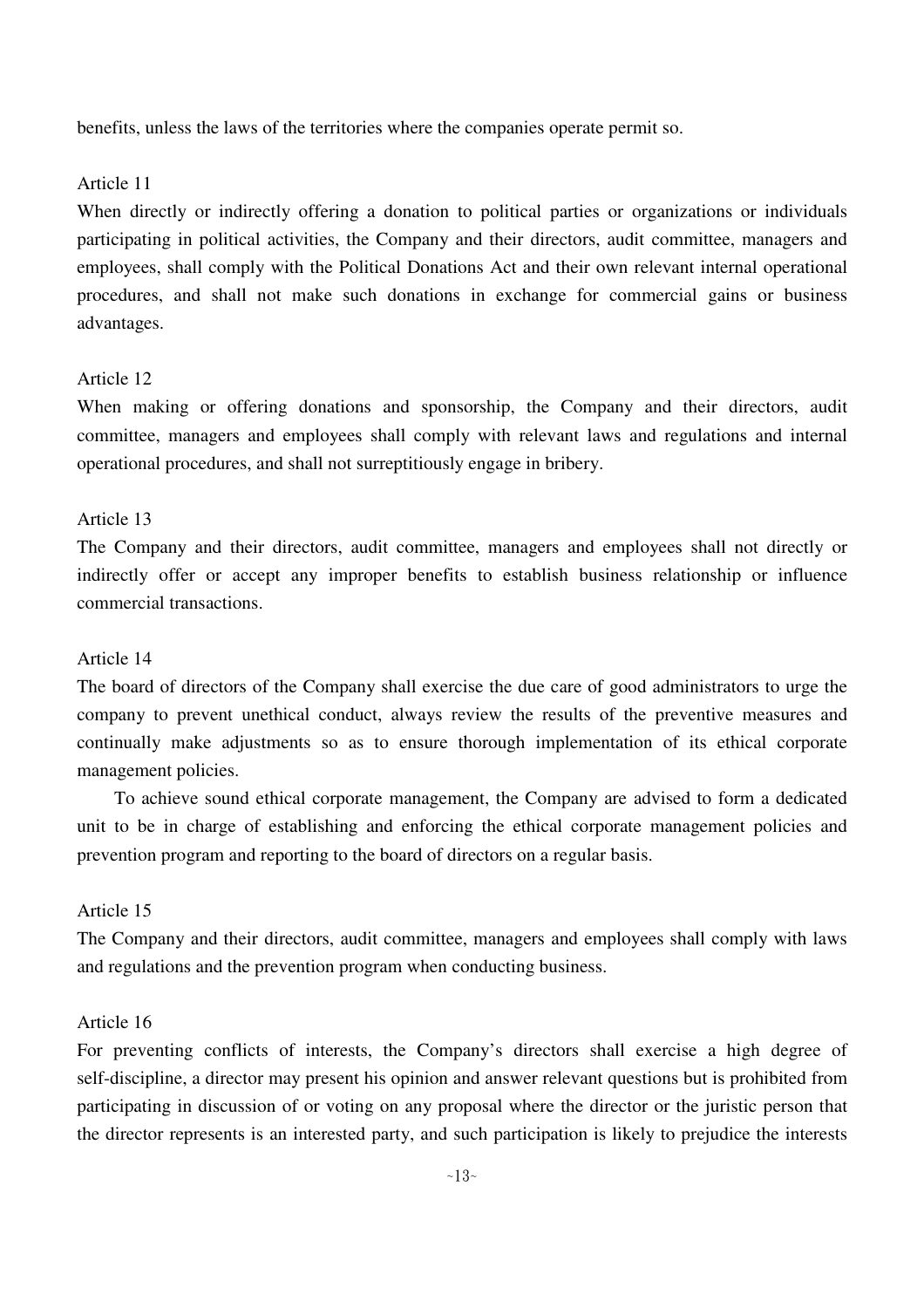benefits, unless the laws of the territories where the companies operate permit so.

Article 11

When directly or indirectly offering a donation to political parties or organizations or individuals participating in political activities, the Company and their directors, audit committee, managers and employees, shall comply with the Political Donations Act and their own relevant internal operational procedures, and shall not make such donations in exchange for commercial gains or business advantages.

Article 12

When making or offering donations and sponsorship, the Company and their directors, audit committee, managers and employees shall comply with relevant laws and regulations and internal operational procedures, and shall not surreptitiously engage in bribery.

Article 13

The Company and their directors, audit committee, managers and employees shall not directly or indirectly offer or accept any improper benefits to establish business relationship or influence commercial transactions.

Article 14

The board of directors of the Company shall exercise the due care of good administrators to urge the company to prevent unethical conduct, always review the results of the preventive measures and continually make adjustments so as to ensure thorough implementation of its ethical corporate management policies.

To achieve sound ethical corporate management, the Company are advised to form a dedicated unit to be in charge of establishing and enforcing the ethical corporate management policies and prevention program and reporting to the board of directors on a regular basis.

Article 15

The Company and their directors, audit committee, managers and employees shall comply with laws and regulations and the prevention program when conducting business.

Article 16

For preventing conflicts of interests, the Company's directors shall exercise a high degree of self-discipline, a director may present his opinion and answer relevant questions but is prohibited from participating in discussion of or voting on any proposal where the director or the juristic person that the director represents is an interested party, and such participation is likely to prejudice the interests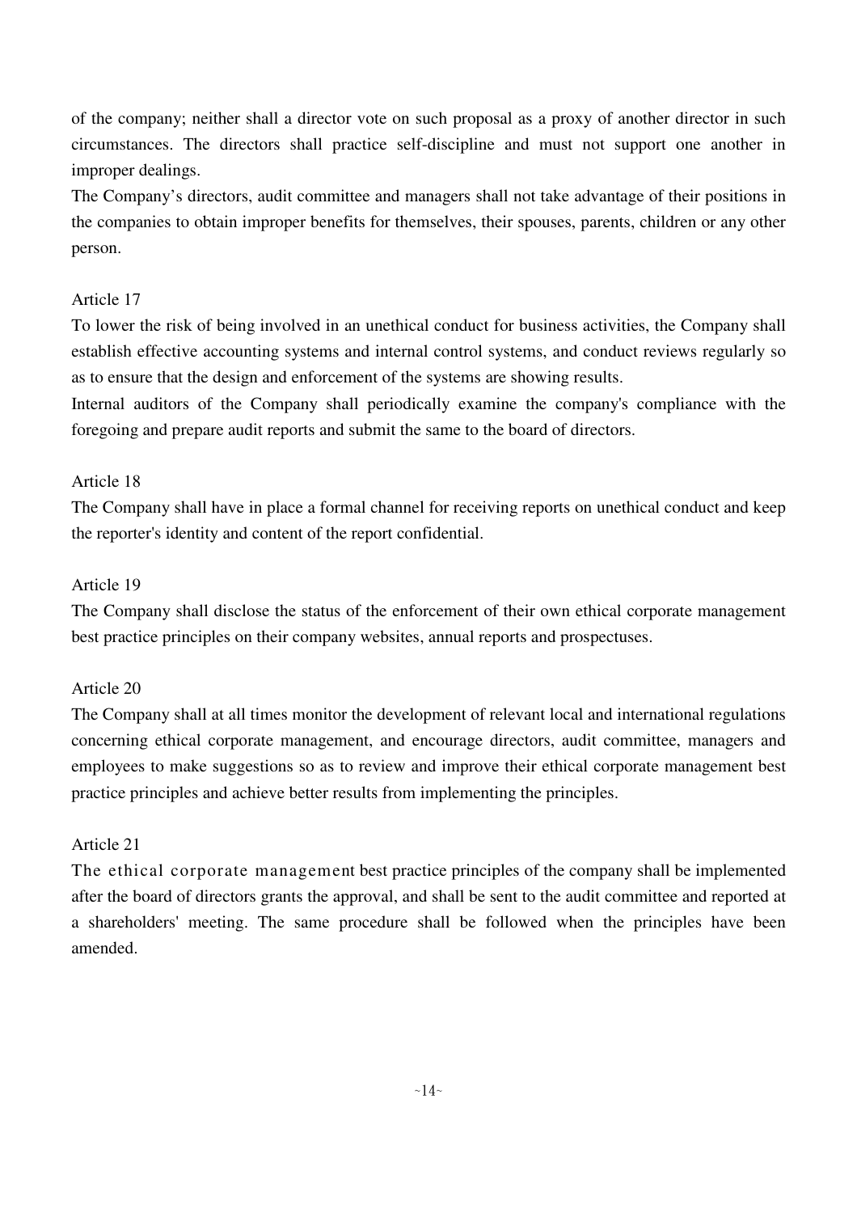of the company; neither shall a director vote on such proposal as a proxy of another director in such circumstances. The directors shall practice self-discipline and must not support one another in improper dealings.

The Company's directors, audit committee and managers shall not take advantage of their positions in the companies to obtain improper benefits for themselves, their spouses, parents, children or any other person.

Article 17

To lower the risk of being involved in an unethical conduct for business activities, the Company shall establish effective accounting systems and internal control systems, and conduct reviews regularly so as to ensure that the design and enforcement of the systems are showing results.

Internal auditors of the Company shall periodically examine the company's compliance with the foregoing and prepare audit reports and submit the same to the board of directors.

Article 18

The Company shall have in place a formal channel for receiving reports on unethical conduct and keep the reporter's identity and content of the report confidential.

Article 19

The Company shall disclose the status of the enforcement of their own ethical corporate management best practice principles on their company websites, annual reports and prospectuses.

Article 20

The Company shall at all times monitor the development of relevant local and international regulations concerning ethical corporate management, and encourage directors, audit committee, managers and employees to make suggestions so as to review and improve their ethical corporate management best practice principles and achieve better results from implementing the principles.

Article 21

The ethical corporate management best practice principles of the company shall be implemented after the board of directors grants the approval, and shall be sent to the audit committee and reported at a shareholders' meeting. The same procedure shall be followed when the principles have been amended.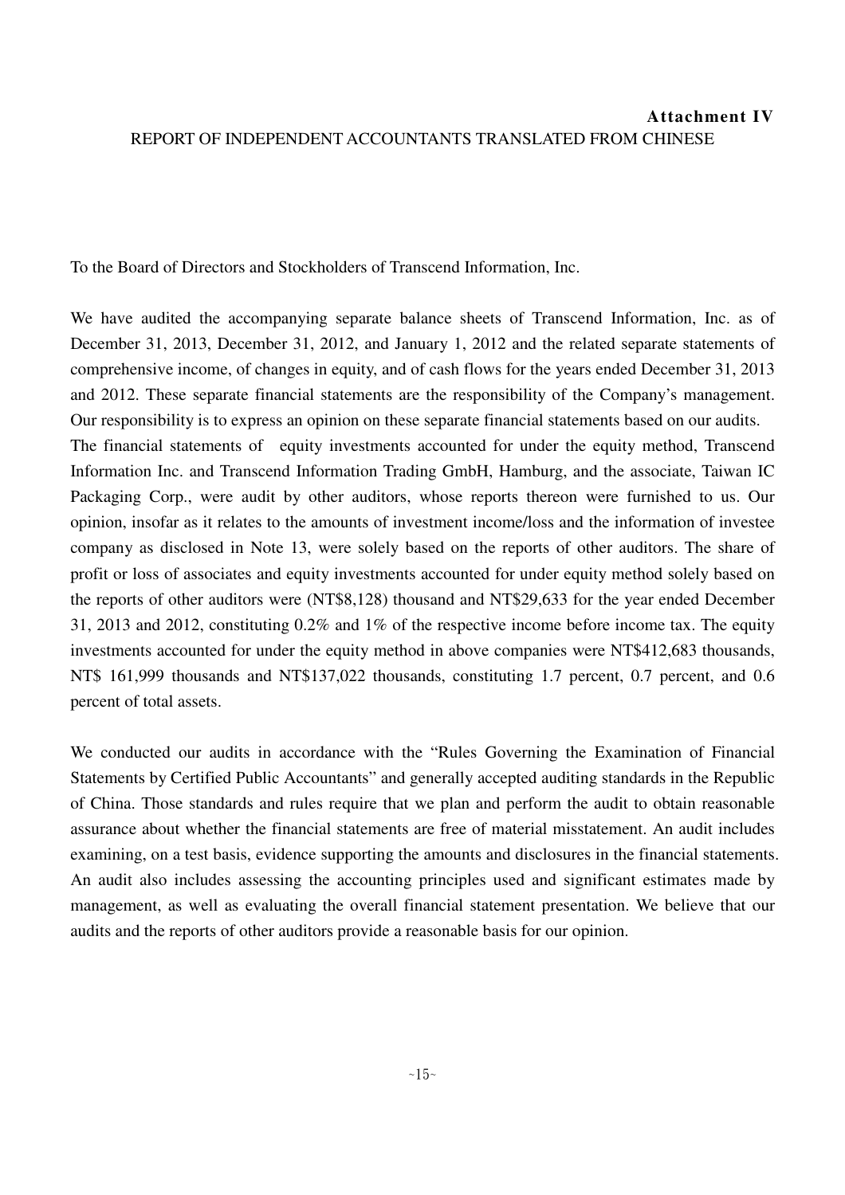**Attachment IV**

REPORT OF INDEPENDENT ACCOUNTANTS TRANSLATED FROM CHINESE

To the Board of Directors and Stockholders of Transcend Information, Inc.

We have audited the accompanying separate balance sheets of Transcend Information, Inc. as of December 31, 2013, December 31, 2012, and January 1, 2012 and the related separate statements of comprehensive income, of changes in equity, and of cash flows for the years ended December 31, 2013 and 2012. These separate financial statements are the responsibility of the Company's management. Our responsibility is to express an opinion on these separate financial statements based on our audits. The financial statements of equity investments accounted for under the equity method, Transcend Information Inc. and Transcend Information Trading GmbH, Hamburg, and the associate, Taiwan IC Packaging Corp., were audit by other auditors, whose reports thereon were furnished to us. Our opinion, insofar as it relates to the amounts of investment income/loss and the information of investee company as disclosed in Note 13, were solely based on the reports of other auditors. The share of profit or loss of associates and equity investments accounted for under equity method solely based on the reports of other auditors were (NT$8,128) thousand and NT$29,633 for the year ended December 31, 2013 and 2012, constituting 0.2% and 1% of the respective income before income tax. The equity investments accounted for under the equity method in above companies were NT$412,683 thousands, NT$ 161,999 thousands and NT$137,022 thousands, constituting 1.7 percent, 0.7 percent, and 0.6 percent of total assets.

We conducted our audits in accordance with the "Rules Governing the Examination of Financial Statements by Certified Public Accountants" and generally accepted auditing standards in the Republic of China. Those standards and rules require that we plan and perform the audit to obtain reasonable assurance about whether the financial statements are free of material misstatement. An audit includes examining, on a test basis, evidence supporting the amounts and disclosures in the financial statements. An audit also includes assessing the accounting principles used and significant estimates made by management, as well as evaluating the overall financial statement presentation. We believe that our audits and the reports of other auditors provide a reasonable basis for our opinion.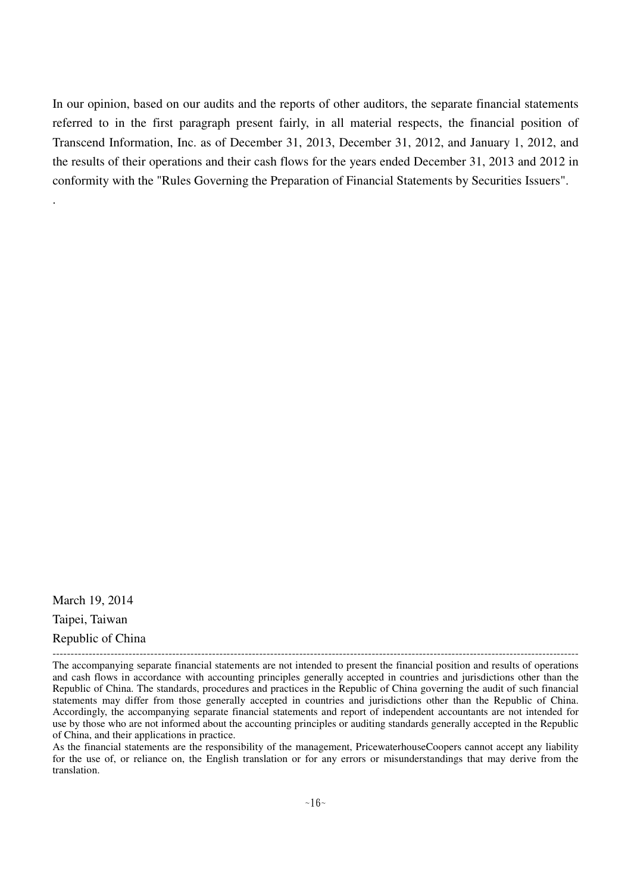In our opinion, based on our audits and the reports of other auditors, the separate financial statements referred to in the first paragraph present fairly, in all material respects, the financial position of Transcend Information, Inc. as of December 31, 2013, December 31, 2012, and January 1, 2012, and the results of their operations and their cash flows for the years ended December 31, 2013 and 2012 in conformity with the "Rules Governing the Preparation of Financial Statements by Securities Issuers".

.

March 19, 2014

Taipei, Taiwan

Republic of China

---

The accompanying separate financial statements are not intended to present the financial position and results of operations and cash flows in accordance with accounting principles generally accepted in countries and jurisdictions other than the Republic of China. The standards, procedures and practices in the Republic of China governing the audit of such financial statements may differ from those generally accepted in countries and jurisdictions other than the Republic of China. Accordingly, the accompanying separate financial statements and report of independent accountants are not intended for use by those who are not informed about the accounting principles or auditing standards generally accepted in the Republic of China, and their applications in practice.

As the financial statements are the responsibility of the management, PricewaterhouseCoopers cannot accept any liability for the use of, or reliance on, the English translation or for any errors or misunderstandings that may derive from the translation.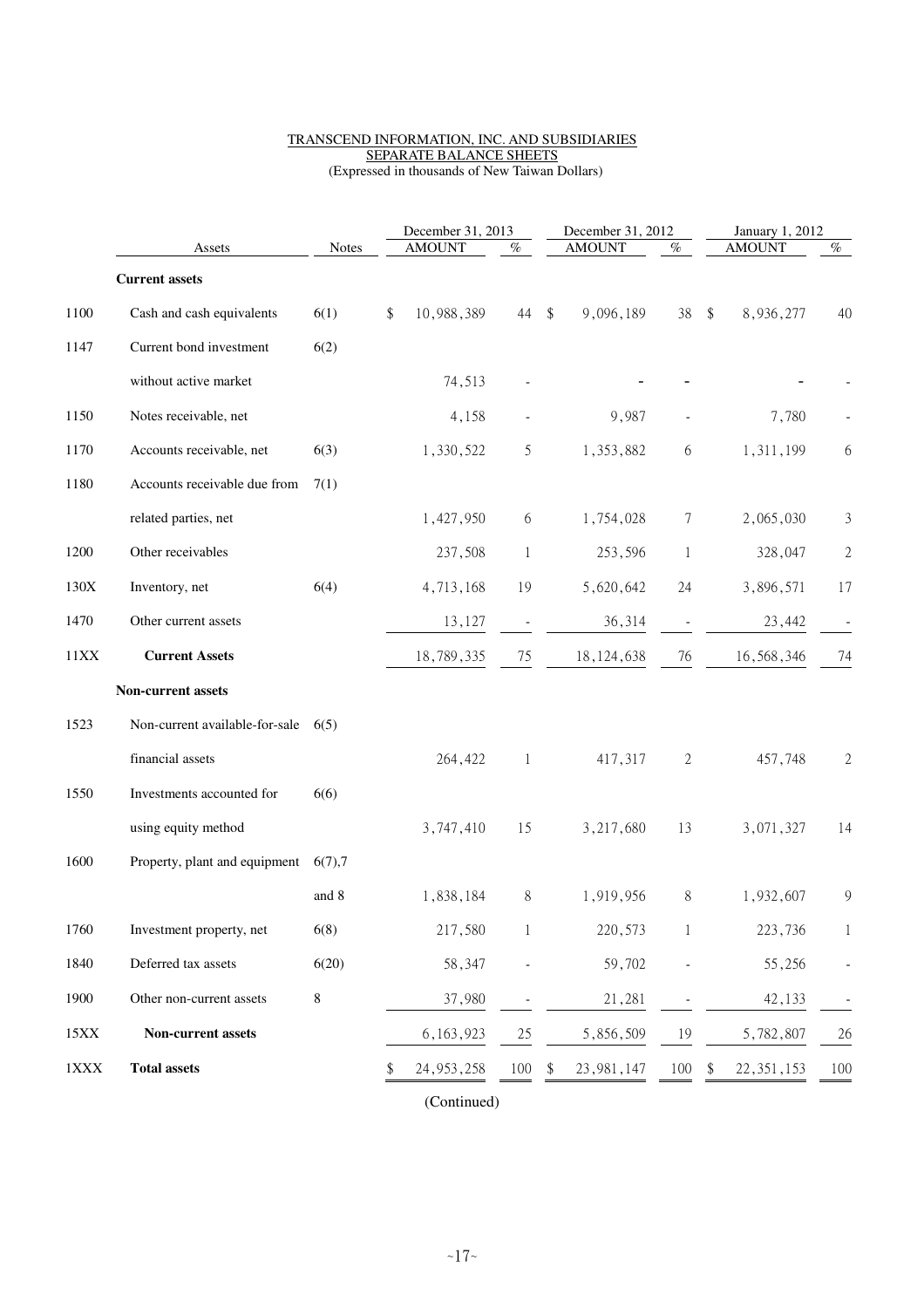TRANSCEND INFORMATION, INC. AND SUBSIDIARIES
SEPARATE BALANCE SHEETS
(Expressed in thousands of New Taiwan Dollars)

| | Assets | Notes | December 31, 2013 AMOUNT | % | December 31, 2012 AMOUNT | % | January 1, 2012 AMOUNT | % |
|---|---|---|---|---|---|---|---|---|
| | **Current assets** | | | | | | | |
| 1100 | Cash and cash equivalents | 6(1) | $ 10,988,389 | 44 | $ 9,096,189 | 38 | $ 8,936,277 | 40 |
| 1147 | Current bond investment without active market | 6(2) | 74,513 | - | - | - | - | - |
| 1150 | Notes receivable, net | | 4,158 | - | 9,987 | - | 7,780 | - |
| 1170 | Accounts receivable, net | 6(3) | 1,330,522 | 5 | 1,353,882 | 6 | 1,311,199 | 6 |
| 1180 | Accounts receivable due from related parties, net | 7(1) | 1,427,950 | 6 | 1,754,028 | 7 | 2,065,030 | 3 |
| 1200 | Other receivables | | 237,508 | 1 | 253,596 | 1 | 328,047 | 2 |
| 130X | Inventory, net | 6(4) | 4,713,168 | 19 | 5,620,642 | 24 | 3,896,571 | 17 |
| 1470 | Other current assets | | 13,127 | - | 36,314 | - | 23,442 | - |
| 11XX | **Current Assets** | | 18,789,335 | 75 | 18,124,638 | 76 | 16,568,346 | 74 |
| | **Non-current assets** | | | | | | | |
| 1523 | Non-current available-for-sale financial assets | 6(5) | 264,422 | 1 | 417,317 | 2 | 457,748 | 2 |
| 1550 | Investments accounted for using equity method | 6(6) | 3,747,410 | 15 | 3,217,680 | 13 | 3,071,327 | 14 |
| 1600 | Property, plant and equipment | 6(7),7 and 8 | 1,838,184 | 8 | 1,919,956 | 8 | 1,932,607 | 9 |
| 1760 | Investment property, net | 6(8) | 217,580 | 1 | 220,573 | 1 | 223,736 | 1 |
| 1840 | Deferred tax assets | 6(20) | 58,347 | - | 59,702 | - | 55,256 | - |
| 1900 | Other non-current assets | 8 | 37,980 | - | 21,281 | - | 42,133 | - |
| 15XX | **Non-current assets** | | 6,163,923 | 25 | 5,856,509 | 19 | 5,782,807 | 26 |
| 1XXX | **Total assets** | | $ 24,953,258 | 100 | $ 23,981,147 | 100 | $ 22,351,153 | 100 |

(Continued)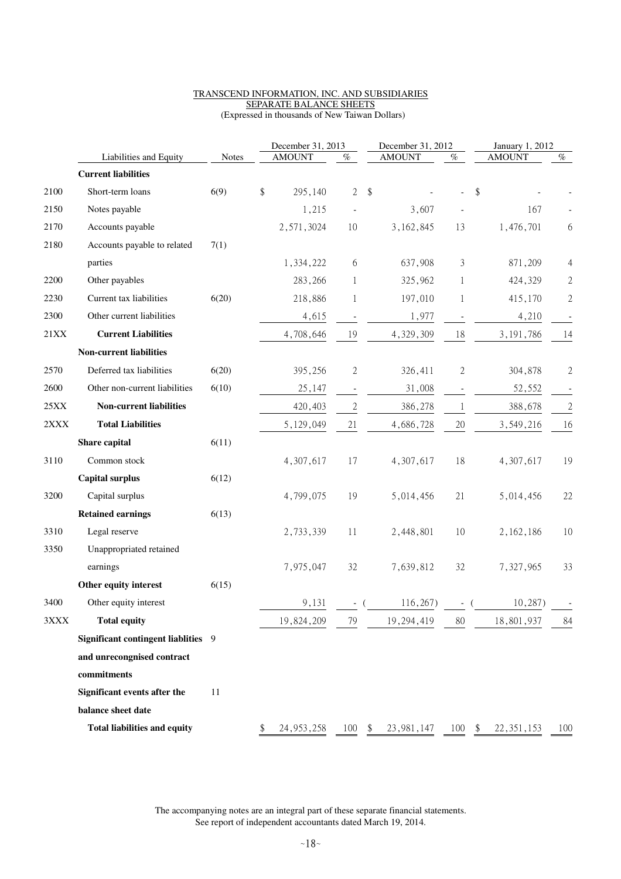TRANSCEND INFORMATION, INC. AND SUBSIDIARIES
SEPARATE BALANCE SHEETS
(Expressed in thousands of New Taiwan Dollars)

| | Liabilities and Equity | Notes | December 31, 2013 AMOUNT | % | December 31, 2012 AMOUNT | % | January 1, 2012 AMOUNT | % |
|---|---|---|---|---|---|---|---|---|
| | **Current liabilities** | | | | | | | |
| 2100 | Short-term loans | 6(9) | $ 295,140 | 2 | $ - | - | $ - | - |
| 2150 | Notes payable | | 1,215 | - | 3,607 | - | 167 | - |
| 2170 | Accounts payable | | 2,571,3024 | 10 | 3,162,845 | 13 | 1,476,701 | 6 |
| 2180 | Accounts payable to related parties | 7(1) | 1,334,222 | 6 | 637,908 | 3 | 871,209 | 4 |
| 2200 | Other payables | | 283,266 | 1 | 325,962 | 1 | 424,329 | 2 |
| 2230 | Current tax liabilities | 6(20) | 218,886 | 1 | 197,010 | 1 | 415,170 | 2 |
| 2300 | Other current liabilities | | 4,615 | - | 1,977 | - | 4,210 | - |
| 21XX | **Current Liabilities** | | 4,708,646 | 19 | 4,329,309 | 18 | 3,191,786 | 14 |
| | **Non-current liabilities** | | | | | | | |
| 2570 | Deferred tax liabilities | 6(20) | 395,256 | 2 | 326,411 | 2 | 304,878 | 2 |
| 2600 | Other non-current liabilities | 6(10) | 25,147 | - | 31,008 | - | 52,552 | - |
| 25XX | **Non-current liabilities** | | 420,403 | 2 | 386,278 | 1 | 388,678 | 2 |
| 2XXX | **Total Liabilities** | | 5,129,049 | 21 | 4,686,728 | 20 | 3,549,216 | 16 |
| | **Share capital** | 6(11) | | | | | | |
| 3110 | Common stock | | 4,307,617 | 17 | 4,307,617 | 18 | 4,307,617 | 19 |
| | **Capital surplus** | 6(12) | | | | | | |
| 3200 | Capital surplus | | 4,799,075 | 19 | 5,014,456 | 21 | 5,014,456 | 22 |
| | **Retained earnings** | 6(13) | | | | | | |
| 3310 | Legal reserve | | 2,733,339 | 11 | 2,448,801 | 10 | 2,162,186 | 10 |
| 3350 | Unappropriated retained earnings | | 7,975,047 | 32 | 7,639,812 | 32 | 7,327,965 | 33 |
| | **Other equity interest** | 6(15) | | | | | | |
| 3400 | Other equity interest | | 9,131 | - | ( 116,267) | - | ( 10,287) | - |
| 3XXX | **Total equity** | | 19,824,209 | 79 | 19,294,419 | 80 | 18,801,937 | 84 |
| | **Significant contingent liablities and unrecongnised contract commitments** | 9 | | | | | | |
| | **Significant events after the balance sheet date** | 11 | | | | | | |
| | **Total liabilities and equity** | | $ 24,953,258 | 100 | $ 23,981,147 | 100 | $ 22,351,153 | 100 |

The accompanying notes are an integral part of these separate financial statements.
See report of independent accountants dated March 19, 2014.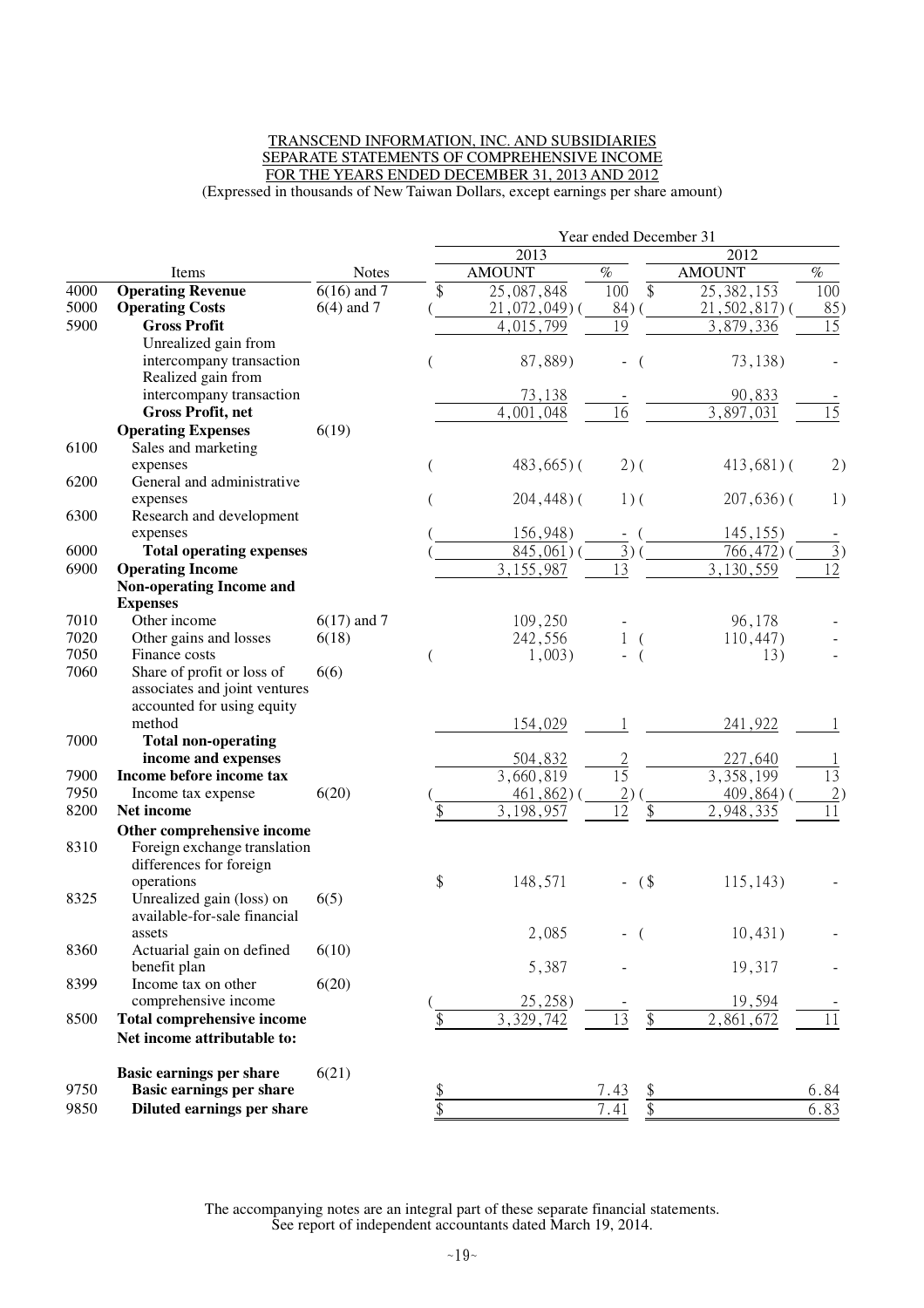TRANSCEND INFORMATION, INC. AND SUBSIDIARIES
SEPARATE STATEMENTS OF COMPREHENSIVE INCOME
FOR THE YEARS ENDED DECEMBER 31, 2013 AND 2012
(Expressed in thousands of New Taiwan Dollars, except earnings per share amount)

| | | | Year ended December 31 | | | |
|---|---|---|---|---|---|---|
| | | | 2013 | | 2012 | |
| | Items | Notes | AMOUNT | % | AMOUNT | % |
| 4000 | **Operating Revenue** | 6(16) and 7 | $ 25,087,848 | 100 | $ 25,382,153 | 100 |
| 5000 | **Operating Costs** | 6(4) and 7 | ( 21,072,049) | ( 84) | ( 21,502,817) | ( 85) |
| 5900 | **Gross Profit** | | 4,015,799 | 19 | 3,879,336 | 15 |
| | Unrealized gain from intercompany transaction | | ( 87,889) | - | ( 73,138) | - |
| | Realized gain from intercompany transaction | | 73,138 | - | 90,833 | - |
| | **Gross Profit, net** | | 4,001,048 | 16 | 3,897,031 | 15 |
| | **Operating Expenses** | 6(19) | | | | |
| 6100 | Sales and marketing expenses | | ( 483,665) | ( 2) | ( 413,681) | ( 2) |
| 6200 | General and administrative expenses | | ( 204,448) | ( 1) | ( 207,636) | ( 1) |
| 6300 | Research and development expenses | | ( 156,948) | - | ( 145,155) | - |
| 6000 | **Total operating expenses** | | ( 845,061) | ( 3) | ( 766,472) | ( 3) |
| 6900 | **Operating Income** | | 3,155,987 | 13 | 3,130,559 | 12 |
| | **Non-operating Income and Expenses** | | | | | |
| 7010 | Other income | 6(17) and 7 | 109,250 | - | 96,178 | - |
| 7020 | Other gains and losses | 6(18) | 242,556 | 1 | ( 110,447) | - |
| 7050 | Finance costs | | ( 1,003) | - | ( 13) | - |
| 7060 | Share of profit or loss of associates and joint ventures accounted for using equity method | 6(6) | 154,029 | 1 | 241,922 | 1 |
| 7000 | **Total non-operating income and expenses** | | 504,832 | 2 | 227,640 | 1 |
| 7900 | **Income before income tax** | | 3,660,819 | 15 | 3,358,199 | 13 |
| 7950 | Income tax expense | 6(20) | ( 461,862) | ( 2) | ( 409,864) | ( 2) |
| 8200 | **Net income** | | $ 3,198,957 | 12 | $ 2,948,335 | 11 |
| | **Other comprehensive income** | | | | | |
| 8310 | Foreign exchange translation differences for foreign operations | | $ 148,571 | - | ($ 115,143) | - |
| 8325 | Unrealized gain (loss) on available-for-sale financial assets | 6(5) | 2,085 | - | ( 10,431) | - |
| 8360 | Actuarial gain on defined benefit plan | 6(10) | 5,387 | - | 19,317 | - |
| 8399 | Income tax on other comprehensive income | 6(20) | ( 25,258) | - | 19,594 | - |
| 8500 | **Total comprehensive income** | | $ 3,329,742 | 13 | $ 2,861,672 | 11 |
| | **Net income attributable to:** | | | | | |
| | **Basic earnings per share** | 6(21) | | | | |
| 9750 | **Basic earnings per share** | | $ | 7.43 | $ | 6.84 |
| 9850 | **Diluted earnings per share** | | $ | 7.41 | $ | 6.83 |

The accompanying notes are an integral part of these separate financial statements.
See report of independent accountants dated March 19, 2014.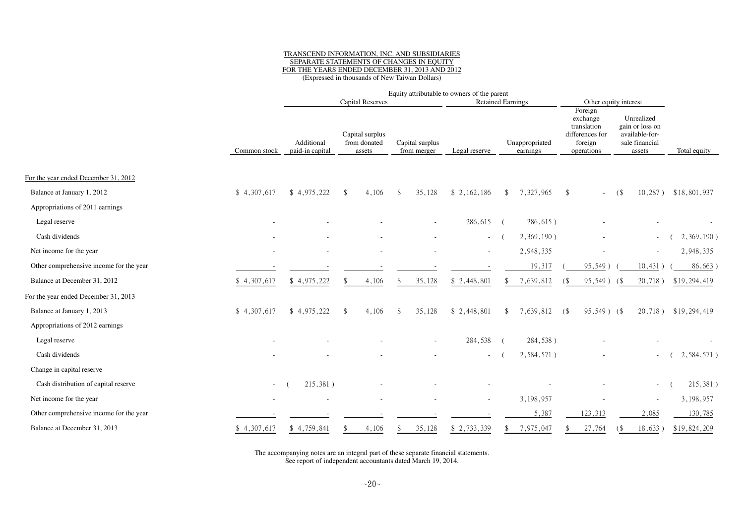TRANSCEND INFORMATION, INC. AND SUBSIDIARIES
SEPARATE STATEMENTS OF CHANGES IN EQUITY
FOR THE YEARS ENDED DECEMBER 31, 2013 AND 2012
(Expressed in thousands of New Taiwan Dollars)

| | Equity attributable to owners of the parent | | | | | | | | |
|---|---|---|---|---|---|---|---|---|---|
| | | Capital Reserves | | | Retained Earnings | | Other equity interest | | |
| | Common stock | Additional paid-in capital | Capital surplus from donated assets | Capital surplus from merger | Legal reserve | Unappropriated earnings | Foreign exchange translation differences for foreign operations | Unrealized gain or loss on available-for-sale financial assets | Total equity |
| For the year ended December 31, 2012 | | | | | | | | | |
| Balance at January 1, 2012 | $ 4,307,617 | $ 4,975,222 | $ 4,106 | $ 35,128 | $ 2,162,186 | $ 7,327,965 | $ - | ($ 10,287 ) | $18,801,937 |
| Appropriations of 2011 earnings | | | | | | | | | |
| Legal reserve | - | - | - | - | 286,615 | ( 286,615 ) | - | - | - |
| Cash dividends | - | - | - | - | - | ( 2,369,190 ) | - | - | ( 2,369,190 ) |
| Net income for the year | - | - | - | - | - | 2,948,335 | - | - | 2,948,335 |
| Other comprehensive income for the year | - | - | - | - | - | 19,317 | ( 95,549 ) | ( 10,431 ) | ( 86,663 ) |
| Balance at December 31, 2012 | $ 4,307,617 | $ 4,975,222 | $ 4,106 | $ 35,128 | $ 2,448,801 | $ 7,639,812 | ($ 95,549 ) | ($ 20,718 ) | $19,294,419 |
| For the year ended December 31, 2013 | | | | | | | | | |
| Balance at January 1, 2013 | $ 4,307,617 | $ 4,975,222 | $ 4,106 | $ 35,128 | $ 2,448,801 | $ 7,639,812 | ($ 95,549 ) | ($ 20,718 ) | $19,294,419 |
| Appropriations of 2012 earnings | | | | | | | | | |
| Legal reserve | - | - | - | - | 284,538 | ( 284,538 ) | - | - | - |
| Cash dividends | - | - | - | - | - | ( 2,584,571 ) | - | - | ( 2,584,571 ) |
| Change in capital reserve | | | | | | | | | |
| Cash distribution of capital reserve | - | ( 215,381 ) | - | - | - | - | - | - | ( 215,381 ) |
| Net income for the year | - | - | - | - | - | 3,198,957 | - | - | 3,198,957 |
| Other comprehensive income for the year | - | - | - | - | - | 5,387 | 123,313 | 2,085 | 130,785 |
| Balance at December 31, 2013 | $ 4,307,617 | $ 4,759,841 | $ 4,106 | $ 35,128 | $ 2,733,339 | $ 7,975,047 | $ 27,764 | ($ 18,633 ) | $19,824,209 |

The accompanying notes are an integral part of these separate financial statements.
See report of independent accountants dated March 19, 2014.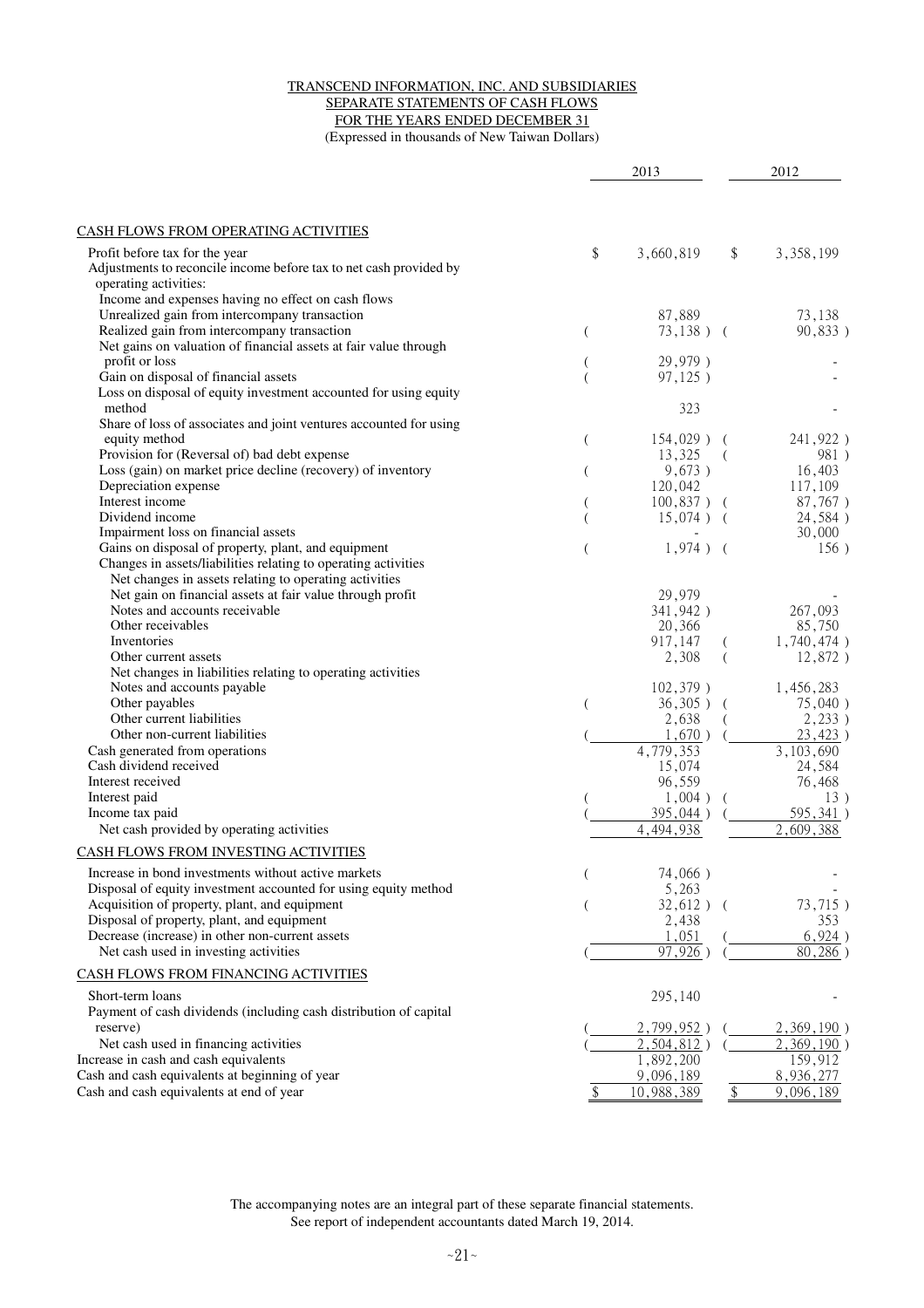TRANSCEND INFORMATION, INC. AND SUBSIDIARIES
SEPARATE STATEMENTS OF CASH FLOWS
FOR THE YEARS ENDED DECEMBER 31
(Expressed in thousands of New Taiwan Dollars)

| | 2013 | 2012 |
|---|---|---|
| **CASH FLOWS FROM OPERATING ACTIVITIES** | | |
| Profit before tax for the year | $ 3,660,819 | $ 3,358,199 |
| Adjustments to reconcile income before tax to net cash provided by operating activities: | | |
| Income and expenses having no effect on cash flows | | |
| Unrealized gain from intercompany transaction | 87,889 | 73,138 |
| Realized gain from intercompany transaction | ( 73,138 ) | ( 90,833 ) |
| Net gains on valuation of financial assets at fair value through profit or loss | ( 29,979 ) | - |
| Gain on disposal of financial assets | ( 97,125 ) | - |
| Loss on disposal of equity investment accounted for using equity method | 323 | - |
| Share of loss of associates and joint ventures accounted for using equity method | ( 154,029 ) | ( 241,922 ) |
| Provision for (Reversal of) bad debt expense | 13,325 | ( 981 ) |
| Loss (gain) on market price decline (recovery) of inventory | ( 9,673 ) | 16,403 |
| Depreciation expense | 120,042 | 117,109 |
| Interest income | ( 100,837 ) | ( 87,767 ) |
| Dividend income | ( 15,074 ) | ( 24,584 ) |
| Impairment loss on financial assets | - | 30,000 |
| Gains on disposal of property, plant, and equipment | ( 1,974 ) | ( 156 ) |
| Changes in assets/liabilities relating to operating activities | | |
| Net changes in assets relating to operating activities | | |
| Net gain on financial assets at fair value through profit | 29,979 | - |
| Notes and accounts receivable | 341,942 ) | 267,093 |
| Other receivables | 20,366 | 85,750 |
| Inventories | 917,147 | ( 1,740,474 ) |
| Other current assets | 2,308 | ( 12,872 ) |
| Net changes in liabilities relating to operating activities | | |
| Notes and accounts payable | 102,379 ) | 1,456,283 |
| Other payables | ( 36,305 ) | ( 75,040 ) |
| Other current liabilities | 2,638 | ( 2,233 ) |
| Other non-current liabilities | ( 1,670 ) | ( 23,423 ) |
| Cash generated from operations | 4,779,353 | 3,103,690 |
| Cash dividend received | 15,074 | 24,584 |
| Interest received | 96,559 | 76,468 |
| Interest paid | ( 1,004 ) | ( 13 ) |
| Income tax paid | ( 395,044 ) | ( 595,341 ) |
| Net cash provided by operating activities | 4,494,938 | 2,609,388 |
| **CASH FLOWS FROM INVESTING ACTIVITIES** | | |
| Increase in bond investments without active markets | ( 74,066 ) | - |
| Disposal of equity investment accounted for using equity method | 5,263 | - |
| Acquisition of property, plant, and equipment | ( 32,612 ) | ( 73,715 ) |
| Disposal of property, plant, and equipment | 2,438 | 353 |
| Decrease (increase) in other non-current assets | 1,051 | ( 6,924 ) |
| Net cash used in investing activities | ( 97,926 ) | ( 80,286 ) |
| **CASH FLOWS FROM FINANCING ACTIVITIES** | | |
| Short-term loans | 295,140 | - |
| Payment of cash dividends (including cash distribution of capital reserve) | ( 2,799,952 ) | ( 2,369,190 ) |
| Net cash used in financing activities | ( 2,504,812 ) | ( 2,369,190 ) |
| Increase in cash and cash equivalents | 1,892,200 | 159,912 |
| Cash and cash equivalents at beginning of year | 9,096,189 | 8,936,277 |
| Cash and cash equivalents at end of year | $ 10,988,389 | $ 9,096,189 |

The accompanying notes are an integral part of these separate financial statements.
See report of independent accountants dated March 19, 2014.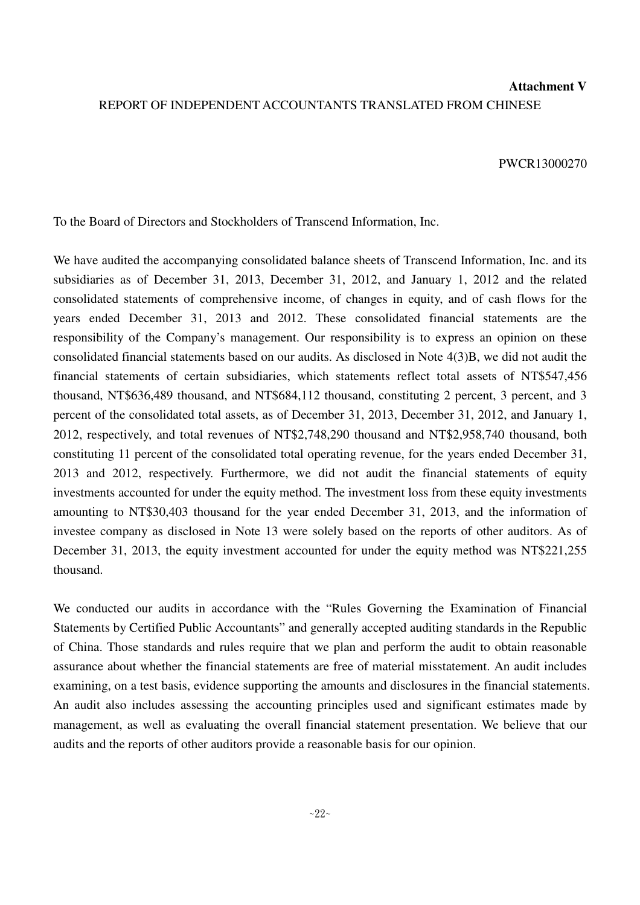**Attachment V**

REPORT OF INDEPENDENT ACCOUNTANTS TRANSLATED FROM CHINESE

PWCR13000270

To the Board of Directors and Stockholders of Transcend Information, Inc.

We have audited the accompanying consolidated balance sheets of Transcend Information, Inc. and its subsidiaries as of December 31, 2013, December 31, 2012, and January 1, 2012 and the related consolidated statements of comprehensive income, of changes in equity, and of cash flows for the years ended December 31, 2013 and 2012. These consolidated financial statements are the responsibility of the Company's management. Our responsibility is to express an opinion on these consolidated financial statements based on our audits. As disclosed in Note 4(3)B, we did not audit the financial statements of certain subsidiaries, which statements reflect total assets of NT$547,456 thousand, NT$636,489 thousand, and NT$684,112 thousand, constituting 2 percent, 3 percent, and 3 percent of the consolidated total assets, as of December 31, 2013, December 31, 2012, and January 1, 2012, respectively, and total revenues of NT$2,748,290 thousand and NT$2,958,740 thousand, both constituting 11 percent of the consolidated total operating revenue, for the years ended December 31, 2013 and 2012, respectively. Furthermore, we did not audit the financial statements of equity investments accounted for under the equity method. The investment loss from these equity investments amounting to NT$30,403 thousand for the year ended December 31, 2013, and the information of investee company as disclosed in Note 13 were solely based on the reports of other auditors. As of December 31, 2013, the equity investment accounted for under the equity method was NT$221,255 thousand.

We conducted our audits in accordance with the "Rules Governing the Examination of Financial Statements by Certified Public Accountants" and generally accepted auditing standards in the Republic of China. Those standards and rules require that we plan and perform the audit to obtain reasonable assurance about whether the financial statements are free of material misstatement. An audit includes examining, on a test basis, evidence supporting the amounts and disclosures in the financial statements. An audit also includes assessing the accounting principles used and significant estimates made by management, as well as evaluating the overall financial statement presentation. We believe that our audits and the reports of other auditors provide a reasonable basis for our opinion.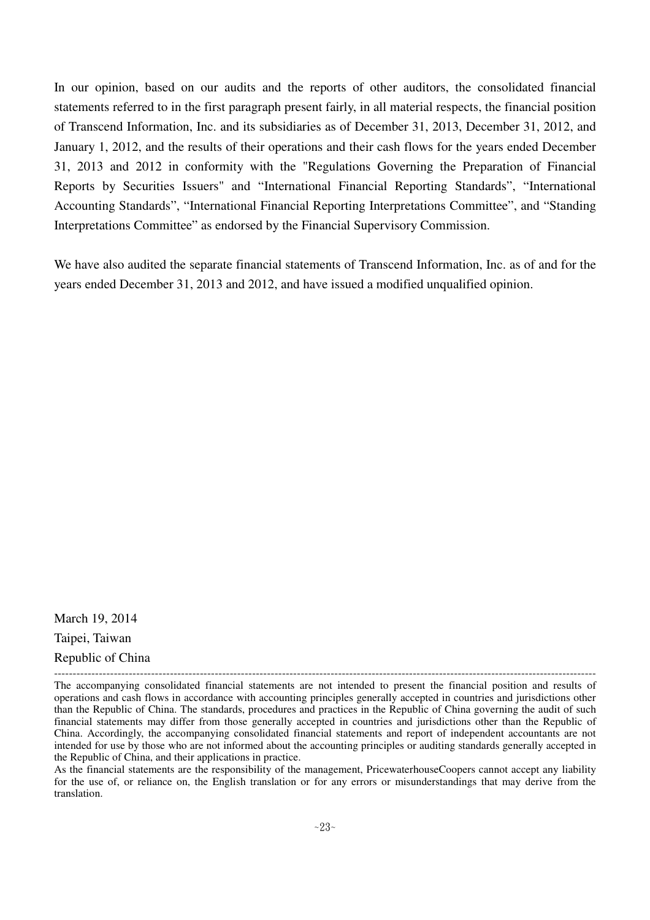In our opinion, based on our audits and the reports of other auditors, the consolidated financial statements referred to in the first paragraph present fairly, in all material respects, the financial position of Transcend Information, Inc. and its subsidiaries as of December 31, 2013, December 31, 2012, and January 1, 2012, and the results of their operations and their cash flows for the years ended December 31, 2013 and 2012 in conformity with the "Regulations Governing the Preparation of Financial Reports by Securities Issuers" and "International Financial Reporting Standards", "International Accounting Standards", "International Financial Reporting Interpretations Committee", and "Standing Interpretations Committee" as endorsed by the Financial Supervisory Commission.

We have also audited the separate financial statements of Transcend Information, Inc. as of and for the years ended December 31, 2013 and 2012, and have issued a modified unqualified opinion.

March 19, 2014

Taipei, Taiwan

Republic of China

---

The accompanying consolidated financial statements are not intended to present the financial position and results of operations and cash flows in accordance with accounting principles generally accepted in countries and jurisdictions other than the Republic of China. The standards, procedures and practices in the Republic of China governing the audit of such financial statements may differ from those generally accepted in countries and jurisdictions other than the Republic of China. Accordingly, the accompanying consolidated financial statements and report of independent accountants are not intended for use by those who are not informed about the accounting principles or auditing standards generally accepted in the Republic of China, and their applications in practice.

As the financial statements are the responsibility of the management, PricewaterhouseCoopers cannot accept any liability for the use of, or reliance on, the English translation or for any errors or misunderstandings that may derive from the translation.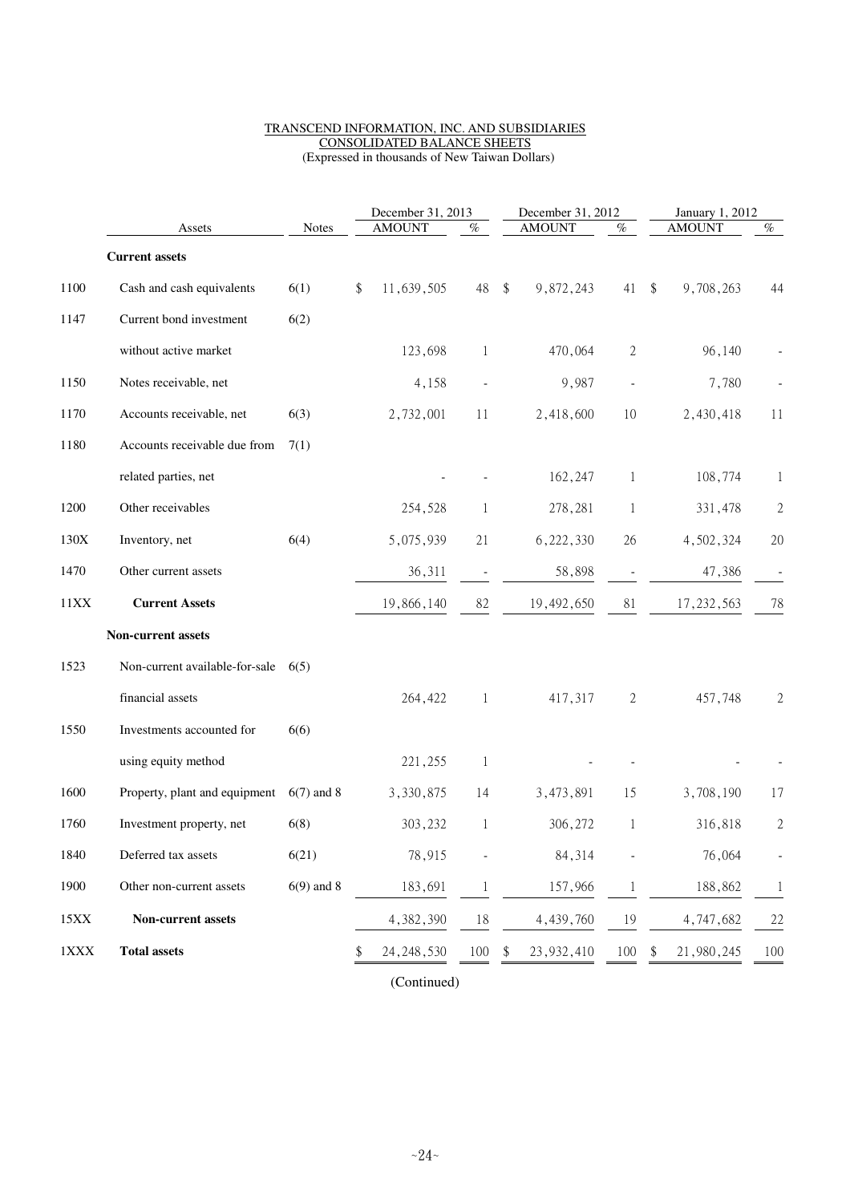TRANSCEND INFORMATION, INC. AND SUBSIDIARIES
CONSOLIDATED BALANCE SHEETS
(Expressed in thousands of New Taiwan Dollars)

| | Assets | Notes | December 31, 2013 AMOUNT | % | December 31, 2012 AMOUNT | % | January 1, 2012 AMOUNT | % |
|---|---|---|---|---|---|---|---|---|
| | **Current assets** | | | | | | | |
| 1100 | Cash and cash equivalents | 6(1) | $ 11,639,505 | 48 | $ 9,872,243 | 41 | $ 9,708,263 | 44 |
| 1147 | Current bond investment without active market | 6(2) | 123,698 | 1 | 470,064 | 2 | 96,140 | - |
| 1150 | Notes receivable, net | | 4,158 | - | 9,987 | - | 7,780 | - |
| 1170 | Accounts receivable, net | 6(3) | 2,732,001 | 11 | 2,418,600 | 10 | 2,430,418 | 11 |
| 1180 | Accounts receivable due from related parties, net | 7(1) | - | - | 162,247 | 1 | 108,774 | 1 |
| 1200 | Other receivables | | 254,528 | 1 | 278,281 | 1 | 331,478 | 2 |
| 130X | Inventory, net | 6(4) | 5,075,939 | 21 | 6,222,330 | 26 | 4,502,324 | 20 |
| 1470 | Other current assets | | 36,311 | - | 58,898 | - | 47,386 | - |
| 11XX | **Current Assets** | | 19,866,140 | 82 | 19,492,650 | 81 | 17,232,563 | 78 |
| | **Non-current assets** | | | | | | | |
| 1523 | Non-current available-for-sale financial assets | 6(5) | 264,422 | 1 | 417,317 | 2 | 457,748 | 2 |
| 1550 | Investments accounted for using equity method | 6(6) | 221,255 | 1 | - | - | - | - |
| 1600 | Property, plant and equipment | 6(7) and 8 | 3,330,875 | 14 | 3,473,891 | 15 | 3,708,190 | 17 |
| 1760 | Investment property, net | 6(8) | 303,232 | 1 | 306,272 | 1 | 316,818 | 2 |
| 1840 | Deferred tax assets | 6(21) | 78,915 | - | 84,314 | - | 76,064 | - |
| 1900 | Other non-current assets | 6(9) and 8 | 183,691 | 1 | 157,966 | 1 | 188,862 | 1 |
| 15XX | **Non-current assets** | | 4,382,390 | 18 | 4,439,760 | 19 | 4,747,682 | 22 |
| 1XXX | **Total assets** | | $ 24,248,530 | 100 | $ 23,932,410 | 100 | $ 21,980,245 | 100 |

(Continued)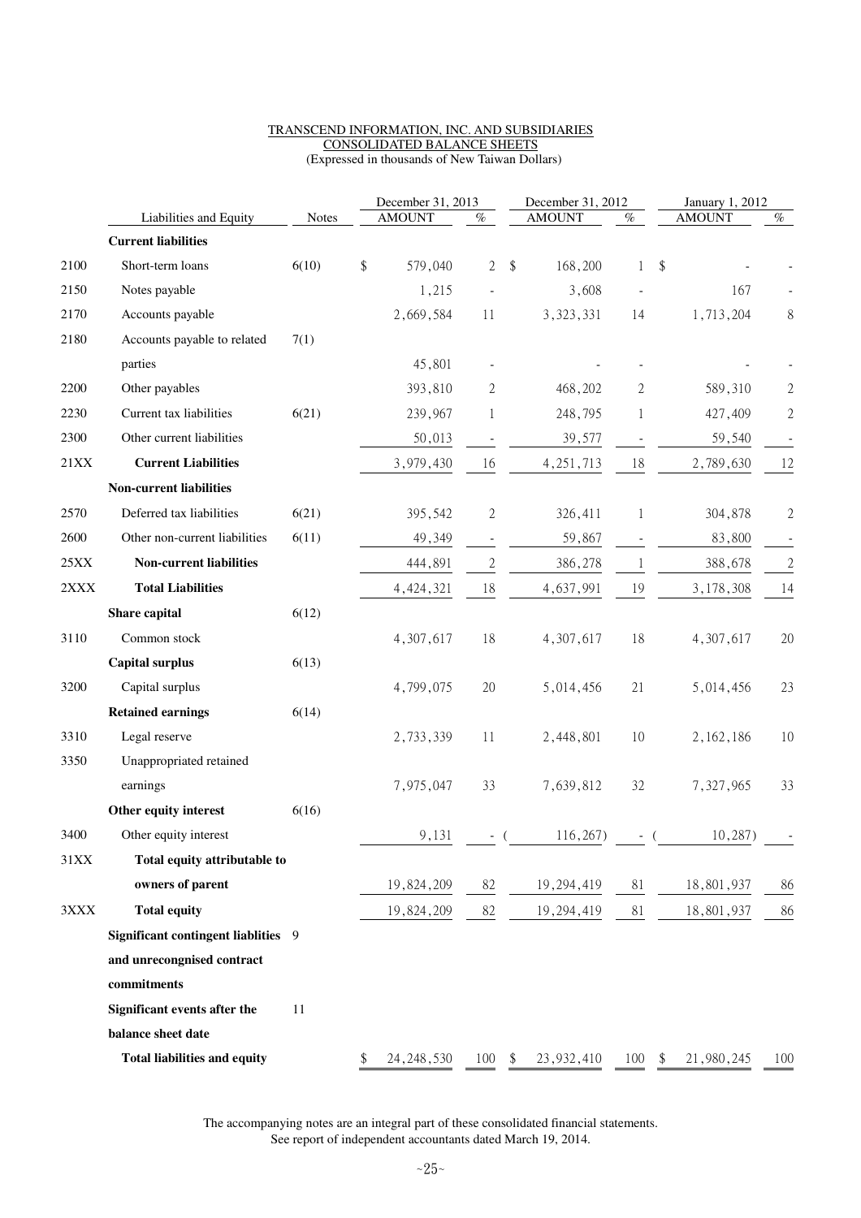TRANSCEND INFORMATION, INC. AND SUBSIDIARIES
CONSOLIDATED BALANCE SHEETS
(Expressed in thousands of New Taiwan Dollars)

| | Liabilities and Equity | Notes | December 31, 2013 AMOUNT | % | December 31, 2012 AMOUNT | % | January 1, 2012 AMOUNT | % |
|---|---|---|---|---|---|---|---|---|
| | **Current liabilities** | | | | | | | |
| 2100 | Short-term loans | 6(10) | $ 579,040 | 2 | $ 168,200 | 1 | $ - | - |
| 2150 | Notes payable | | 1,215 | - | 3,608 | - | 167 | - |
| 2170 | Accounts payable | | 2,669,584 | 11 | 3,323,331 | 14 | 1,713,204 | 8 |
| 2180 | Accounts payable to related parties | 7(1) | 45,801 | - | - | - | - | - |
| 2200 | Other payables | | 393,810 | 2 | 468,202 | 2 | 589,310 | 2 |
| 2230 | Current tax liabilities | 6(21) | 239,967 | 1 | 248,795 | 1 | 427,409 | 2 |
| 2300 | Other current liabilities | | 50,013 | - | 39,577 | - | 59,540 | - |
| 21XX | **Current Liabilities** | | 3,979,430 | 16 | 4,251,713 | 18 | 2,789,630 | 12 |
| | **Non-current liabilities** | | | | | | | |
| 2570 | Deferred tax liabilities | 6(21) | 395,542 | 2 | 326,411 | 1 | 304,878 | 2 |
| 2600 | Other non-current liabilities | 6(11) | 49,349 | - | 59,867 | - | 83,800 | - |
| 25XX | **Non-current liabilities** | | 444,891 | 2 | 386,278 | 1 | 388,678 | 2 |
| 2XXX | **Total Liabilities** | | 4,424,321 | 18 | 4,637,991 | 19 | 3,178,308 | 14 |
| | **Share capital** | 6(12) | | | | | | |
| 3110 | Common stock | | 4,307,617 | 18 | 4,307,617 | 18 | 4,307,617 | 20 |
| | **Capital surplus** | 6(13) | | | | | | |
| 3200 | Capital surplus | | 4,799,075 | 20 | 5,014,456 | 21 | 5,014,456 | 23 |
| | **Retained earnings** | 6(14) | | | | | | |
| 3310 | Legal reserve | | 2,733,339 | 11 | 2,448,801 | 10 | 2,162,186 | 10 |
| 3350 | Unappropriated retained earnings | | 7,975,047 | 33 | 7,639,812 | 32 | 7,327,965 | 33 |
| | **Other equity interest** | 6(16) | | | | | | |
| 3400 | Other equity interest | | 9,131 | - | ( 116,267) | - | ( 10,287) | - |
| 31XX | **Total equity attributable to owners of parent** | | 19,824,209 | 82 | 19,294,419 | 81 | 18,801,937 | 86 |
| 3XXX | **Total equity** | | 19,824,209 | 82 | 19,294,419 | 81 | 18,801,937 | 86 |
| | **Significant contingent liablities and unrecongnised contract commitments** | 9 | | | | | | |
| | **Significant events after the balance sheet date** | 11 | | | | | | |
| | **Total liabilities and equity** | | $ 24,248,530 | 100 | $ 23,932,410 | 100 | $ 21,980,245 | 100 |

The accompanying notes are an integral part of these consolidated financial statements.
See report of independent accountants dated March 19, 2014.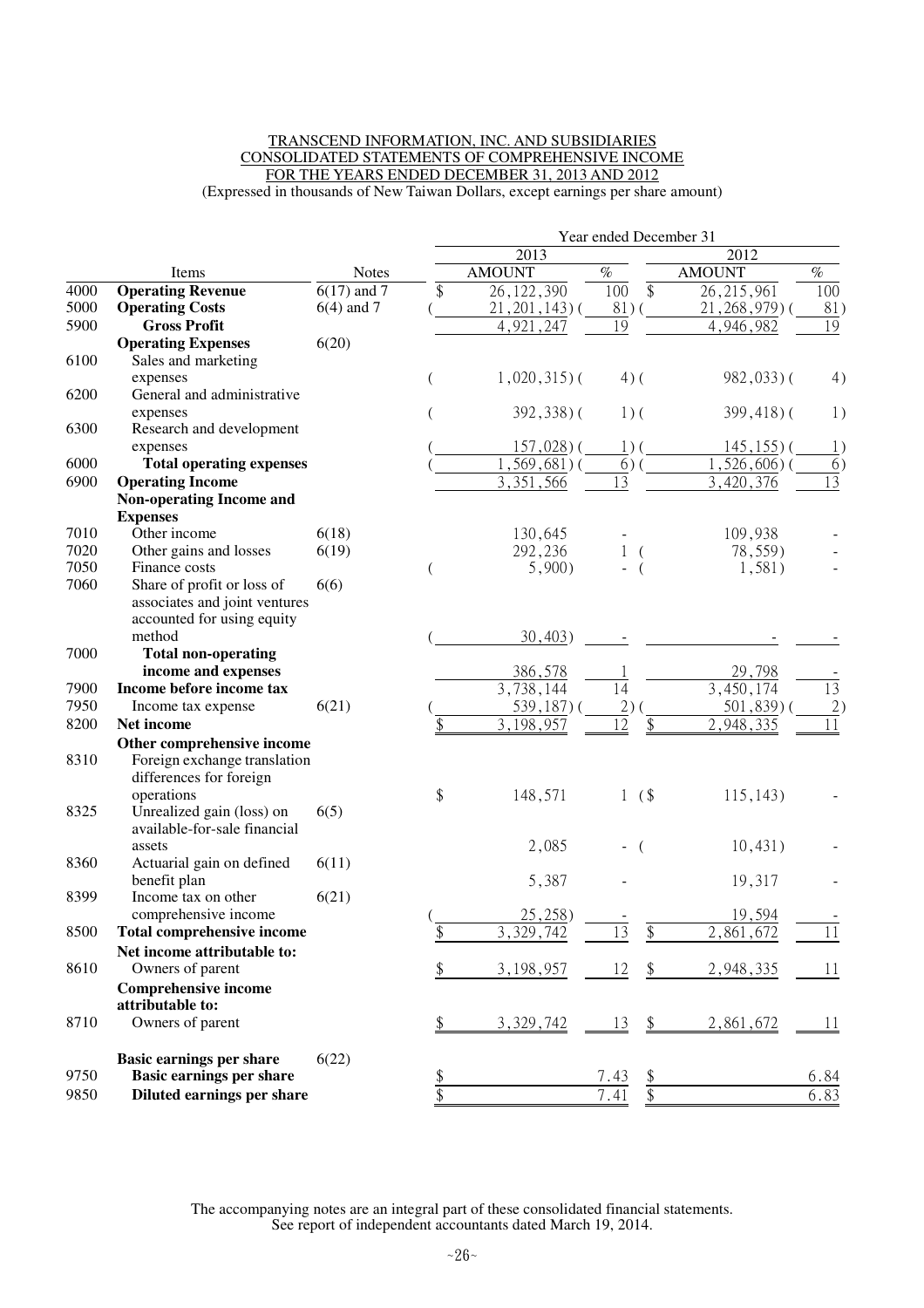TRANSCEND INFORMATION, INC. AND SUBSIDIARIES
CONSOLIDATED STATEMENTS OF COMPREHENSIVE INCOME
FOR THE YEARS ENDED DECEMBER 31, 2013 AND 2012
(Expressed in thousands of New Taiwan Dollars, except earnings per share amount)

| | Items | Notes | 2013 AMOUNT | 2013 % | 2012 AMOUNT | 2012 % |
|---|---|---|---|---|---|---|
| | | | Year ended December 31 | | | |
| 4000 | **Operating Revenue** | 6(17) and 7 | $ 26,122,390 | 100 | $ 26,215,961 | 100 |
| 5000 | **Operating Costs** | 6(4) and 7 | ( 21,201,143) | ( 81) | ( 21,268,979) | ( 81) |
| 5900 | **Gross Profit** | | 4,921,247 | 19 | 4,946,982 | 19 |
| | **Operating Expenses** | 6(20) | | | | |
| 6100 | Sales and marketing expenses | | ( 1,020,315) | ( 4) | ( 982,033) | ( 4) |
| 6200 | General and administrative expenses | | ( 392,338) | ( 1) | ( 399,418) | ( 1) |
| 6300 | Research and development expenses | | ( 157,028) | ( 1) | ( 145,155) | ( 1) |
| 6000 | **Total operating expenses** | | ( 1,569,681) | ( 6) | ( 1,526,606) | ( 6) |
| 6900 | **Operating Income** | | 3,351,566 | 13 | 3,420,376 | 13 |
| | **Non-operating Income and Expenses** | | | | | |
| 7010 | Other income | 6(18) | 130,645 | - | 109,938 | - |
| 7020 | Other gains and losses | 6(19) | 292,236 | 1 | ( 78,559) | - |
| 7050 | Finance costs | | ( 5,900) | - | ( 1,581) | - |
| 7060 | Share of profit or loss of associates and joint ventures accounted for using equity method | 6(6) | ( 30,403) | - | - | - |
| 7000 | **Total non-operating income and expenses** | | 386,578 | 1 | 29,798 | - |
| 7900 | **Income before income tax** | | 3,738,144 | 14 | 3,450,174 | 13 |
| 7950 | Income tax expense | 6(21) | ( 539,187) | ( 2) | ( 501,839) | ( 2) |
| 8200 | **Net income** | | $ 3,198,957 | 12 | $ 2,948,335 | 11 |
| | **Other comprehensive income** | | | | | |
| 8310 | Foreign exchange translation differences for foreign operations | | $ 148,571 | 1 | ($ 115,143) | - |
| 8325 | Unrealized gain (loss) on available-for-sale financial assets | 6(5) | 2,085 | - | ( 10,431) | - |
| 8360 | Actuarial gain on defined benefit plan | 6(11) | 5,387 | - | 19,317 | - |
| 8399 | Income tax on other comprehensive income | 6(21) | ( 25,258) | - | 19,594 | - |
| 8500 | **Total comprehensive income** | | $ 3,329,742 | 13 | $ 2,861,672 | 11 |
| | **Net income attributable to:** | | | | | |
| 8610 | Owners of parent | | $ 3,198,957 | 12 | $ 2,948,335 | 11 |
| | **Comprehensive income attributable to:** | | | | | |
| 8710 | Owners of parent | | $ 3,329,742 | 13 | $ 2,861,672 | 11 |
| | **Basic earnings per share** | 6(22) | | | | |
| 9750 | **Basic earnings per share** | | $ | 7.43 | $ | 6.84 |
| 9850 | **Diluted earnings per share** | | $ | 7.41 | $ | 6.83 |

The accompanying notes are an integral part of these consolidated financial statements.
See report of independent accountants dated March 19, 2014.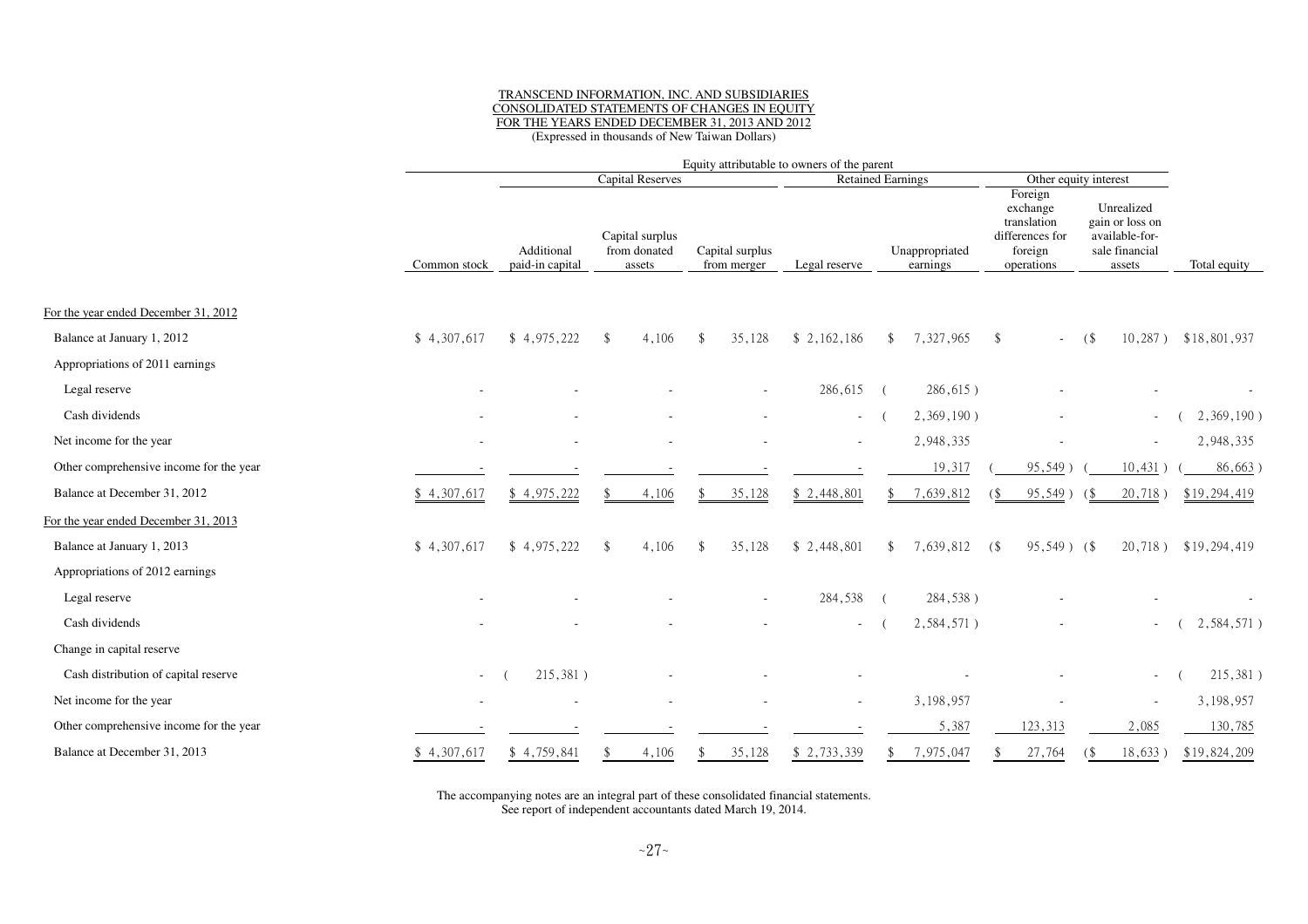TRANSCEND INFORMATION, INC. AND SUBSIDIARIES
CONSOLIDATED STATEMENTS OF CHANGES IN EQUITY
FOR THE YEARS ENDED DECEMBER 31, 2013 AND 2012
(Expressed in thousands of New Taiwan Dollars)

| | Equity attributable to owners of the parent | | | | | | | | |
|---|---|---|---|---|---|---|---|---|---|
| | | Capital Reserves | | | Retained Earnings | | Other equity interest | | |
| | Common stock | Additional paid-in capital | Capital surplus from donated assets | Capital surplus from merger | Legal reserve | Unappropriated earnings | Foreign exchange translation differences for foreign operations | Unrealized gain or loss on available-for-sale financial assets | Total equity |
| For the year ended December 31, 2012 | | | | | | | | | |
| Balance at January 1, 2012 | $ 4,307,617 | $ 4,975,222 | $ 4,106 | $ 35,128 | $ 2,162,186 | $ 7,327,965 | $ - | ($ 10,287 ) | $18,801,937 |
| Appropriations of 2011 earnings | | | | | | | | | |
| Legal reserve | - | - | - | - | 286,615 | ( 286,615 ) | - | - | - |
| Cash dividends | - | - | - | - | - | ( 2,369,190 ) | - | - | ( 2,369,190 ) |
| Net income for the year | - | - | - | - | - | 2,948,335 | - | - | 2,948,335 |
| Other comprehensive income for the year | - | - | - | - | - | 19,317 | ( 95,549 ) | ( 10,431 ) | ( 86,663 ) |
| Balance at December 31, 2012 | $ 4,307,617 | $ 4,975,222 | $ 4,106 | $ 35,128 | $ 2,448,801 | $ 7,639,812 | ($ 95,549 ) | ($ 20,718 ) | $19,294,419 |
| For the year ended December 31, 2013 | | | | | | | | | |
| Balance at January 1, 2013 | $ 4,307,617 | $ 4,975,222 | $ 4,106 | $ 35,128 | $ 2,448,801 | $ 7,639,812 | ($ 95,549 ) | ($ 20,718 ) | $19,294,419 |
| Appropriations of 2012 earnings | | | | | | | | | |
| Legal reserve | - | - | - | - | 284,538 | ( 284,538 ) | - | - | - |
| Cash dividends | - | - | - | - | - | ( 2,584,571 ) | - | - | ( 2,584,571 ) |
| Change in capital reserve | | | | | | | | | |
| Cash distribution of capital reserve | - | ( 215,381 ) | - | - | - | - | - | - | ( 215,381 ) |
| Net income for the year | - | - | - | - | - | 3,198,957 | - | - | 3,198,957 |
| Other comprehensive income for the year | - | - | - | - | - | 5,387 | 123,313 | 2,085 | 130,785 |
| Balance at December 31, 2013 | $ 4,307,617 | $ 4,759,841 | $ 4,106 | $ 35,128 | $ 2,733,339 | $ 7,975,047 | $ 27,764 | ($ 18,633 ) | $19,824,209 |

The accompanying notes are an integral part of these consolidated financial statements.
See report of independent accountants dated March 19, 2014.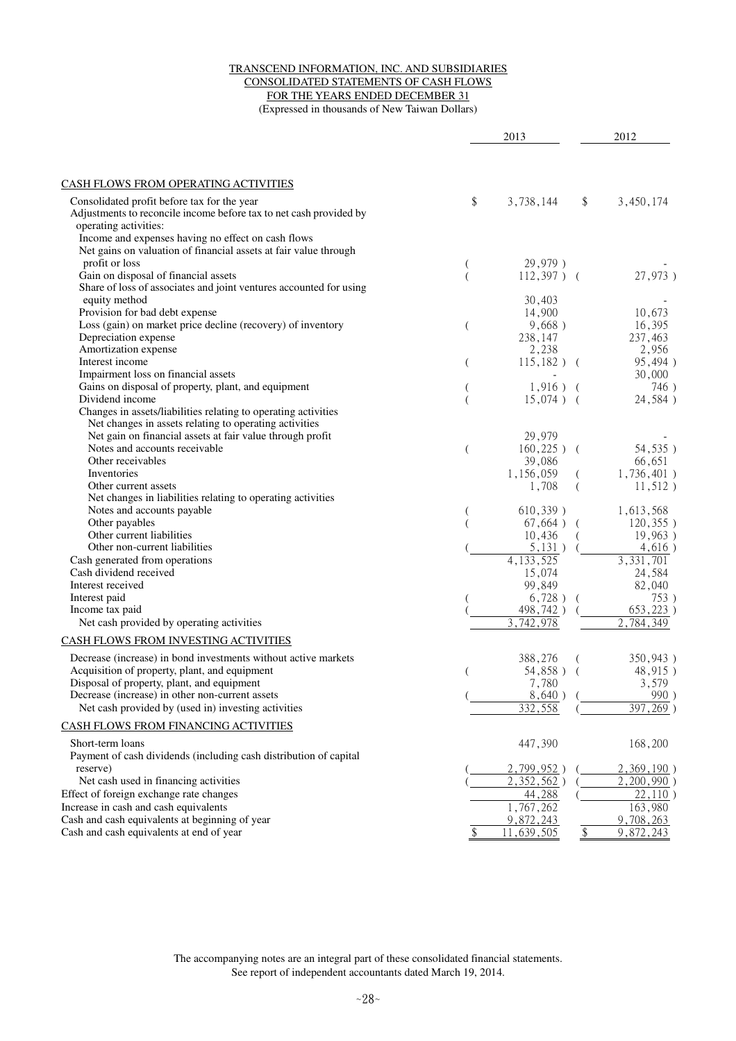TRANSCEND INFORMATION, INC. AND SUBSIDIARIES
CONSOLIDATED STATEMENTS OF CASH FLOWS
FOR THE YEARS ENDED DECEMBER 31
(Expressed in thousands of New Taiwan Dollars)

| | 2013 | 2012 |
|---|---|---|
| **CASH FLOWS FROM OPERATING ACTIVITIES** | | |
| Consolidated profit before tax for the year | $ 3,738,144 | $ 3,450,174 |
| Adjustments to reconcile income before tax to net cash provided by operating activities: | | |
| Income and expenses having no effect on cash flows | | |
| Net gains on valuation of financial assets at fair value through profit or loss | ( 29,979 ) | - |
| Gain on disposal of financial assets | ( 112,397 ) | ( 27,973 ) |
| Share of loss of associates and joint ventures accounted for using equity method | 30,403 | - |
| Provision for bad debt expense | 14,900 | 10,673 |
| Loss (gain) on market price decline (recovery) of inventory | ( 9,668 ) | 16,395 |
| Depreciation expense | 238,147 | 237,463 |
| Amortization expense | 2,238 | 2,956 |
| Interest income | ( 115,182 ) | ( 95,494 ) |
| Impairment loss on financial assets | - | 30,000 |
| Gains on disposal of property, plant, and equipment | ( 1,916 ) | ( 746 ) |
| Dividend income | ( 15,074 ) | ( 24,584 ) |
| Changes in assets/liabilities relating to operating activities | | |
| Net changes in assets relating to operating activities | | |
| Net gain on financial assets at fair value through profit | 29,979 | - |
| Notes and accounts receivable | ( 160,225 ) | ( 54,535 ) |
| Other receivables | 39,086 | 66,651 |
| Inventories | 1,156,059 | ( 1,736,401 ) |
| Other current assets | 1,708 | ( 11,512 ) |
| Net changes in liabilities relating to operating activities | | |
| Notes and accounts payable | ( 610,339 ) | 1,613,568 |
| Other payables | ( 67,664 ) | ( 120,355 ) |
| Other current liabilities | 10,436 | ( 19,963 ) |
| Other non-current liabilities | ( 5,131 ) | ( 4,616 ) |
| Cash generated from operations | 4,133,525 | 3,331,701 |
| Cash dividend received | 15,074 | 24,584 |
| Interest received | 99,849 | 82,040 |
| Interest paid | ( 6,728 ) | ( 753 ) |
| Income tax paid | ( 498,742 ) | ( 653,223 ) |
| Net cash provided by operating activities | 3,742,978 | 2,784,349 |
| **CASH FLOWS FROM INVESTING ACTIVITIES** | | |
| Decrease (increase) in bond investments without active markets | 388,276 | ( 350,943 ) |
| Acquisition of property, plant, and equipment | ( 54,858 ) | ( 48,915 ) |
| Disposal of property, plant, and equipment | 7,780 | 3,579 |
| Decrease (increase) in other non-current assets | ( 8,640 ) | ( 990 ) |
| Net cash provided by (used in) investing activities | 332,558 | ( 397,269 ) |
| **CASH FLOWS FROM FINANCING ACTIVITIES** | | |
| Short-term loans | 447,390 | 168,200 |
| Payment of cash dividends (including cash distribution of capital reserve) | ( 2,799,952 ) | ( 2,369,190 ) |
| Net cash used in financing activities | ( 2,352,562 ) | ( 2,200,990 ) |
| Effect of foreign exchange rate changes | 44,288 | ( 22,110 ) |
| Increase in cash and cash equivalents | 1,767,262 | 163,980 |
| Cash and cash equivalents at beginning of year | 9,872,243 | 9,708,263 |
| Cash and cash equivalents at end of year | $ 11,639,505 | $ 9,872,243 |

The accompanying notes are an integral part of these consolidated financial statements.
See report of independent accountants dated March 19, 2014.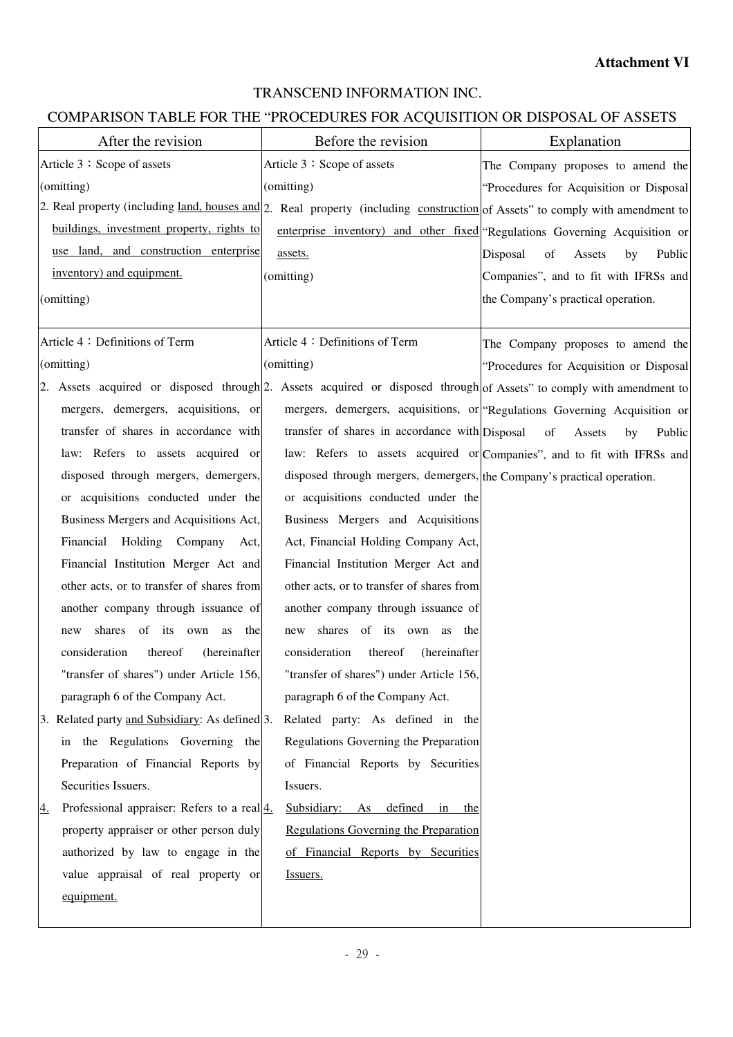**Attachment VI**

TRANSCEND INFORMATION INC.

COMPARISON TABLE FOR THE "PROCEDURES FOR ACQUISITION OR DISPOSAL OF ASSETS

| After the revision | Before the revision | Explanation |
|---|---|---|
| Article 3：Scope of assets<br>(omitting)<br>2. Real property (including land, houses and buildings, investment property, rights to use land, and construction enterprise inventory) and equipment.<br>(omitting) | Article 3：Scope of assets<br>(omitting)<br>2. Real property (including construction enterprise inventory) and other fixed assets.<br>(omitting) | The Company proposes to amend the "Procedures for Acquisition or Disposal of Assets" to comply with amendment to "Regulations Governing Acquisition or Disposal of Assets by Public Companies", and to fit with IFRSs and the Company's practical operation. |
| Article 4：Definitions of Term<br>(omitting)<br>2. Assets acquired or disposed through mergers, demergers, acquisitions, or transfer of shares in accordance with law: Refers to assets acquired or disposed through mergers, demergers, or acquisitions conducted under the Business Mergers and Acquisitions Act, Financial Holding Company Act, Financial Institution Merger Act and other acts, or to transfer of shares from another company through issuance of new shares of its own as the consideration thereof (hereinafter "transfer of shares") under Article 156, paragraph 6 of the Company Act.<br>3. Related party and Subsidiary: As defined in the Regulations Governing the Preparation of Financial Reports by Securities Issuers.<br>4. Professional appraiser: Refers to a real property appraiser or other person duly authorized by law to engage in the value appraisal of real property or equipment. | Article 4：Definitions of Term<br>(omitting)<br>2. Assets acquired or disposed through mergers, demergers, acquisitions, or transfer of shares in accordance with law: Refers to assets acquired or disposed through mergers, demergers, or acquisitions conducted under the Business Mergers and Acquisitions Act, Financial Holding Company Act, Financial Institution Merger Act and other acts, or to transfer of shares from another company through issuance of new shares of its own as the consideration thereof (hereinafter "transfer of shares") under Article 156, paragraph 6 of the Company Act.<br>3. Related party: As defined in the Regulations Governing the Preparation of Financial Reports by Securities Issuers.<br>4. Subsidiary: As defined in the Regulations Governing the Preparation of Financial Reports by Securities Issuers. | The Company proposes to amend the "Procedures for Acquisition or Disposal of Assets" to comply with amendment to "Regulations Governing Acquisition or Disposal of Assets by Public Companies", and to fit with IFRSs and the Company's practical operation. |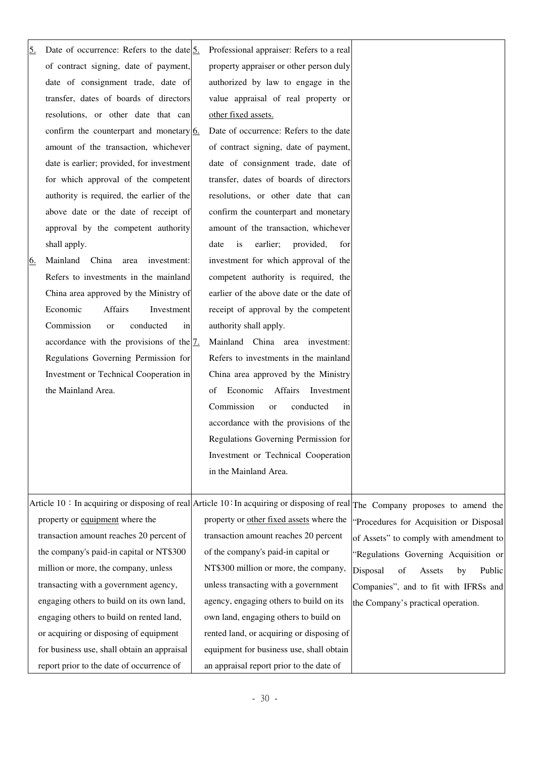| | | |
|---|---|---|
| 5. Date of occurrence: Refers to the date of contract signing, date of payment, date of consignment trade, date of transfer, dates of boards of directors resolutions, or other date that can confirm the counterpart and monetary amount of the transaction, whichever date is earlier; provided, for investment for which approval of the competent authority is required, the earlier of the above date or the date of receipt of approval by the competent authority shall apply.<br>6. Mainland China area investment: Refers to investments in the mainland China area approved by the Ministry of Economic Affairs Investment Commission or conducted in accordance with the provisions of the Regulations Governing Permission for Investment or Technical Cooperation in the Mainland Area. | 5. Professional appraiser: Refers to a real property appraiser or other person duly authorized by law to engage in the value appraisal of real property or other fixed assets.<br>6. Date of occurrence: Refers to the date of contract signing, date of payment, date of consignment trade, date of transfer, dates of boards of directors resolutions, or other date that can confirm the counterpart and monetary amount of the transaction, whichever date is earlier; provided, for investment for which approval of the competent authority is required, the earlier of the above date or the date of receipt of approval by the competent authority shall apply.<br>7. Mainland China area investment: Refers to investments in the mainland China area approved by the Ministry of Economic Affairs Investment Commission or conducted in accordance with the provisions of the Regulations Governing Permission for Investment or Technical Cooperation in the Mainland Area. | |
| Article 10：In acquiring or disposing of real property or equipment where the transaction amount reaches 20 percent of the company's paid-in capital or NT$300 million or more, the company, unless transacting with a government agency, engaging others to build on its own land, engaging others to build on rented land, or acquiring or disposing of equipment for business use, shall obtain an appraisal report prior to the date of occurrence of | Article 10：In acquiring or disposing of real property or other fixed assets where the transaction amount reaches 20 percent of the company's paid-in capital or NT$300 million or more, the company, unless transacting with a government agency, engaging others to build on its own land, engaging others to build on rented land, or acquiring or disposing of equipment for business use, shall obtain an appraisal report prior to the date of | The Company proposes to amend the "Procedures for Acquisition or Disposal of Assets" to comply with amendment to "Regulations Governing Acquisition or Disposal of Assets by Public Companies", and to fit with IFRSs and the Company's practical operation. |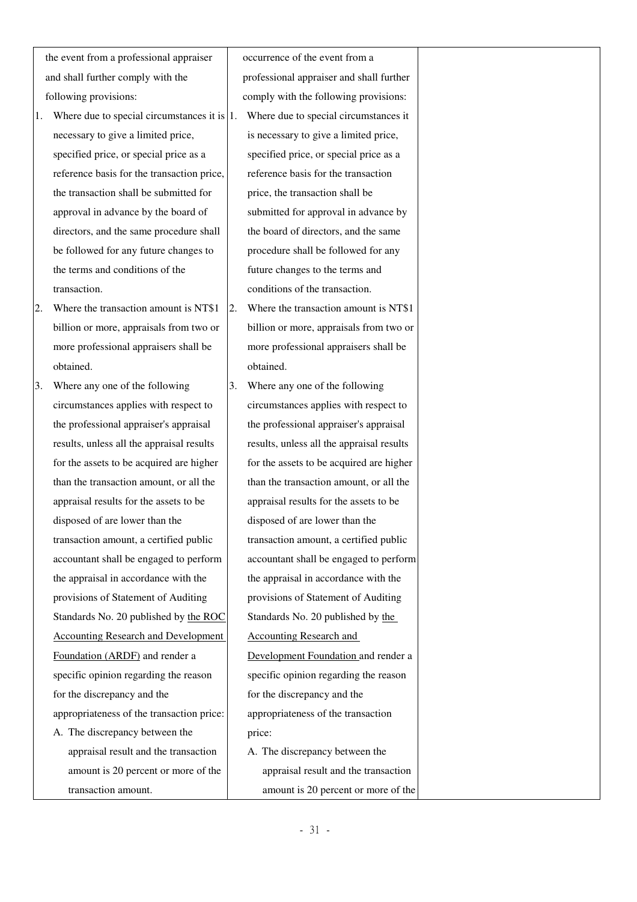| | | |
|---|---|---|
| the event from a professional appraiser and shall further comply with the following provisions:<br>1. Where due to special circumstances it is necessary to give a limited price, specified price, or special price as a reference basis for the transaction price, the transaction shall be submitted for approval in advance by the board of directors, and the same procedure shall be followed for any future changes to the terms and conditions of the transaction.<br>2. Where the transaction amount is NT$1 billion or more, appraisals from two or more professional appraisers shall be obtained.<br>3. Where any one of the following circumstances applies with respect to the professional appraiser's appraisal results, unless all the appraisal results for the assets to be acquired are higher than the transaction amount, or all the appraisal results for the assets to be disposed of are lower than the transaction amount, a certified public accountant shall be engaged to perform the appraisal in accordance with the provisions of Statement of Auditing Standards No. 20 published by <u>the ROC Accounting Research and Development Foundation (ARDF)</u> and render a specific opinion regarding the reason for the discrepancy and the appropriateness of the transaction price:<br>A. The discrepancy between the appraisal result and the transaction amount is 20 percent or more of the transaction amount. | occurrence of the event from a professional appraiser and shall further comply with the following provisions:<br>1. Where due to special circumstances it is necessary to give a limited price, specified price, or special price as a reference basis for the transaction price, the transaction shall be submitted for approval in advance by the board of directors, and the same procedure shall be followed for any future changes to the terms and conditions of the transaction.<br>2. Where the transaction amount is NT$1 billion or more, appraisals from two or more professional appraisers shall be obtained.<br>3. Where any one of the following circumstances applies with respect to the professional appraiser's appraisal results, unless all the appraisal results for the assets to be acquired are higher than the transaction amount, or all the appraisal results for the assets to be disposed of are lower than the transaction amount, a certified public accountant shall be engaged to perform the appraisal in accordance with the provisions of Statement of Auditing Standards No. 20 published by <u>the Accounting Research and Development Foundation</u> and render a specific opinion regarding the reason for the discrepancy and the appropriateness of the transaction price:<br>A. The discrepancy between the appraisal result and the transaction amount is 20 percent or more of the | |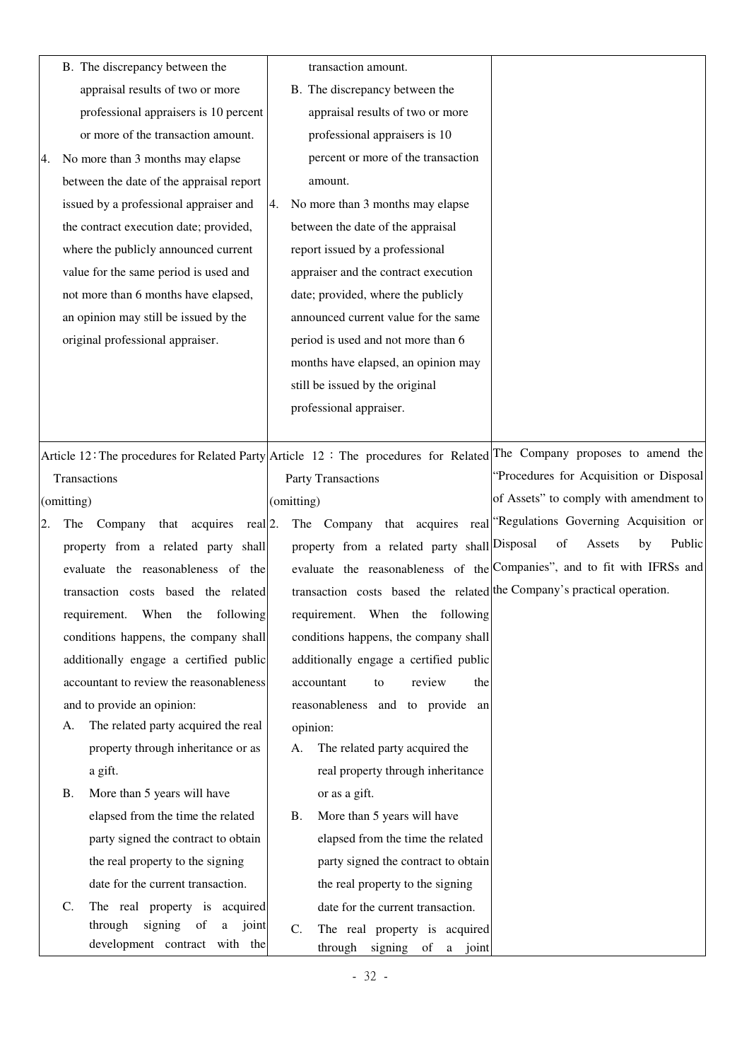| | | |
|---|---|---|
| B. The discrepancy between the appraisal results of two or more professional appraisers is 10 percent or more of the transaction amount.<br>4. No more than 3 months may elapse between the date of the appraisal report issued by a professional appraiser and the contract execution date; provided, where the publicly announced current value for the same period is used and not more than 6 months have elapsed, an opinion may still be issued by the original professional appraiser. | transaction amount.<br>B. The discrepancy between the appraisal results of two or more professional appraisers is 10 percent or more of the transaction amount.<br>4. No more than 3 months may elapse between the date of the appraisal report issued by a professional appraiser and the contract execution date; provided, where the publicly announced current value for the same period is used and not more than 6 months have elapsed, an opinion may still be issued by the original professional appraiser. | |
| Article 12：The procedures for Related Party Transactions<br>(omitting)<br>2. The Company that acquires real property from a related party shall evaluate the reasonableness of the transaction costs based the related requirement. When the following conditions happens, the company shall additionally engage a certified public accountant to review the reasonableness and to provide an opinion:<br>A. The related party acquired the real property through inheritance or as a gift.<br>B. More than 5 years will have elapsed from the time the related party signed the contract to obtain the real property to the signing date for the current transaction.<br>C. The real property is acquired through signing of a joint development contract with the | Article 12：The procedures for Related Party Transactions<br>(omitting)<br>2. The Company that acquires real property from a related party shall evaluate the reasonableness of the transaction costs based the related requirement. When the following conditions happens, the company shall additionally engage a certified public accountant to review the reasonableness and to provide an opinion:<br>A. The related party acquired the real property through inheritance or as a gift.<br>B. More than 5 years will have elapsed from the time the related party signed the contract to obtain the real property to the signing date for the current transaction.<br>C. The real property is acquired through signing of a joint | The Company proposes to amend the "Procedures for Acquisition or Disposal of Assets" to comply with amendment to "Regulations Governing Acquisition or Disposal of Assets by Public Companies", and to fit with IFRSs and the Company's practical operation. |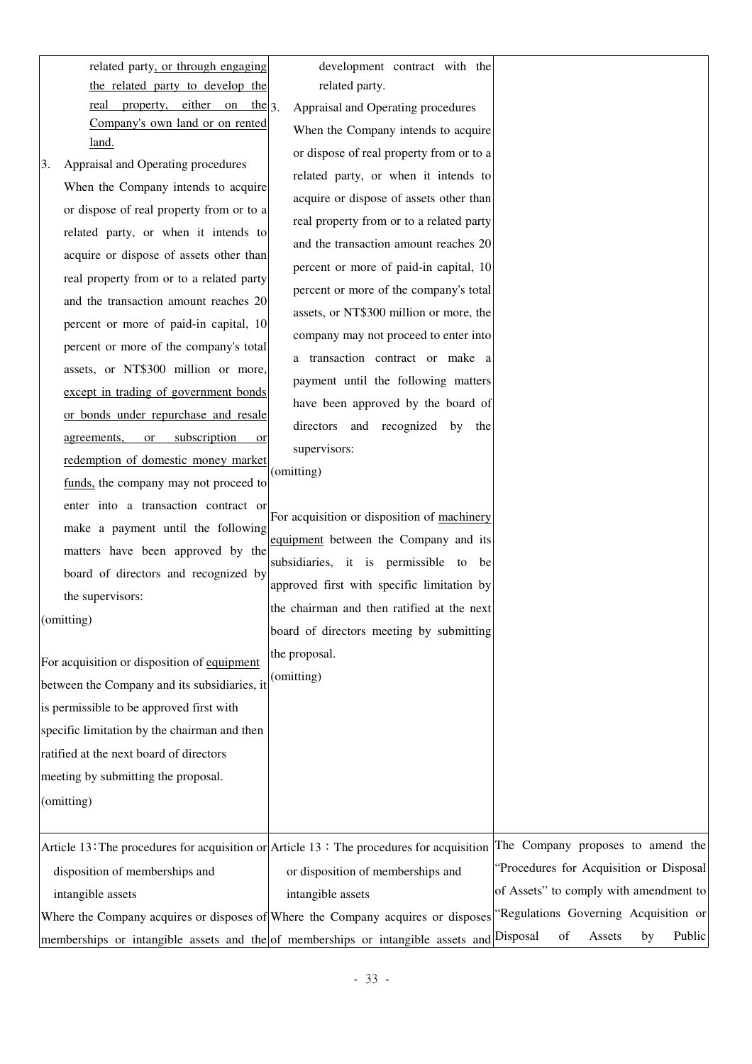| | | |
|---|---|---|
| related party, or through engaging the related party to develop the real property, either on the Company's own land or on rented land.<br>3. Appraisal and Operating procedures<br>When the Company intends to acquire or dispose of real property from or to a related party, or when it intends to acquire or dispose of assets other than real property from or to a related party and the transaction amount reaches 20 percent or more of paid-in capital, 10 percent or more of the company's total assets, or NT$300 million or more, except in trading of government bonds or bonds under repurchase and resale agreements, or subscription or redemption of domestic money market funds, the company may not proceed to enter into a transaction contract or make a payment until the following matters have been approved by the board of directors and recognized by the supervisors:<br>(omitting)<br><br>For acquisition or disposition of equipment between the Company and its subsidiaries, it is permissible to be approved first with specific limitation by the chairman and then ratified at the next board of directors meeting by submitting the proposal.<br>(omitting) | development contract with the related party.<br>3. Appraisal and Operating procedures<br>When the Company intends to acquire or dispose of real property from or to a related party, or when it intends to acquire or dispose of assets other than real property from or to a related party and the transaction amount reaches 20 percent or more of paid-in capital, 10 percent or more of the company's total assets, or NT$300 million or more, the company may not proceed to enter into a transaction contract or make a payment until the following matters have been approved by the board of directors and recognized by the supervisors:<br>(omitting)<br><br>For acquisition or disposition of machinery equipment between the Company and its subsidiaries, it is permissible to be approved first with specific limitation by the chairman and then ratified at the next board of directors meeting by submitting the proposal.<br>(omitting) | |
| Article 13：The procedures for acquisition or disposition of memberships and intangible assets<br>Where the Company acquires or disposes of memberships or intangible assets and the | Article 13：The procedures for acquisition or disposition of memberships and intangible assets<br>Where the Company acquires or disposes of memberships or intangible assets and | The Company proposes to amend the "Procedures for Acquisition or Disposal of Assets" to comply with amendment to "Regulations Governing Acquisition or Disposal of Assets by Public |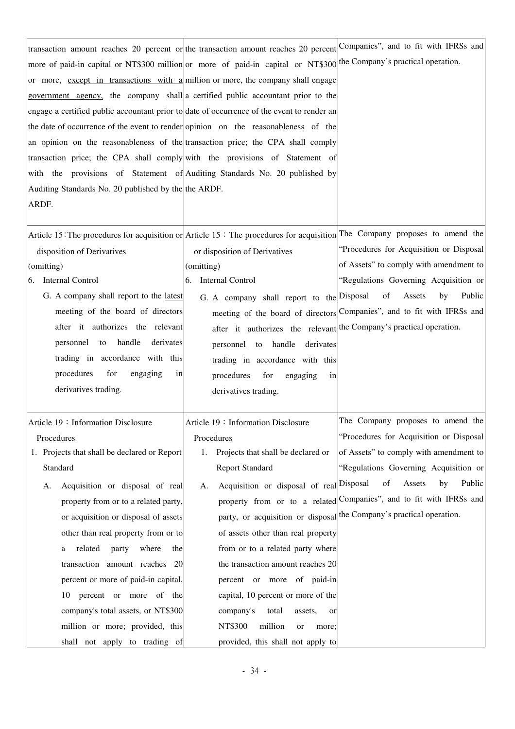| | | |
|---|---|---|
| transaction amount reaches 20 percent or more of paid-in capital or NT$300 million or more, <u>except in transactions with a government agency,</u> the company shall engage a certified public accountant prior to the date of occurrence of the event to render an opinion on the reasonableness of the transaction price; the CPA shall comply with the provisions of Statement of Auditing Standards No. 20 published by the ARDF. | the transaction amount reaches 20 percent or more of paid-in capital or NT$300 million or more, the company shall engage a certified public accountant prior to the date of occurrence of the event to render an opinion on the reasonableness of the transaction price; the CPA shall comply with the provisions of Statement of Auditing Standards No. 20 published by the ARDF. | Companies", and to fit with IFRSs and the Company's practical operation. |
| Article 15: The procedures for acquisition or disposition of Derivatives<br>(omitting)<br>6. Internal Control<br>G. A company shall report to the <u>latest</u> meeting of the board of directors after it authorizes the relevant personnel to handle derivates trading in accordance with this procedures for engaging in derivatives trading. | Article 15：The procedures for acquisition or disposition of Derivatives<br>(omitting)<br>6. Internal Control<br>G. A company shall report to the meeting of the board of directors after it authorizes the relevant personnel to handle derivates trading in accordance with this procedures for engaging in derivatives trading. | The Company proposes to amend the "Procedures for Acquisition or Disposal of Assets" to comply with amendment to "Regulations Governing Acquisition or Disposal of Assets by Public Companies", and to fit with IFRSs and the Company's practical operation. |
| Article 19：Information Disclosure Procedures<br>1. Projects that shall be declared or Report Standard<br>A. Acquisition or disposal of real property from or to a related party, or acquisition or disposal of assets other than real property from or to a related party where the transaction amount reaches 20 percent or more of paid-in capital, 10 percent or more of the company's total assets, or NT$300 million or more; provided, this shall not apply to trading of | Article 19：Information Disclosure Procedures<br>1. Projects that shall be declared or Report Standard<br>A. Acquisition or disposal of real property from or to a related party, or acquisition or disposal of assets other than real property from or to a related party where the transaction amount reaches 20 percent or more of paid-in capital, 10 percent or more of the company's total assets, or NT$300 million or more; provided, this shall not apply to | The Company proposes to amend the "Procedures for Acquisition or Disposal of Assets" to comply with amendment to "Regulations Governing Acquisition or Disposal of Assets by Public Companies", and to fit with IFRSs and the Company's practical operation. |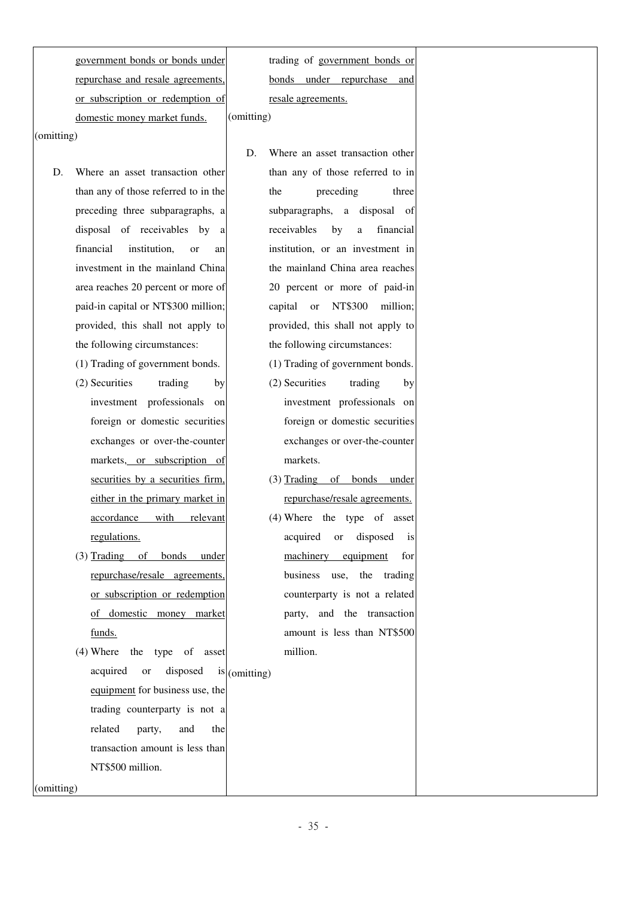| | | |
|---|---|---|
| government bonds or bonds under repurchase and resale agreements, or subscription or redemption of domestic money market funds.<br>(omitting)<br>D. Where an asset transaction other than any of those referred to in the preceding three subparagraphs, a disposal of receivables by a financial institution, or an investment in the mainland China area reaches 20 percent or more of paid-in capital or NT$300 million; provided, this shall not apply to the following circumstances:<br>(1) Trading of government bonds.<br>(2) Securities trading by investment professionals on foreign or domestic securities exchanges or over-the-counter markets, or subscription of securities by a securities firm, either in the primary market in accordance with relevant regulations.<br>(3) Trading of bonds under repurchase/resale agreements, or subscription or redemption of domestic money market funds.<br>(4) Where the type of asset acquired or disposed is equipment for business use, the trading counterparty is not a related party, and the transaction amount is less than NT$500 million.<br>(omitting) | trading of government bonds or bonds under repurchase and resale agreements.<br>(omitting)<br>D. Where an asset transaction other than any of those referred to in the preceding three subparagraphs, a disposal of receivables by a financial institution, or an investment in the mainland China area reaches 20 percent or more of paid-in capital or NT$300 million; provided, this shall not apply to the following circumstances:<br>(1) Trading of government bonds.<br>(2) Securities trading by investment professionals on foreign or domestic securities exchanges or over-the-counter markets.<br>(3) Trading of bonds under repurchase/resale agreements.<br>(4) Where the type of asset acquired or disposed is machinery equipment for business use, the trading counterparty is not a related party, and the transaction amount is less than NT$500 million.<br>(omitting) | |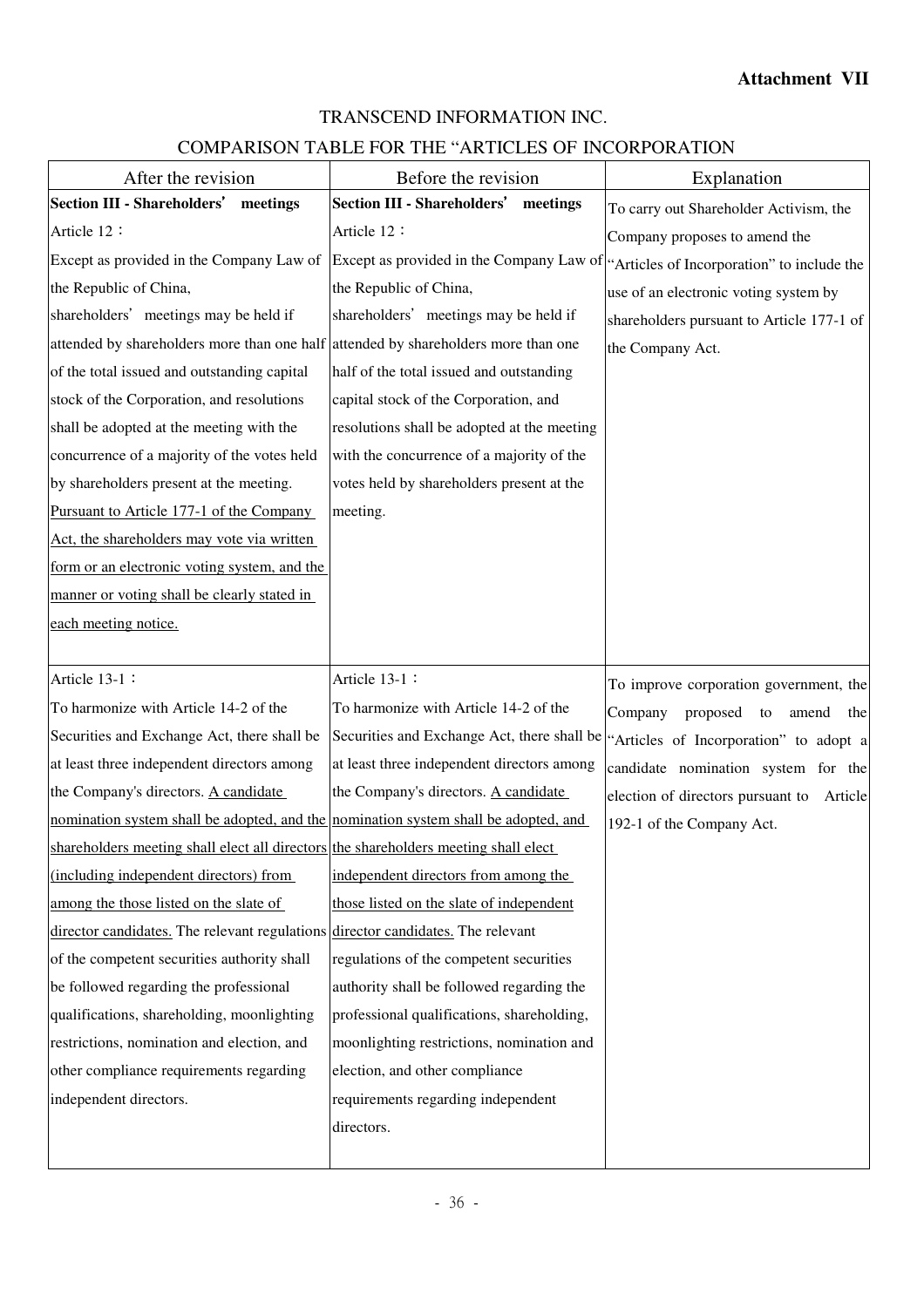**Attachment VII**

TRANSCEND INFORMATION INC.

COMPARISON TABLE FOR THE "ARTICLES OF INCORPORATION

| After the revision | Before the revision | Explanation |
|---|---|---|
| **Section III - Shareholders' meetings**<br>Article 12：<br>Except as provided in the Company Law of the Republic of China, shareholders' meetings may be held if attended by shareholders more than one half of the total issued and outstanding capital stock of the Corporation, and resolutions shall be adopted at the meeting with the concurrence of a majority of the votes held by shareholders present at the meeting. <u>Pursuant to Article 177-1 of the Company Act, the shareholders may vote via written form or an electronic voting system, and the manner or voting shall be clearly stated in each meeting notice.</u> | **Section III - Shareholders' meetings**<br>Article 12：<br>Except as provided in the Company Law of the Republic of China, shareholders' meetings may be held if attended by shareholders more than one half of the total issued and outstanding capital stock of the Corporation, and resolutions shall be adopted at the meeting with the concurrence of a majority of the votes held by shareholders present at the meeting. | To carry out Shareholder Activism, the Company proposes to amend the "Articles of Incorporation" to include the use of an electronic voting system by shareholders pursuant to Article 177-1 of the Company Act. |
| Article 13-1：<br>To harmonize with Article 14-2 of the Securities and Exchange Act, there shall be at least three independent directors among the Company's directors. <u>A candidate nomination system shall be adopted, and the shareholders meeting shall elect all directors (including independent directors) from among the those listed on the slate of director candidates.</u> The relevant regulations of the competent securities authority shall be followed regarding the professional qualifications, shareholding, moonlighting restrictions, nomination and election, and other compliance requirements regarding independent directors. | Article 13-1：<br>To harmonize with Article 14-2 of the Securities and Exchange Act, there shall be at least three independent directors among the Company's directors. <u>A candidate nomination system shall be adopted, and the shareholders meeting shall elect independent directors from among the those listed on the slate of independent director candidates.</u> The relevant regulations of the competent securities authority shall be followed regarding the professional qualifications, shareholding, moonlighting restrictions, nomination and election, and other compliance requirements regarding independent directors. | To improve corporation government, the Company proposed to amend the "Articles of Incorporation" to adopt a candidate nomination system for the election of directors pursuant to Article 192-1 of the Company Act. |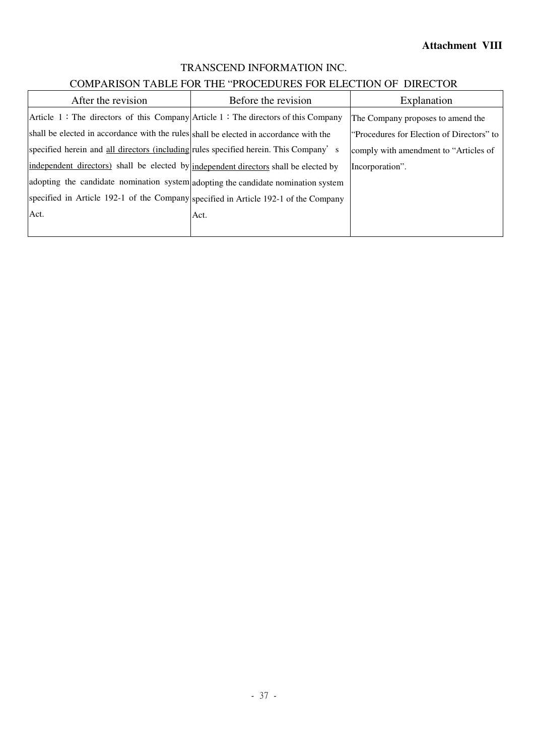**Attachment VIII**

TRANSCEND INFORMATION INC.

COMPARISON TABLE FOR THE "PROCEDURES FOR ELECTION OF DIRECTOR

| After the revision | Before the revision | Explanation |
| --- | --- | --- |
| Article 1：The directors of this Company shall be elected in accordance with the rules specified herein and <u>all directors (including independent directors)</u> shall be elected by adopting the candidate nomination system specified in Article 192-1 of the Company Act. | Article 1：The directors of this Company shall be elected in accordance with the rules specified herein. This Company's <u>independent directors</u> shall be elected by adopting the candidate nomination system specified in Article 192-1 of the Company Act. | The Company proposes to amend the "Procedures for Election of Directors" to comply with amendment to "Articles of Incorporation". |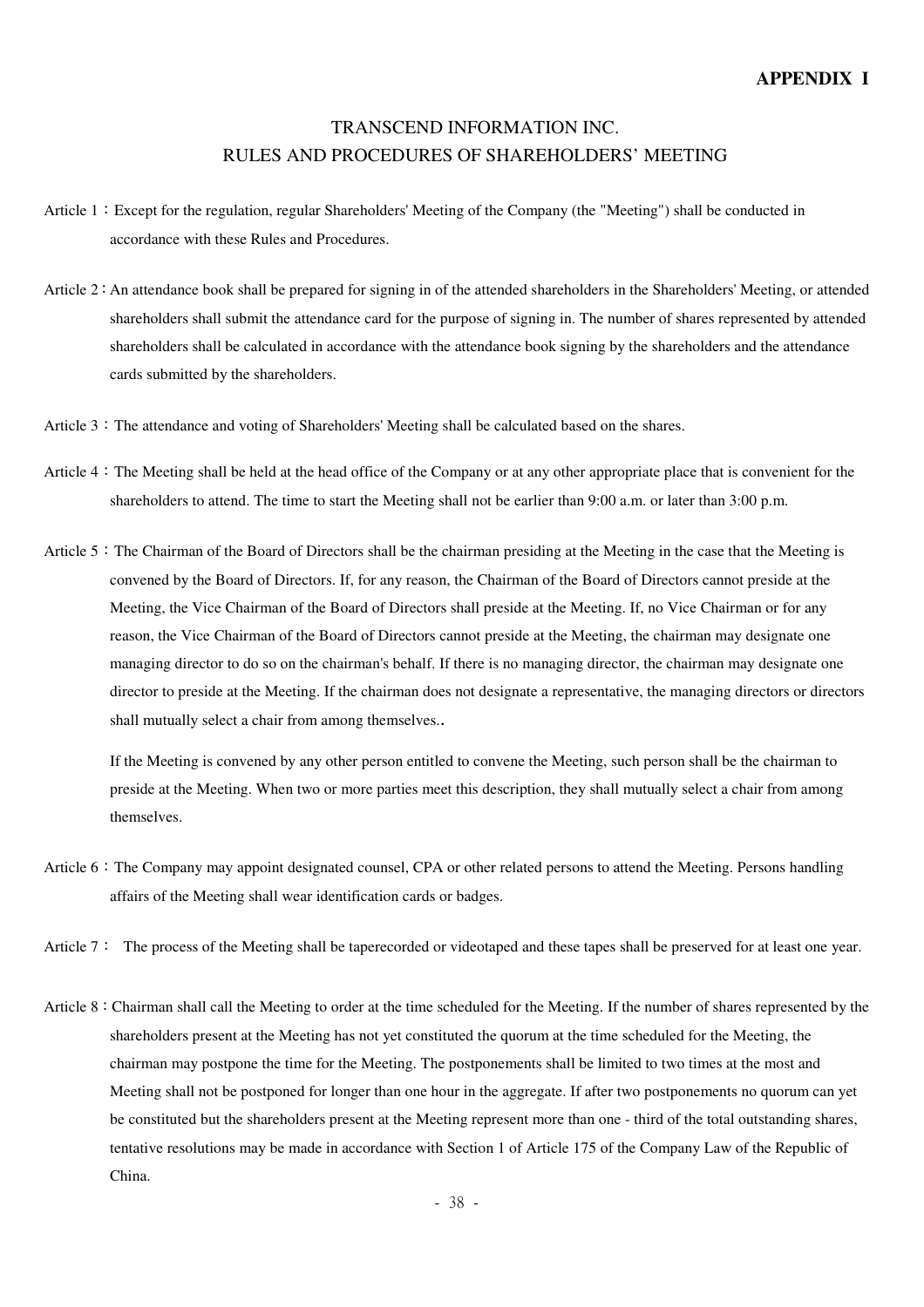**APPENDIX I**

# TRANSCEND INFORMATION INC.
## RULES AND PROCEDURES OF SHAREHOLDERS' MEETING

Article 1：Except for the regulation, regular Shareholders' Meeting of the Company (the "Meeting") shall be conducted in accordance with these Rules and Procedures.

Article 2：An attendance book shall be prepared for signing in of the attended shareholders in the Shareholders' Meeting, or attended shareholders shall submit the attendance card for the purpose of signing in. The number of shares represented by attended shareholders shall be calculated in accordance with the attendance book signing by the shareholders and the attendance cards submitted by the shareholders.

Article 3：The attendance and voting of Shareholders' Meeting shall be calculated based on the shares.

Article 4：The Meeting shall be held at the head office of the Company or at any other appropriate place that is convenient for the shareholders to attend. The time to start the Meeting shall not be earlier than 9:00 a.m. or later than 3:00 p.m.

Article 5：The Chairman of the Board of Directors shall be the chairman presiding at the Meeting in the case that the Meeting is convened by the Board of Directors. If, for any reason, the Chairman of the Board of Directors cannot preside at the Meeting, the Vice Chairman of the Board of Directors shall preside at the Meeting. If, no Vice Chairman or for any reason, the Vice Chairman of the Board of Directors cannot preside at the Meeting, the chairman may designate one managing director to do so on the chairman's behalf. If there is no managing director, the chairman may designate one director to preside at the Meeting. If the chairman does not designate a representative, the managing directors or directors shall mutually select a chair from among themselves..

If the Meeting is convened by any other person entitled to convene the Meeting, such person shall be the chairman to preside at the Meeting. When two or more parties meet this description, they shall mutually select a chair from among themselves.

Article 6：The Company may appoint designated counsel, CPA or other related persons to attend the Meeting. Persons handling affairs of the Meeting shall wear identification cards or badges.

Article 7： The process of the Meeting shall be taperecorded or videotaped and these tapes shall be preserved for at least one year.

Article 8：Chairman shall call the Meeting to order at the time scheduled for the Meeting. If the number of shares represented by the shareholders present at the Meeting has not yet constituted the quorum at the time scheduled for the Meeting, the chairman may postpone the time for the Meeting. The postponements shall be limited to two times at the most and Meeting shall not be postponed for longer than one hour in the aggregate. If after two postponements no quorum can yet be constituted but the shareholders present at the Meeting represent more than one - third of the total outstanding shares, tentative resolutions may be made in accordance with Section 1 of Article 175 of the Company Law of the Republic of China.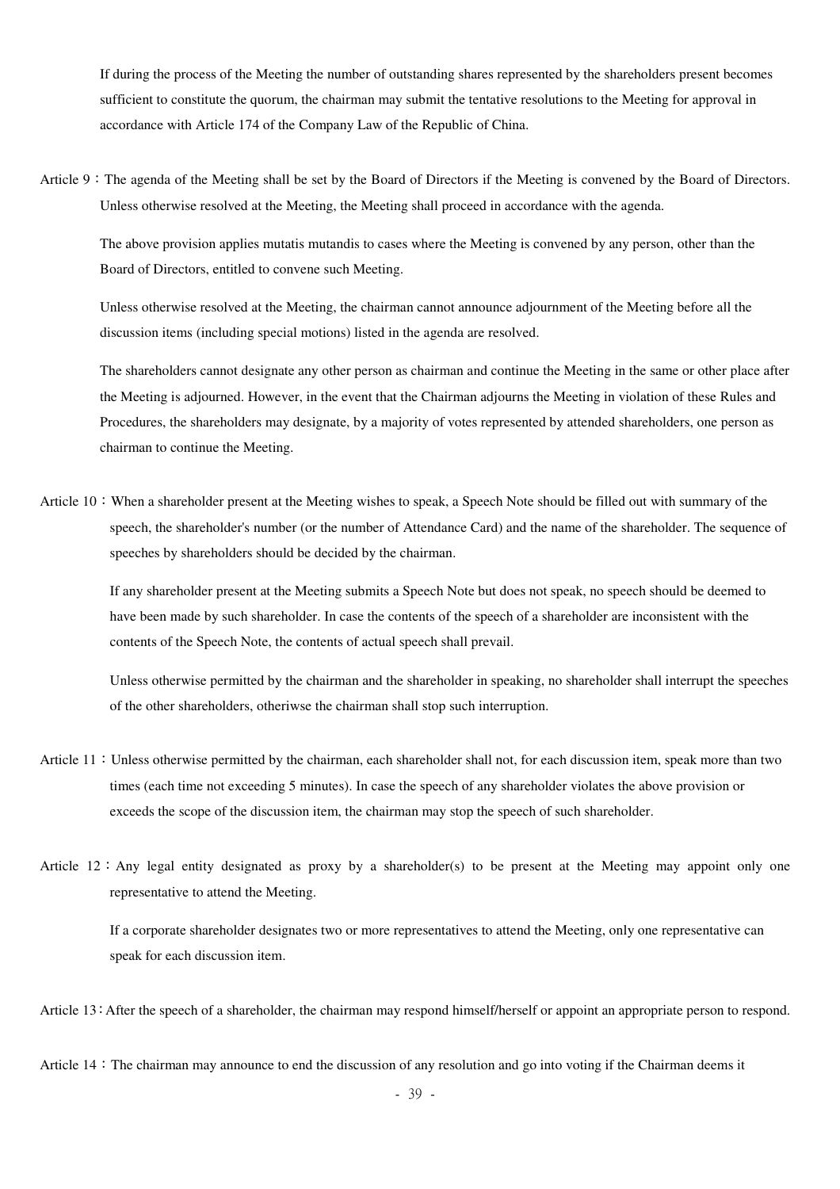If during the process of the Meeting the number of outstanding shares represented by the shareholders present becomes sufficient to constitute the quorum, the chairman may submit the tentative resolutions to the Meeting for approval in accordance with Article 174 of the Company Law of the Republic of China.

Article 9：The agenda of the Meeting shall be set by the Board of Directors if the Meeting is convened by the Board of Directors. Unless otherwise resolved at the Meeting, the Meeting shall proceed in accordance with the agenda.

The above provision applies mutatis mutandis to cases where the Meeting is convened by any person, other than the Board of Directors, entitled to convene such Meeting.

Unless otherwise resolved at the Meeting, the chairman cannot announce adjournment of the Meeting before all the discussion items (including special motions) listed in the agenda are resolved.

The shareholders cannot designate any other person as chairman and continue the Meeting in the same or other place after the Meeting is adjourned. However, in the event that the Chairman adjourns the Meeting in violation of these Rules and Procedures, the shareholders may designate, by a majority of votes represented by attended shareholders, one person as chairman to continue the Meeting.

Article 10：When a shareholder present at the Meeting wishes to speak, a Speech Note should be filled out with summary of the speech, the shareholder's number (or the number of Attendance Card) and the name of the shareholder. The sequence of speeches by shareholders should be decided by the chairman.

If any shareholder present at the Meeting submits a Speech Note but does not speak, no speech should be deemed to have been made by such shareholder. In case the contents of the speech of a shareholder are inconsistent with the contents of the Speech Note, the contents of actual speech shall prevail.

Unless otherwise permitted by the chairman and the shareholder in speaking, no shareholder shall interrupt the speeches of the other shareholders, otheriwse the chairman shall stop such interruption.

Article 11：Unless otherwise permitted by the chairman, each shareholder shall not, for each discussion item, speak more than two times (each time not exceeding 5 minutes). In case the speech of any shareholder violates the above provision or exceeds the scope of the discussion item, the chairman may stop the speech of such shareholder.

Article 12：Any legal entity designated as proxy by a shareholder(s) to be present at the Meeting may appoint only one representative to attend the Meeting.

If a corporate shareholder designates two or more representatives to attend the Meeting, only one representative can speak for each discussion item.

Article 13：After the speech of a shareholder, the chairman may respond himself/herself or appoint an appropriate person to respond.

Article 14：The chairman may announce to end the discussion of any resolution and go into voting if the Chairman deems it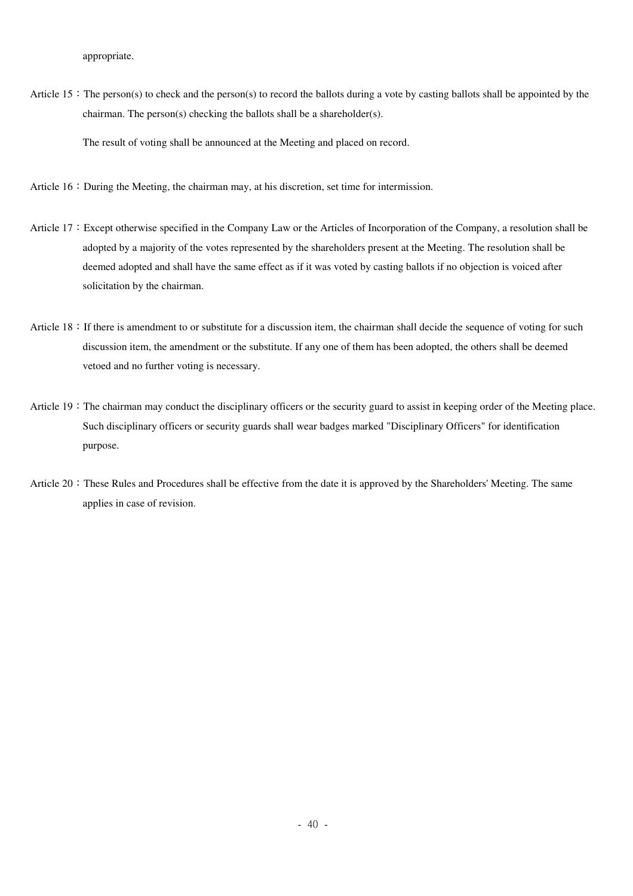appropriate.

Article 15：The person(s) to check and the person(s) to record the ballots during a vote by casting ballots shall be appointed by the chairman. The person(s) checking the ballots shall be a shareholder(s).

The result of voting shall be announced at the Meeting and placed on record.

Article 16：During the Meeting, the chairman may, at his discretion, set time for intermission.

Article 17：Except otherwise specified in the Company Law or the Articles of Incorporation of the Company, a resolution shall be adopted by a majority of the votes represented by the shareholders present at the Meeting. The resolution shall be deemed adopted and shall have the same effect as if it was voted by casting ballots if no objection is voiced after solicitation by the chairman.

Article 18：If there is amendment to or substitute for a discussion item, the chairman shall decide the sequence of voting for such discussion item, the amendment or the substitute. If any one of them has been adopted, the others shall be deemed vetoed and no further voting is necessary.

Article 19：The chairman may conduct the disciplinary officers or the security guard to assist in keeping order of the Meeting place. Such disciplinary officers or security guards shall wear badges marked "Disciplinary Officers" for identification purpose.

Article 20：These Rules and Procedures shall be effective from the date it is approved by the Shareholders' Meeting. The same applies in case of revision.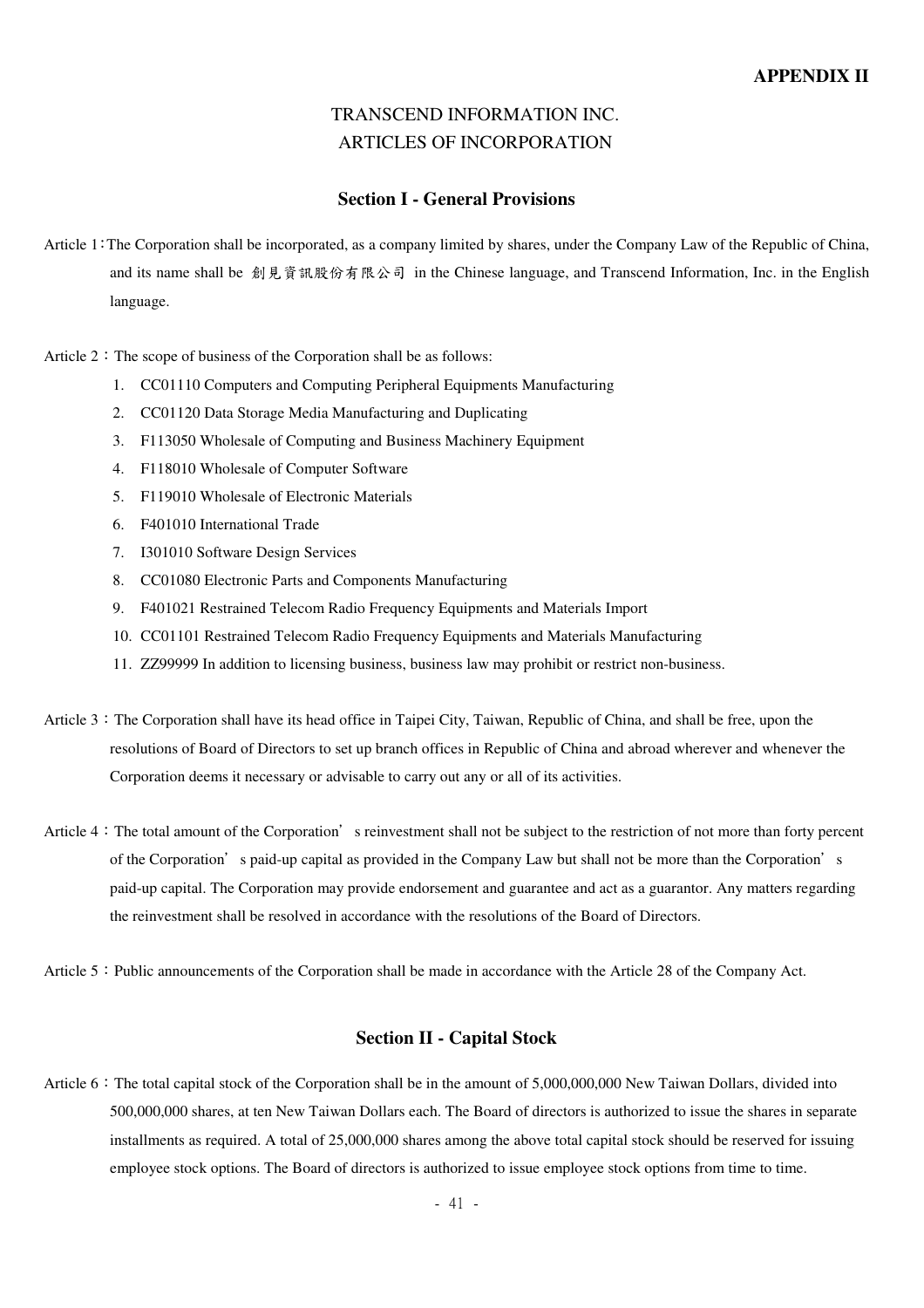**APPENDIX II**

# TRANSCEND INFORMATION INC.
# ARTICLES OF INCORPORATION

## Section I - General Provisions

Article 1：The Corporation shall be incorporated, as a company limited by shares, under the Company Law of the Republic of China, and its name shall be 創見資訊股份有限公司 in the Chinese language, and Transcend Information, Inc. in the English language.

Article 2：The scope of business of the Corporation shall be as follows:

1. CC01110 Computers and Computing Peripheral Equipments Manufacturing
2. CC01120 Data Storage Media Manufacturing and Duplicating
3. F113050 Wholesale of Computing and Business Machinery Equipment
4. F118010 Wholesale of Computer Software
5. F119010 Wholesale of Electronic Materials
6. F401010 International Trade
7. I301010 Software Design Services
8. CC01080 Electronic Parts and Components Manufacturing
9. F401021 Restrained Telecom Radio Frequency Equipments and Materials Import
10. CC01101 Restrained Telecom Radio Frequency Equipments and Materials Manufacturing
11. ZZ99999 In addition to licensing business, business law may prohibit or restrict non-business.

Article 3：The Corporation shall have its head office in Taipei City, Taiwan, Republic of China, and shall be free, upon the resolutions of Board of Directors to set up branch offices in Republic of China and abroad wherever and whenever the Corporation deems it necessary or advisable to carry out any or all of its activities.

Article 4：The total amount of the Corporation's reinvestment shall not be subject to the restriction of not more than forty percent of the Corporation's paid-up capital as provided in the Company Law but shall not be more than the Corporation's paid-up capital. The Corporation may provide endorsement and guarantee and act as a guarantor. Any matters regarding the reinvestment shall be resolved in accordance with the resolutions of the Board of Directors.

Article 5：Public announcements of the Corporation shall be made in accordance with the Article 28 of the Company Act.

## Section II - Capital Stock

Article 6：The total capital stock of the Corporation shall be in the amount of 5,000,000,000 New Taiwan Dollars, divided into 500,000,000 shares, at ten New Taiwan Dollars each. The Board of directors is authorized to issue the shares in separate installments as required. A total of 25,000,000 shares among the above total capital stock should be reserved for issuing employee stock options. The Board of directors is authorized to issue employee stock options from time to time.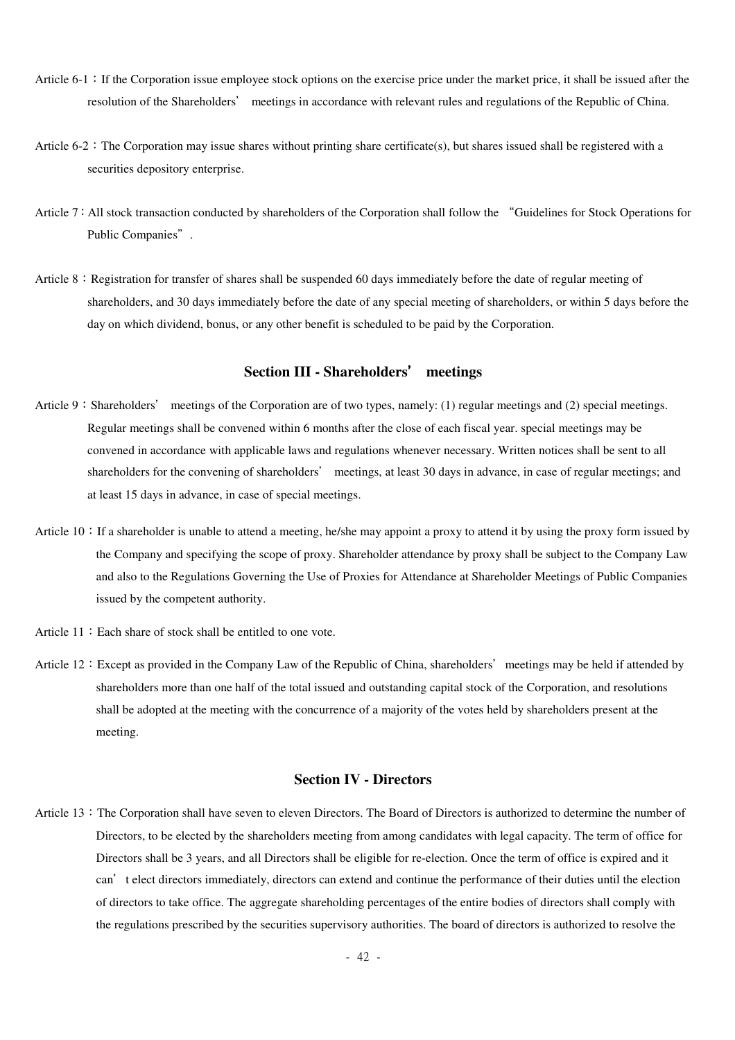Article 6-1：If the Corporation issue employee stock options on the exercise price under the market price, it shall be issued after the resolution of the Shareholders' meetings in accordance with relevant rules and regulations of the Republic of China.

Article 6-2：The Corporation may issue shares without printing share certificate(s), but shares issued shall be registered with a securities depository enterprise.

Article 7：All stock transaction conducted by shareholders of the Corporation shall follow the "Guidelines for Stock Operations for Public Companies".

Article 8：Registration for transfer of shares shall be suspended 60 days immediately before the date of regular meeting of shareholders, and 30 days immediately before the date of any special meeting of shareholders, or within 5 days before the day on which dividend, bonus, or any other benefit is scheduled to be paid by the Corporation.

## Section III - Shareholders' meetings

Article 9：Shareholders' meetings of the Corporation are of two types, namely: (1) regular meetings and (2) special meetings. Regular meetings shall be convened within 6 months after the close of each fiscal year. special meetings may be convened in accordance with applicable laws and regulations whenever necessary. Written notices shall be sent to all shareholders for the convening of shareholders' meetings, at least 30 days in advance, in case of regular meetings; and at least 15 days in advance, in case of special meetings.

Article 10：If a shareholder is unable to attend a meeting, he/she may appoint a proxy to attend it by using the proxy form issued by the Company and specifying the scope of proxy. Shareholder attendance by proxy shall be subject to the Company Law and also to the Regulations Governing the Use of Proxies for Attendance at Shareholder Meetings of Public Companies issued by the competent authority.

Article 11：Each share of stock shall be entitled to one vote.

Article 12：Except as provided in the Company Law of the Republic of China, shareholders' meetings may be held if attended by shareholders more than one half of the total issued and outstanding capital stock of the Corporation, and resolutions shall be adopted at the meeting with the concurrence of a majority of the votes held by shareholders present at the meeting.

## Section IV - Directors

Article 13：The Corporation shall have seven to eleven Directors. The Board of Directors is authorized to determine the number of Directors, to be elected by the shareholders meeting from among candidates with legal capacity. The term of office for Directors shall be 3 years, and all Directors shall be eligible for re-election. Once the term of office is expired and it can't elect directors immediately, directors can extend and continue the performance of their duties until the election of directors to take office. The aggregate shareholding percentages of the entire bodies of directors shall comply with the regulations prescribed by the securities supervisory authorities. The board of directors is authorized to resolve the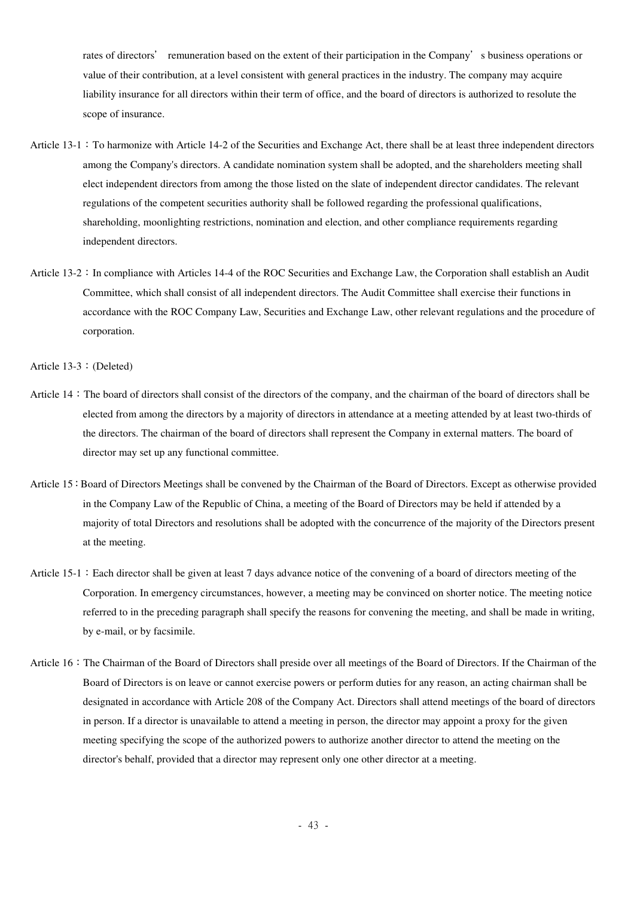rates of directors' remuneration based on the extent of their participation in the Company' s business operations or value of their contribution, at a level consistent with general practices in the industry. The company may acquire liability insurance for all directors within their term of office, and the board of directors is authorized to resolute the scope of insurance.

Article 13-1：To harmonize with Article 14-2 of the Securities and Exchange Act, there shall be at least three independent directors among the Company's directors. A candidate nomination system shall be adopted, and the shareholders meeting shall elect independent directors from among the those listed on the slate of independent director candidates. The relevant regulations of the competent securities authority shall be followed regarding the professional qualifications, shareholding, moonlighting restrictions, nomination and election, and other compliance requirements regarding independent directors.

Article 13-2：In compliance with Articles 14-4 of the ROC Securities and Exchange Law, the Corporation shall establish an Audit Committee, which shall consist of all independent directors. The Audit Committee shall exercise their functions in accordance with the ROC Company Law, Securities and Exchange Law, other relevant regulations and the procedure of corporation.

Article 13-3：(Deleted)

Article 14：The board of directors shall consist of the directors of the company, and the chairman of the board of directors shall be elected from among the directors by a majority of directors in attendance at a meeting attended by at least two-thirds of the directors. The chairman of the board of directors shall represent the Company in external matters. The board of director may set up any functional committee.

Article 15：Board of Directors Meetings shall be convened by the Chairman of the Board of Directors. Except as otherwise provided in the Company Law of the Republic of China, a meeting of the Board of Directors may be held if attended by a majority of total Directors and resolutions shall be adopted with the concurrence of the majority of the Directors present at the meeting.

Article 15-1：Each director shall be given at least 7 days advance notice of the convening of a board of directors meeting of the Corporation. In emergency circumstances, however, a meeting may be convinced on shorter notice. The meeting notice referred to in the preceding paragraph shall specify the reasons for convening the meeting, and shall be made in writing, by e-mail, or by facsimile.

Article 16：The Chairman of the Board of Directors shall preside over all meetings of the Board of Directors. If the Chairman of the Board of Directors is on leave or cannot exercise powers or perform duties for any reason, an acting chairman shall be designated in accordance with Article 208 of the Company Act. Directors shall attend meetings of the board of directors in person. If a director is unavailable to attend a meeting in person, the director may appoint a proxy for the given meeting specifying the scope of the authorized powers to authorize another director to attend the meeting on the director's behalf, provided that a director may represent only one other director at a meeting.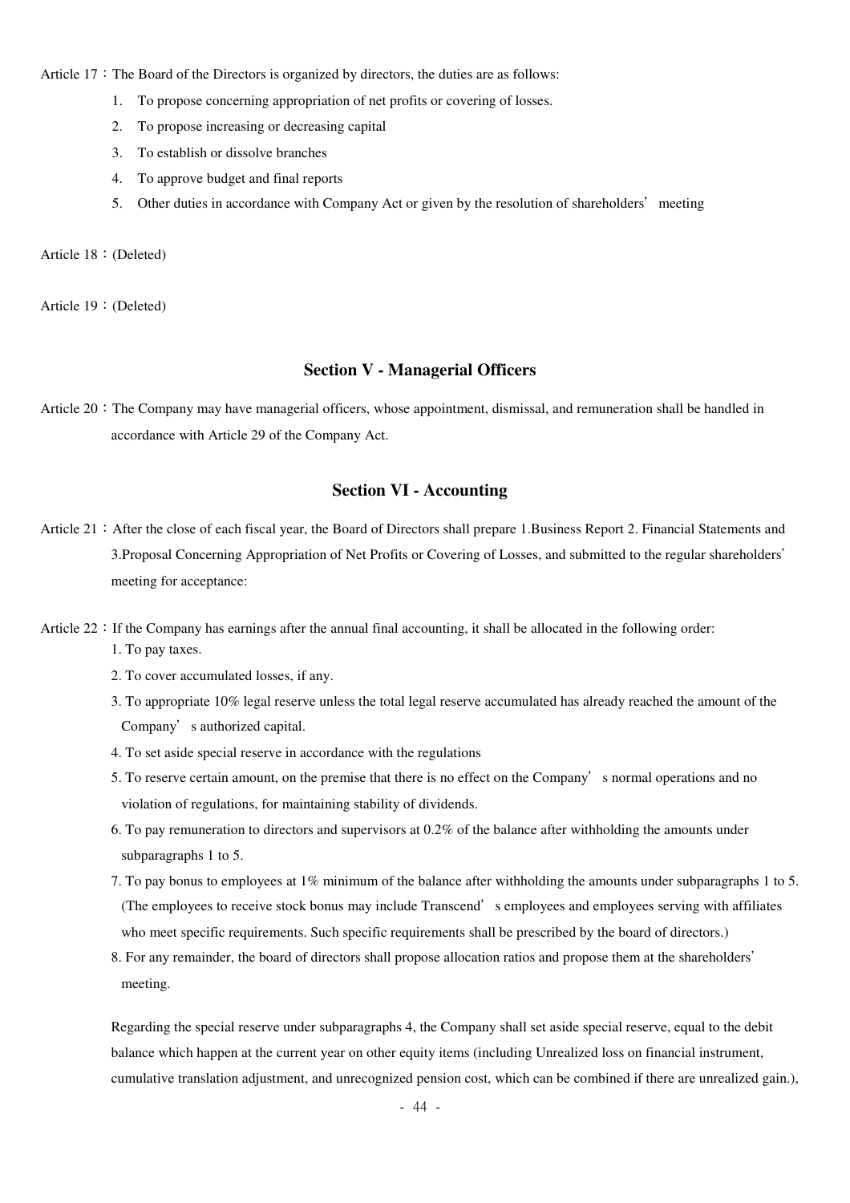Article 17：The Board of the Directors is organized by directors, the duties are as follows:

1. To propose concerning appropriation of net profits or covering of losses.
2. To propose increasing or decreasing capital
3. To establish or dissolve branches
4. To approve budget and final reports
5. Other duties in accordance with Company Act or given by the resolution of shareholders' meeting

Article 18：(Deleted)

Article 19：(Deleted)

## Section V - Managerial Officers

Article 20：The Company may have managerial officers, whose appointment, dismissal, and remuneration shall be handled in accordance with Article 29 of the Company Act.

## Section VI - Accounting

Article 21：After the close of each fiscal year, the Board of Directors shall prepare 1.Business Report 2. Financial Statements and 3.Proposal Concerning Appropriation of Net Profits or Covering of Losses, and submitted to the regular shareholders' meeting for acceptance:

Article 22：If the Company has earnings after the annual final accounting, it shall be allocated in the following order:

1. To pay taxes.
2. To cover accumulated losses, if any.
3. To appropriate 10% legal reserve unless the total legal reserve accumulated has already reached the amount of the Company' s authorized capital.
4. To set aside special reserve in accordance with the regulations
5. To reserve certain amount, on the premise that there is no effect on the Company' s normal operations and no violation of regulations, for maintaining stability of dividends.
6. To pay remuneration to directors and supervisors at 0.2% of the balance after withholding the amounts under subparagraphs 1 to 5.
7. To pay bonus to employees at 1% minimum of the balance after withholding the amounts under subparagraphs 1 to 5. (The employees to receive stock bonus may include Transcend' s employees and employees serving with affiliates who meet specific requirements. Such specific requirements shall be prescribed by the board of directors.)
8. For any remainder, the board of directors shall propose allocation ratios and propose them at the shareholders' meeting.

Regarding the special reserve under subparagraphs 4, the Company shall set aside special reserve, equal to the debit balance which happen at the current year on other equity items (including Unrealized loss on financial instrument, cumulative translation adjustment, and unrecognized pension cost, which can be combined if there are unrealized gain.),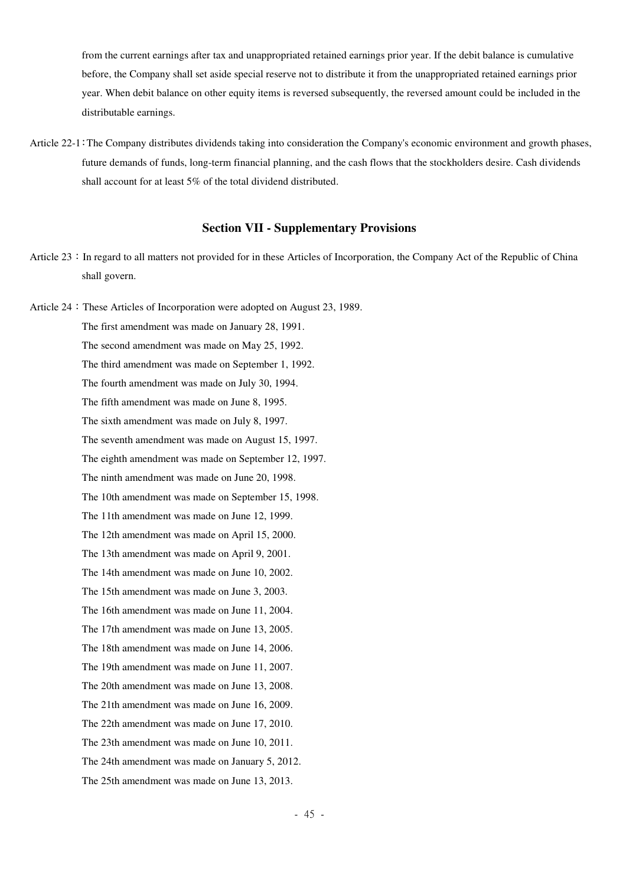from the current earnings after tax and unappropriated retained earnings prior year. If the debit balance is cumulative before, the Company shall set aside special reserve not to distribute it from the unappropriated retained earnings prior year. When debit balance on other equity items is reversed subsequently, the reversed amount could be included in the distributable earnings.

Article 22-1：The Company distributes dividends taking into consideration the Company's economic environment and growth phases, future demands of funds, long-term financial planning, and the cash flows that the stockholders desire. Cash dividends shall account for at least 5% of the total dividend distributed.

## Section VII - Supplementary Provisions

Article 23：In regard to all matters not provided for in these Articles of Incorporation, the Company Act of the Republic of China shall govern.

Article 24：These Articles of Incorporation were adopted on August 23, 1989.

The first amendment was made on January 28, 1991.

The second amendment was made on May 25, 1992.

The third amendment was made on September 1, 1992.

The fourth amendment was made on July 30, 1994.

The fifth amendment was made on June 8, 1995.

The sixth amendment was made on July 8, 1997.

The seventh amendment was made on August 15, 1997.

The eighth amendment was made on September 12, 1997.

The ninth amendment was made on June 20, 1998.

The 10th amendment was made on September 15, 1998.

The 11th amendment was made on June 12, 1999.

The 12th amendment was made on April 15, 2000.

The 13th amendment was made on April 9, 2001.

The 14th amendment was made on June 10, 2002.

The 15th amendment was made on June 3, 2003.

The 16th amendment was made on June 11, 2004.

The 17th amendment was made on June 13, 2005.

The 18th amendment was made on June 14, 2006.

The 19th amendment was made on June 11, 2007.

The 20th amendment was made on June 13, 2008.

The 21th amendment was made on June 16, 2009.

The 22th amendment was made on June 17, 2010.

The 23th amendment was made on June 10, 2011.

The 24th amendment was made on January 5, 2012.

The 25th amendment was made on June 13, 2013.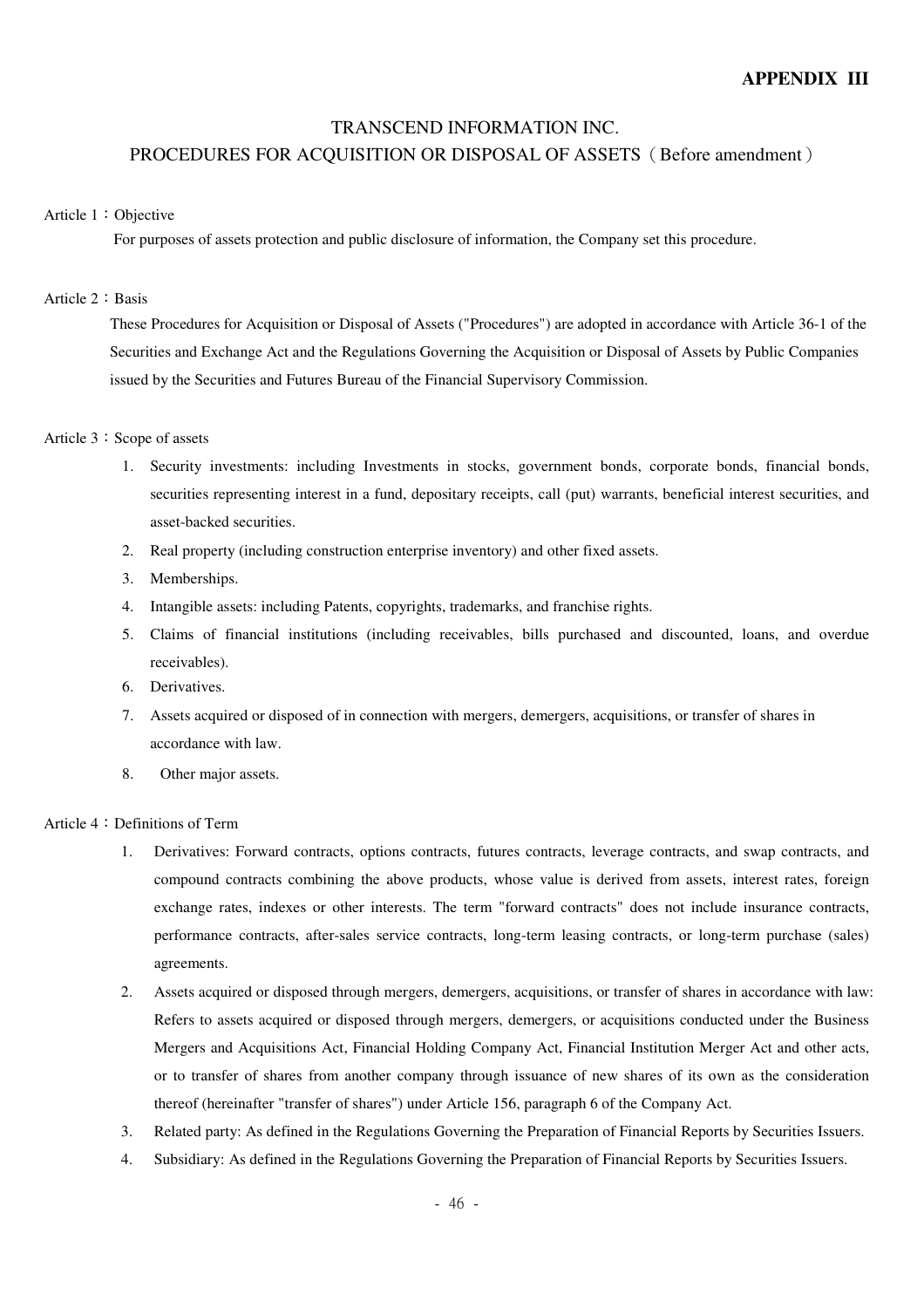**APPENDIX III**

# TRANSCEND INFORMATION INC.

## PROCEDURES FOR ACQUISITION OR DISPOSAL OF ASSETS（Before amendment）

Article 1：Objective

For purposes of assets protection and public disclosure of information, the Company set this procedure.

Article 2：Basis

These Procedures for Acquisition or Disposal of Assets ("Procedures") are adopted in accordance with Article 36-1 of the Securities and Exchange Act and the Regulations Governing the Acquisition or Disposal of Assets by Public Companies issued by the Securities and Futures Bureau of the Financial Supervisory Commission.

Article 3：Scope of assets

1. Security investments: including Investments in stocks, government bonds, corporate bonds, financial bonds, securities representing interest in a fund, depositary receipts, call (put) warrants, beneficial interest securities, and asset-backed securities.
2. Real property (including construction enterprise inventory) and other fixed assets.
3. Memberships.
4. Intangible assets: including Patents, copyrights, trademarks, and franchise rights.
5. Claims of financial institutions (including receivables, bills purchased and discounted, loans, and overdue receivables).
6. Derivatives.
7. Assets acquired or disposed of in connection with mergers, demergers, acquisitions, or transfer of shares in accordance with law.
8. Other major assets.

Article 4：Definitions of Term

1. Derivatives: Forward contracts, options contracts, futures contracts, leverage contracts, and swap contracts, and compound contracts combining the above products, whose value is derived from assets, interest rates, foreign exchange rates, indexes or other interests. The term "forward contracts" does not include insurance contracts, performance contracts, after-sales service contracts, long-term leasing contracts, or long-term purchase (sales) agreements.
2. Assets acquired or disposed through mergers, demergers, acquisitions, or transfer of shares in accordance with law: Refers to assets acquired or disposed through mergers, demergers, or acquisitions conducted under the Business Mergers and Acquisitions Act, Financial Holding Company Act, Financial Institution Merger Act and other acts, or to transfer of shares from another company through issuance of new shares of its own as the consideration thereof (hereinafter "transfer of shares") under Article 156, paragraph 6 of the Company Act.
3. Related party: As defined in the Regulations Governing the Preparation of Financial Reports by Securities Issuers.
4. Subsidiary: As defined in the Regulations Governing the Preparation of Financial Reports by Securities Issuers.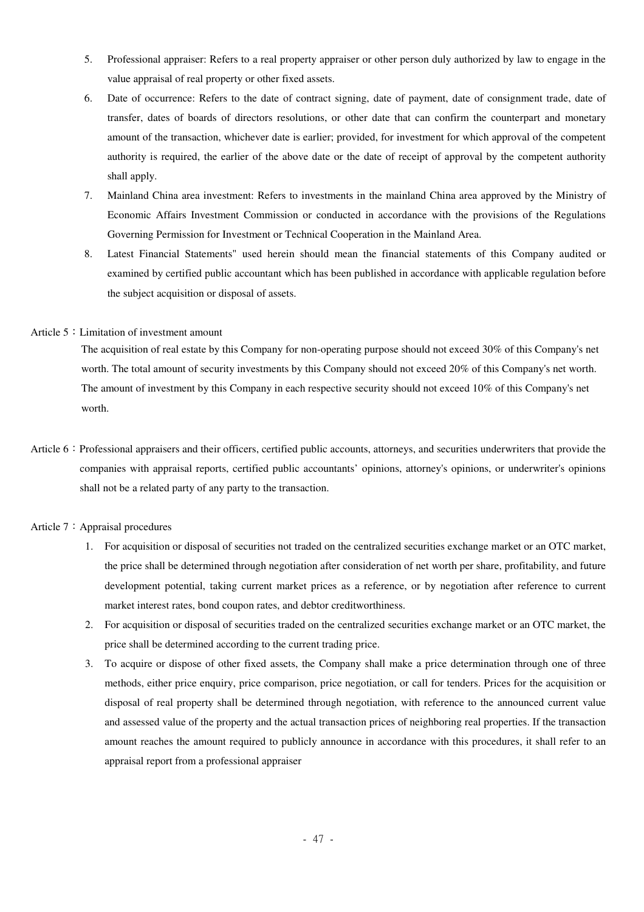5. Professional appraiser: Refers to a real property appraiser or other person duly authorized by law to engage in the value appraisal of real property or other fixed assets.
6. Date of occurrence: Refers to the date of contract signing, date of payment, date of consignment trade, date of transfer, dates of boards of directors resolutions, or other date that can confirm the counterpart and monetary amount of the transaction, whichever date is earlier; provided, for investment for which approval of the competent authority is required, the earlier of the above date or the date of receipt of approval by the competent authority shall apply.
7. Mainland China area investment: Refers to investments in the mainland China area approved by the Ministry of Economic Affairs Investment Commission or conducted in accordance with the provisions of the Regulations Governing Permission for Investment or Technical Cooperation in the Mainland Area.
8. Latest Financial Statements" used herein should mean the financial statements of this Company audited or examined by certified public accountant which has been published in accordance with applicable regulation before the subject acquisition or disposal of assets.

Article 5：Limitation of investment amount

The acquisition of real estate by this Company for non-operating purpose should not exceed 30% of this Company's net worth. The total amount of security investments by this Company should not exceed 20% of this Company's net worth. The amount of investment by this Company in each respective security should not exceed 10% of this Company's net worth.

Article 6：Professional appraisers and their officers, certified public accounts, attorneys, and securities underwriters that provide the companies with appraisal reports, certified public accountants' opinions, attorney's opinions, or underwriter's opinions shall not be a related party of any party to the transaction.

Article 7：Appraisal procedures

1. For acquisition or disposal of securities not traded on the centralized securities exchange market or an OTC market, the price shall be determined through negotiation after consideration of net worth per share, profitability, and future development potential, taking current market prices as a reference, or by negotiation after reference to current market interest rates, bond coupon rates, and debtor creditworthiness.
2. For acquisition or disposal of securities traded on the centralized securities exchange market or an OTC market, the price shall be determined according to the current trading price.
3. To acquire or dispose of other fixed assets, the Company shall make a price determination through one of three methods, either price enquiry, price comparison, price negotiation, or call for tenders. Prices for the acquisition or disposal of real property shall be determined through negotiation, with reference to the announced current value and assessed value of the property and the actual transaction prices of neighboring real properties. If the transaction amount reaches the amount required to publicly announce in accordance with this procedures, it shall refer to an appraisal report from a professional appraiser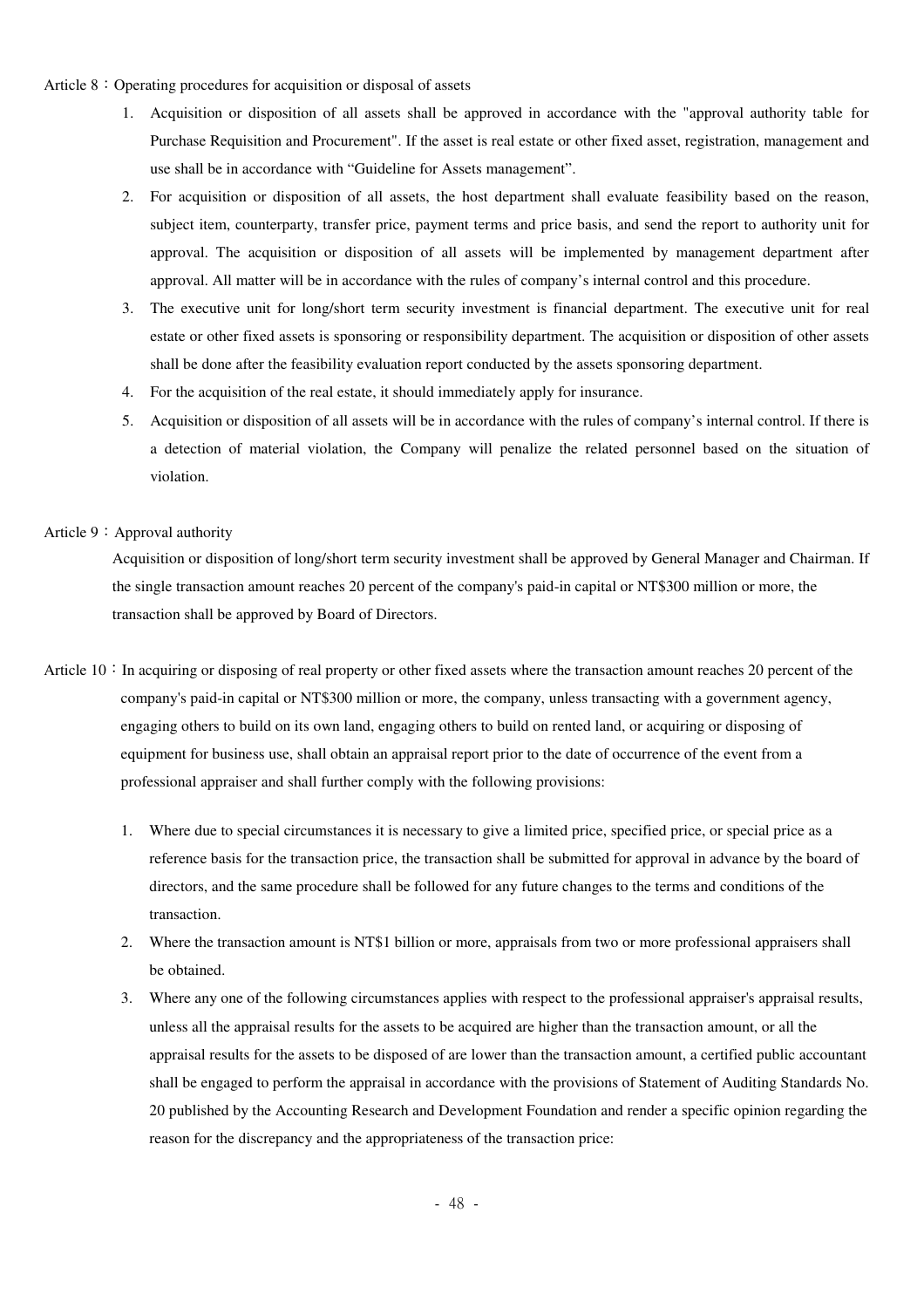Article 8：Operating procedures for acquisition or disposal of assets

1. Acquisition or disposition of all assets shall be approved in accordance with the "approval authority table for Purchase Requisition and Procurement". If the asset is real estate or other fixed asset, registration, management and use shall be in accordance with “Guideline for Assets management”.
2. For acquisition or disposition of all assets, the host department shall evaluate feasibility based on the reason, subject item, counterparty, transfer price, payment terms and price basis, and send the report to authority unit for approval. The acquisition or disposition of all assets will be implemented by management department after approval. All matter will be in accordance with the rules of company’s internal control and this procedure.
3. The executive unit for long/short term security investment is financial department. The executive unit for real estate or other fixed assets is sponsoring or responsibility department. The acquisition or disposition of other assets shall be done after the feasibility evaluation report conducted by the assets sponsoring department.
4. For the acquisition of the real estate, it should immediately apply for insurance.
5. Acquisition or disposition of all assets will be in accordance with the rules of company’s internal control. If there is a detection of material violation, the Company will penalize the related personnel based on the situation of violation.

Article 9：Approval authority

Acquisition or disposition of long/short term security investment shall be approved by General Manager and Chairman. If the single transaction amount reaches 20 percent of the company's paid-in capital or NT$300 million or more, the transaction shall be approved by Board of Directors.

Article 10：In acquiring or disposing of real property or other fixed assets where the transaction amount reaches 20 percent of the company's paid-in capital or NT$300 million or more, the company, unless transacting with a government agency, engaging others to build on its own land, engaging others to build on rented land, or acquiring or disposing of equipment for business use, shall obtain an appraisal report prior to the date of occurrence of the event from a professional appraiser and shall further comply with the following provisions:

1. Where due to special circumstances it is necessary to give a limited price, specified price, or special price as a reference basis for the transaction price, the transaction shall be submitted for approval in advance by the board of directors, and the same procedure shall be followed for any future changes to the terms and conditions of the transaction.
2. Where the transaction amount is NT$1 billion or more, appraisals from two or more professional appraisers shall be obtained.
3. Where any one of the following circumstances applies with respect to the professional appraiser's appraisal results, unless all the appraisal results for the assets to be acquired are higher than the transaction amount, or all the appraisal results for the assets to be disposed of are lower than the transaction amount, a certified public accountant shall be engaged to perform the appraisal in accordance with the provisions of Statement of Auditing Standards No. 20 published by the Accounting Research and Development Foundation and render a specific opinion regarding the reason for the discrepancy and the appropriateness of the transaction price: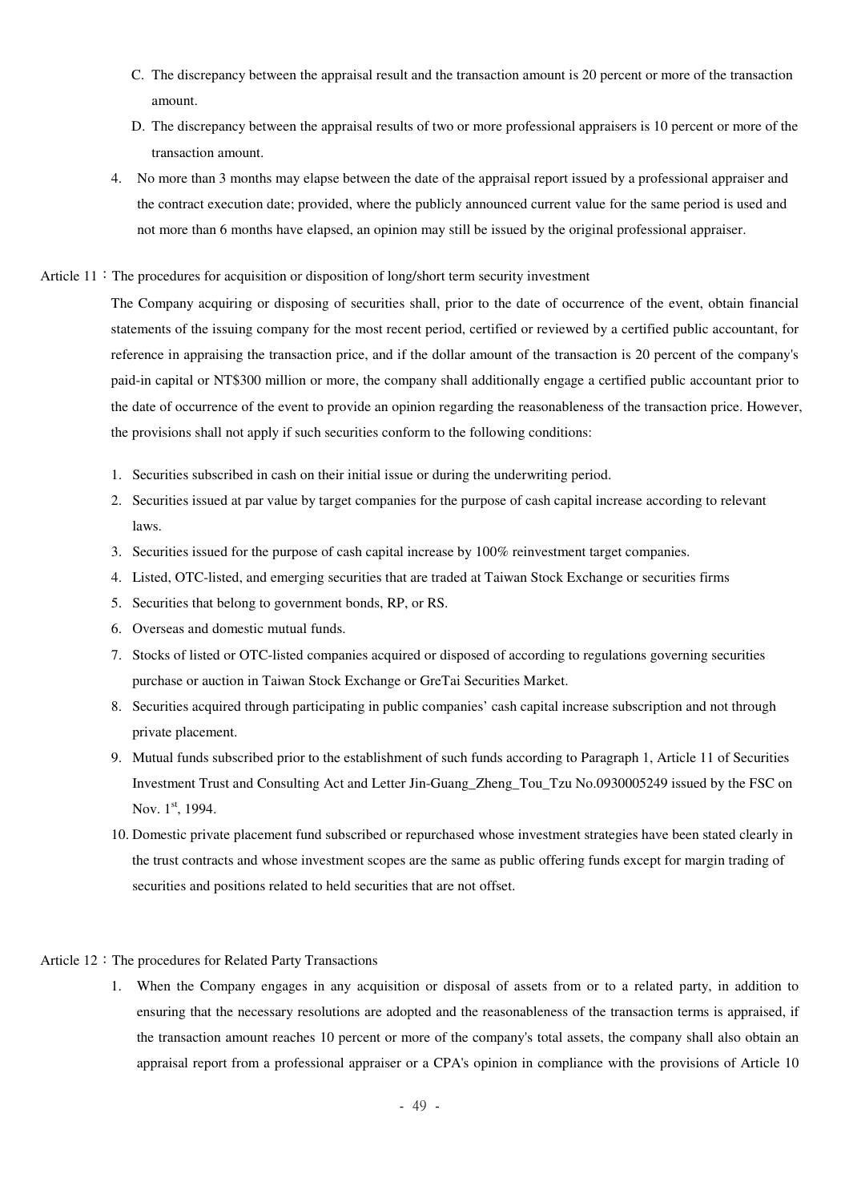C. The discrepancy between the appraisal result and the transaction amount is 20 percent or more of the transaction amount.

D. The discrepancy between the appraisal results of two or more professional appraisers is 10 percent or more of the transaction amount.

4. No more than 3 months may elapse between the date of the appraisal report issued by a professional appraiser and the contract execution date; provided, where the publicly announced current value for the same period is used and not more than 6 months have elapsed, an opinion may still be issued by the original professional appraiser.

Article 11：The procedures for acquisition or disposition of long/short term security investment

The Company acquiring or disposing of securities shall, prior to the date of occurrence of the event, obtain financial statements of the issuing company for the most recent period, certified or reviewed by a certified public accountant, for reference in appraising the transaction price, and if the dollar amount of the transaction is 20 percent of the company's paid-in capital or NT$300 million or more, the company shall additionally engage a certified public accountant prior to the date of occurrence of the event to provide an opinion regarding the reasonableness of the transaction price. However, the provisions shall not apply if such securities conform to the following conditions:

1. Securities subscribed in cash on their initial issue or during the underwriting period.
2. Securities issued at par value by target companies for the purpose of cash capital increase according to relevant laws.
3. Securities issued for the purpose of cash capital increase by 100% reinvestment target companies.
4. Listed, OTC-listed, and emerging securities that are traded at Taiwan Stock Exchange or securities firms
5. Securities that belong to government bonds, RP, or RS.
6. Overseas and domestic mutual funds.
7. Stocks of listed or OTC-listed companies acquired or disposed of according to regulations governing securities purchase or auction in Taiwan Stock Exchange or GreTai Securities Market.
8. Securities acquired through participating in public companies' cash capital increase subscription and not through private placement.
9. Mutual funds subscribed prior to the establishment of such funds according to Paragraph 1, Article 11 of Securities Investment Trust and Consulting Act and Letter Jin-Guang_Zheng_Tou_Tzu No.0930005249 issued by the FSC on Nov. 1st, 1994.
10. Domestic private placement fund subscribed or repurchased whose investment strategies have been stated clearly in the trust contracts and whose investment scopes are the same as public offering funds except for margin trading of securities and positions related to held securities that are not offset.

Article 12：The procedures for Related Party Transactions

1. When the Company engages in any acquisition or disposal of assets from or to a related party, in addition to ensuring that the necessary resolutions are adopted and the reasonableness of the transaction terms is appraised, if the transaction amount reaches 10 percent or more of the company's total assets, the company shall also obtain an appraisal report from a professional appraiser or a CPA's opinion in compliance with the provisions of Article 10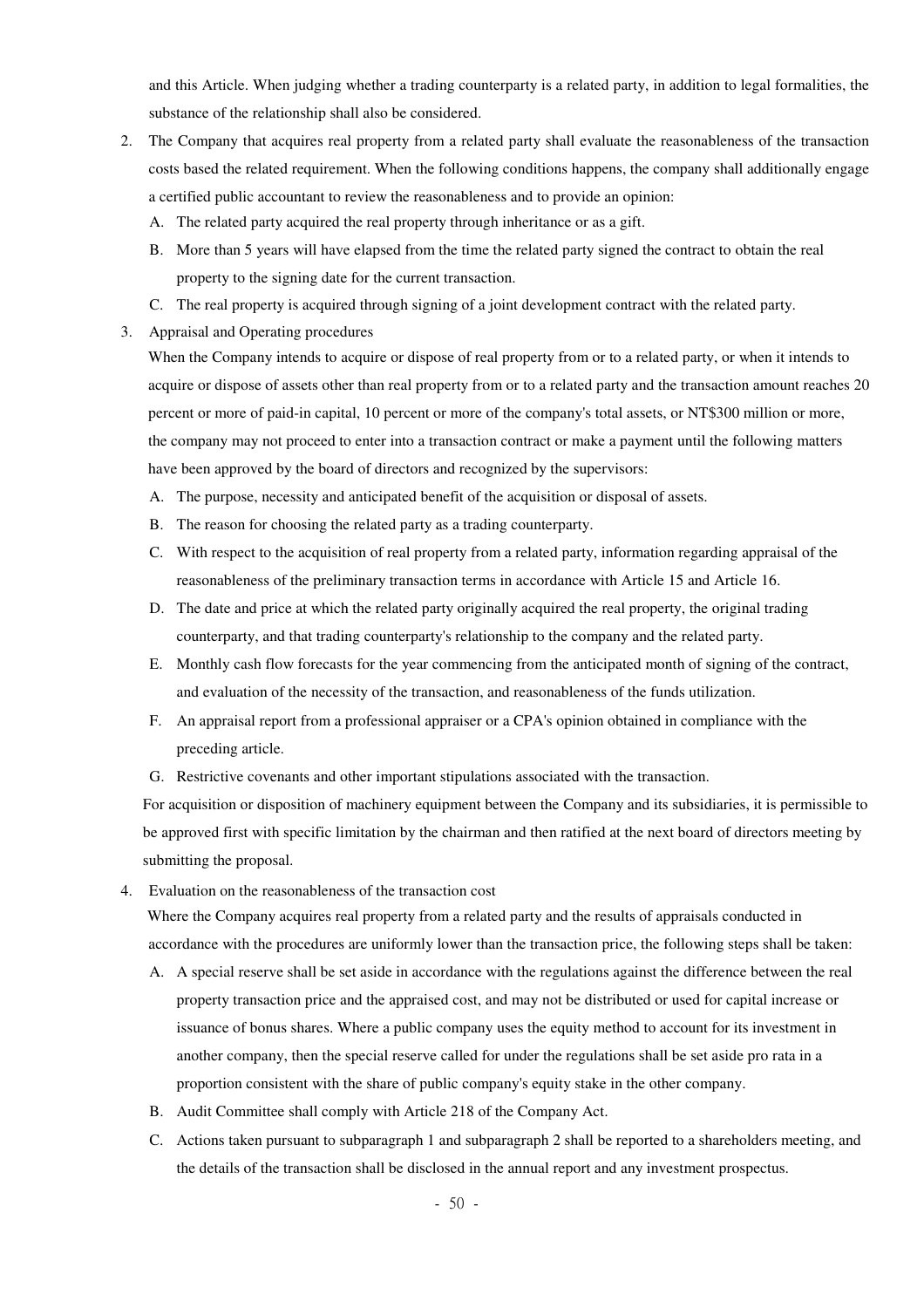and this Article. When judging whether a trading counterparty is a related party, in addition to legal formalities, the substance of the relationship shall also be considered.

2. The Company that acquires real property from a related party shall evaluate the reasonableness of the transaction costs based the related requirement. When the following conditions happens, the company shall additionally engage a certified public accountant to review the reasonableness and to provide an opinion:
   A. The related party acquired the real property through inheritance or as a gift.
   B. More than 5 years will have elapsed from the time the related party signed the contract to obtain the real property to the signing date for the current transaction.
   C. The real property is acquired through signing of a joint development contract with the related party.
3. Appraisal and Operating procedures

   When the Company intends to acquire or dispose of real property from or to a related party, or when it intends to acquire or dispose of assets other than real property from or to a related party and the transaction amount reaches 20 percent or more of paid-in capital, 10 percent or more of the company's total assets, or NT$300 million or more, the company may not proceed to enter into a transaction contract or make a payment until the following matters have been approved by the board of directors and recognized by the supervisors:
   A. The purpose, necessity and anticipated benefit of the acquisition or disposal of assets.
   B. The reason for choosing the related party as a trading counterparty.
   C. With respect to the acquisition of real property from a related party, information regarding appraisal of the reasonableness of the preliminary transaction terms in accordance with Article 15 and Article 16.
   D. The date and price at which the related party originally acquired the real property, the original trading counterparty, and that trading counterparty's relationship to the company and the related party.
   E. Monthly cash flow forecasts for the year commencing from the anticipated month of signing of the contract, and evaluation of the necessity of the transaction, and reasonableness of the funds utilization.
   F. An appraisal report from a professional appraiser or a CPA's opinion obtained in compliance with the preceding article.
   G. Restrictive covenants and other important stipulations associated with the transaction.

   For acquisition or disposition of machinery equipment between the Company and its subsidiaries, it is permissible to be approved first with specific limitation by the chairman and then ratified at the next board of directors meeting by submitting the proposal.
4. Evaluation on the reasonableness of the transaction cost

   Where the Company acquires real property from a related party and the results of appraisals conducted in accordance with the procedures are uniformly lower than the transaction price, the following steps shall be taken:
   A. A special reserve shall be set aside in accordance with the regulations against the difference between the real property transaction price and the appraised cost, and may not be distributed or used for capital increase or issuance of bonus shares. Where a public company uses the equity method to account for its investment in another company, then the special reserve called for under the regulations shall be set aside pro rata in a proportion consistent with the share of public company's equity stake in the other company.
   B. Audit Committee shall comply with Article 218 of the Company Act.
   C. Actions taken pursuant to subparagraph 1 and subparagraph 2 shall be reported to a shareholders meeting, and the details of the transaction shall be disclosed in the annual report and any investment prospectus.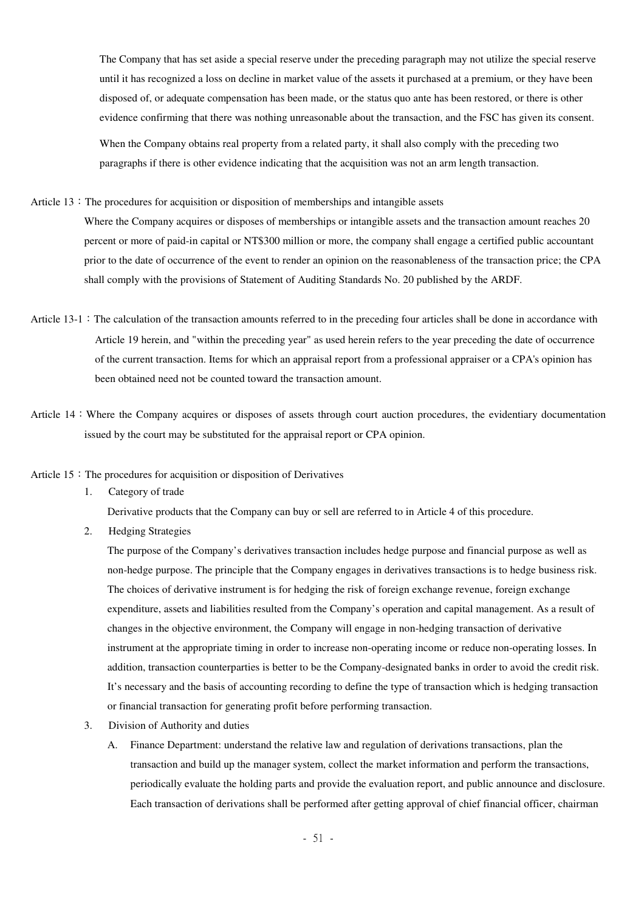The Company that has set aside a special reserve under the preceding paragraph may not utilize the special reserve until it has recognized a loss on decline in market value of the assets it purchased at a premium, or they have been disposed of, or adequate compensation has been made, or the status quo ante has been restored, or there is other evidence confirming that there was nothing unreasonable about the transaction, and the FSC has given its consent.

When the Company obtains real property from a related party, it shall also comply with the preceding two paragraphs if there is other evidence indicating that the acquisition was not an arm length transaction.

Article 13：The procedures for acquisition or disposition of memberships and intangible assets

Where the Company acquires or disposes of memberships or intangible assets and the transaction amount reaches 20 percent or more of paid-in capital or NT$300 million or more, the company shall engage a certified public accountant prior to the date of occurrence of the event to render an opinion on the reasonableness of the transaction price; the CPA shall comply with the provisions of Statement of Auditing Standards No. 20 published by the ARDF.

Article 13-1：The calculation of the transaction amounts referred to in the preceding four articles shall be done in accordance with Article 19 herein, and "within the preceding year" as used herein refers to the year preceding the date of occurrence of the current transaction. Items for which an appraisal report from a professional appraiser or a CPA's opinion has been obtained need not be counted toward the transaction amount.

Article 14：Where the Company acquires or disposes of assets through court auction procedures, the evidentiary documentation issued by the court may be substituted for the appraisal report or CPA opinion.

Article 15：The procedures for acquisition or disposition of Derivatives

1. Category of trade

   Derivative products that the Company can buy or sell are referred to in Article 4 of this procedure.

2. Hedging Strategies

   The purpose of the Company's derivatives transaction includes hedge purpose and financial purpose as well as non-hedge purpose. The principle that the Company engages in derivatives transactions is to hedge business risk. The choices of derivative instrument is for hedging the risk of foreign exchange revenue, foreign exchange expenditure, assets and liabilities resulted from the Company's operation and capital management. As a result of changes in the objective environment, the Company will engage in non-hedging transaction of derivative instrument at the appropriate timing in order to increase non-operating income or reduce non-operating losses. In addition, transaction counterparties is better to be the Company-designated banks in order to avoid the credit risk. It's necessary and the basis of accounting recording to define the type of transaction which is hedging transaction or financial transaction for generating profit before performing transaction.

3. Division of Authority and duties

   A. Finance Department: understand the relative law and regulation of derivations transactions, plan the transaction and build up the manager system, collect the market information and perform the transactions, periodically evaluate the holding parts and provide the evaluation report, and public announce and disclosure. Each transaction of derivations shall be performed after getting approval of chief financial officer, chairman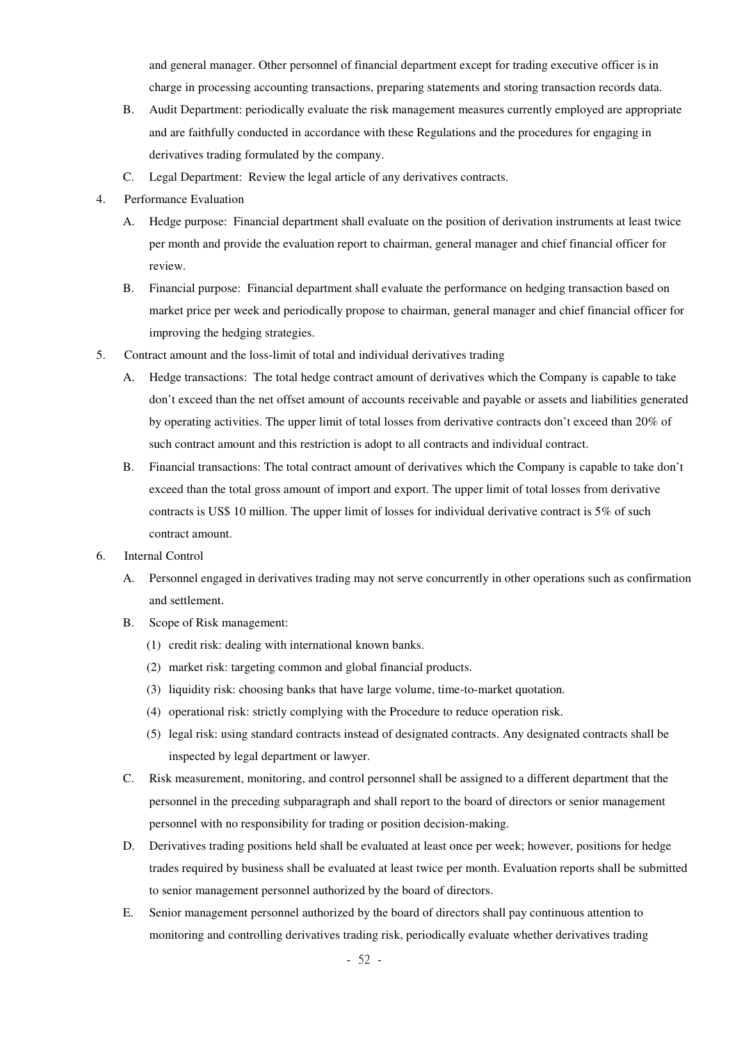and general manager. Other personnel of financial department except for trading executive officer is in charge in processing accounting transactions, preparing statements and storing transaction records data.

B. Audit Department: periodically evaluate the risk management measures currently employed are appropriate and are faithfully conducted in accordance with these Regulations and the procedures for engaging in derivatives trading formulated by the company.

C. Legal Department: Review the legal article of any derivatives contracts.

4. Performance Evaluation

   A. Hedge purpose: Financial department shall evaluate on the position of derivation instruments at least twice per month and provide the evaluation report to chairman, general manager and chief financial officer for review.

   B. Financial purpose: Financial department shall evaluate the performance on hedging transaction based on market price per week and periodically propose to chairman, general manager and chief financial officer for improving the hedging strategies.

5. Contract amount and the loss-limit of total and individual derivatives trading

   A. Hedge transactions: The total hedge contract amount of derivatives which the Company is capable to take don't exceed than the net offset amount of accounts receivable and payable or assets and liabilities generated by operating activities. The upper limit of total losses from derivative contracts don't exceed than 20% of such contract amount and this restriction is adopt to all contracts and individual contract.

   B. Financial transactions: The total contract amount of derivatives which the Company is capable to take don't exceed than the total gross amount of import and export. The upper limit of total losses from derivative contracts is US$ 10 million. The upper limit of losses for individual derivative contract is 5% of such contract amount.

6. Internal Control

   A. Personnel engaged in derivatives trading may not serve concurrently in other operations such as confirmation and settlement.

   B. Scope of Risk management:

      (1) credit risk: dealing with international known banks.

      (2) market risk: targeting common and global financial products.

      (3) liquidity risk: choosing banks that have large volume, time-to-market quotation.

      (4) operational risk: strictly complying with the Procedure to reduce operation risk.

      (5) legal risk: using standard contracts instead of designated contracts. Any designated contracts shall be inspected by legal department or lawyer.

   C. Risk measurement, monitoring, and control personnel shall be assigned to a different department that the personnel in the preceding subparagraph and shall report to the board of directors or senior management personnel with no responsibility for trading or position decision-making.

   D. Derivatives trading positions held shall be evaluated at least once per week; however, positions for hedge trades required by business shall be evaluated at least twice per month. Evaluation reports shall be submitted to senior management personnel authorized by the board of directors.

   E. Senior management personnel authorized by the board of directors shall pay continuous attention to monitoring and controlling derivatives trading risk, periodically evaluate whether derivatives trading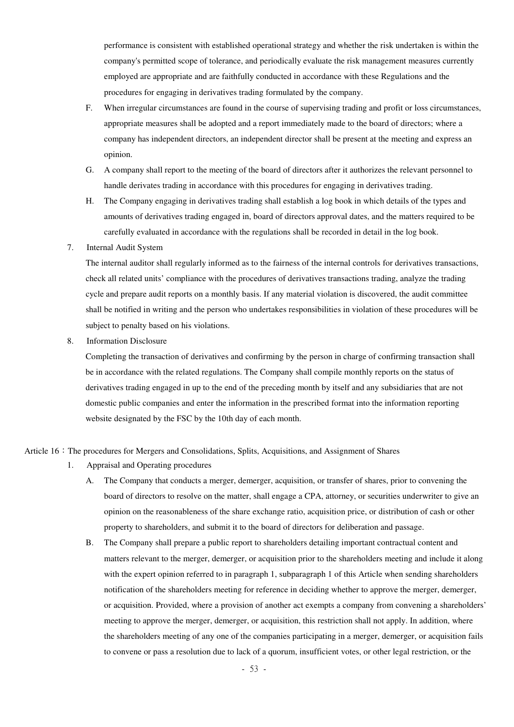performance is consistent with established operational strategy and whether the risk undertaken is within the company's permitted scope of tolerance, and periodically evaluate the risk management measures currently employed are appropriate and are faithfully conducted in accordance with these Regulations and the procedures for engaging in derivatives trading formulated by the company.

F. When irregular circumstances are found in the course of supervising trading and profit or loss circumstances, appropriate measures shall be adopted and a report immediately made to the board of directors; where a company has independent directors, an independent director shall be present at the meeting and express an opinion.

G. A company shall report to the meeting of the board of directors after it authorizes the relevant personnel to handle derivates trading in accordance with this procedures for engaging in derivatives trading.

H. The Company engaging in derivatives trading shall establish a log book in which details of the types and amounts of derivatives trading engaged in, board of directors approval dates, and the matters required to be carefully evaluated in accordance with the regulations shall be recorded in detail in the log book.

7. Internal Audit System

The internal auditor shall regularly informed as to the fairness of the internal controls for derivatives transactions, check all related units' compliance with the procedures of derivatives transactions trading, analyze the trading cycle and prepare audit reports on a monthly basis. If any material violation is discovered, the audit committee shall be notified in writing and the person who undertakes responsibilities in violation of these procedures will be subject to penalty based on his violations.

8. Information Disclosure

Completing the transaction of derivatives and confirming by the person in charge of confirming transaction shall be in accordance with the related regulations. The Company shall compile monthly reports on the status of derivatives trading engaged in up to the end of the preceding month by itself and any subsidiaries that are not domestic public companies and enter the information in the prescribed format into the information reporting website designated by the FSC by the 10th day of each month.

Article 16：The procedures for Mergers and Consolidations, Splits, Acquisitions, and Assignment of Shares

1. Appraisal and Operating procedures

A. The Company that conducts a merger, demerger, acquisition, or transfer of shares, prior to convening the board of directors to resolve on the matter, shall engage a CPA, attorney, or securities underwriter to give an opinion on the reasonableness of the share exchange ratio, acquisition price, or distribution of cash or other property to shareholders, and submit it to the board of directors for deliberation and passage.

B. The Company shall prepare a public report to shareholders detailing important contractual content and matters relevant to the merger, demerger, or acquisition prior to the shareholders meeting and include it along with the expert opinion referred to in paragraph 1, subparagraph 1 of this Article when sending shareholders notification of the shareholders meeting for reference in deciding whether to approve the merger, demerger, or acquisition. Provided, where a provision of another act exempts a company from convening a shareholders' meeting to approve the merger, demerger, or acquisition, this restriction shall not apply. In addition, where the shareholders meeting of any one of the companies participating in a merger, demerger, or acquisition fails to convene or pass a resolution due to lack of a quorum, insufficient votes, or other legal restriction, or the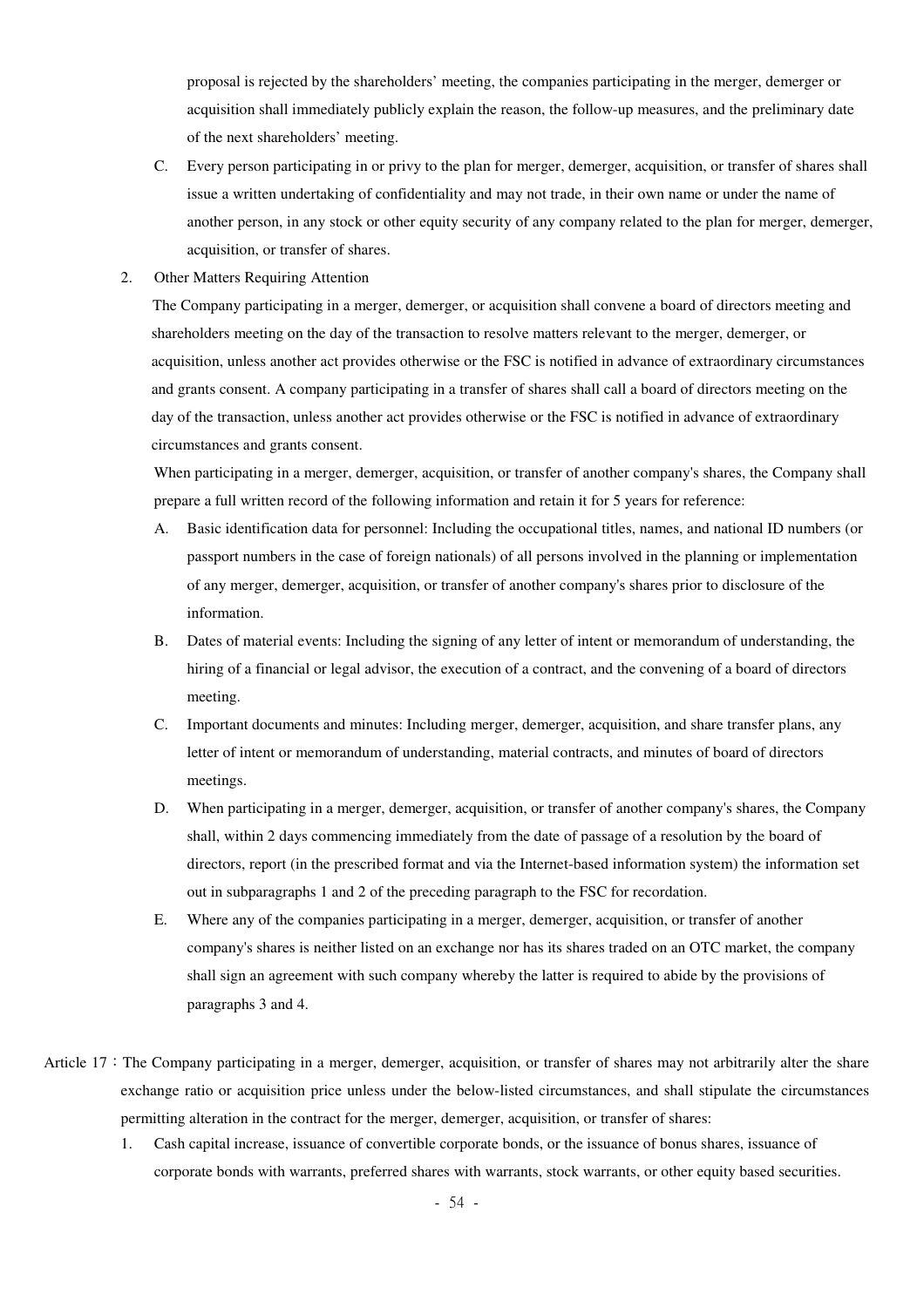proposal is rejected by the shareholders' meeting, the companies participating in the merger, demerger or acquisition shall immediately publicly explain the reason, the follow-up measures, and the preliminary date of the next shareholders' meeting.

C. Every person participating in or privy to the plan for merger, demerger, acquisition, or transfer of shares shall issue a written undertaking of confidentiality and may not trade, in their own name or under the name of another person, in any stock or other equity security of any company related to the plan for merger, demerger, acquisition, or transfer of shares.

2. Other Matters Requiring Attention

The Company participating in a merger, demerger, or acquisition shall convene a board of directors meeting and shareholders meeting on the day of the transaction to resolve matters relevant to the merger, demerger, or acquisition, unless another act provides otherwise or the FSC is notified in advance of extraordinary circumstances and grants consent. A company participating in a transfer of shares shall call a board of directors meeting on the day of the transaction, unless another act provides otherwise or the FSC is notified in advance of extraordinary circumstances and grants consent.

When participating in a merger, demerger, acquisition, or transfer of another company's shares, the Company shall prepare a full written record of the following information and retain it for 5 years for reference:

A. Basic identification data for personnel: Including the occupational titles, names, and national ID numbers (or passport numbers in the case of foreign nationals) of all persons involved in the planning or implementation of any merger, demerger, acquisition, or transfer of another company's shares prior to disclosure of the information.

B. Dates of material events: Including the signing of any letter of intent or memorandum of understanding, the hiring of a financial or legal advisor, the execution of a contract, and the convening of a board of directors meeting.

C. Important documents and minutes: Including merger, demerger, acquisition, and share transfer plans, any letter of intent or memorandum of understanding, material contracts, and minutes of board of directors meetings.

D. When participating in a merger, demerger, acquisition, or transfer of another company's shares, the Company shall, within 2 days commencing immediately from the date of passage of a resolution by the board of directors, report (in the prescribed format and via the Internet-based information system) the information set out in subparagraphs 1 and 2 of the preceding paragraph to the FSC for recordation.

E. Where any of the companies participating in a merger, demerger, acquisition, or transfer of another company's shares is neither listed on an exchange nor has its shares traded on an OTC market, the company shall sign an agreement with such company whereby the latter is required to abide by the provisions of paragraphs 3 and 4.

Article 17：The Company participating in a merger, demerger, acquisition, or transfer of shares may not arbitrarily alter the share exchange ratio or acquisition price unless under the below-listed circumstances, and shall stipulate the circumstances permitting alteration in the contract for the merger, demerger, acquisition, or transfer of shares:

1. Cash capital increase, issuance of convertible corporate bonds, or the issuance of bonus shares, issuance of corporate bonds with warrants, preferred shares with warrants, stock warrants, or other equity based securities.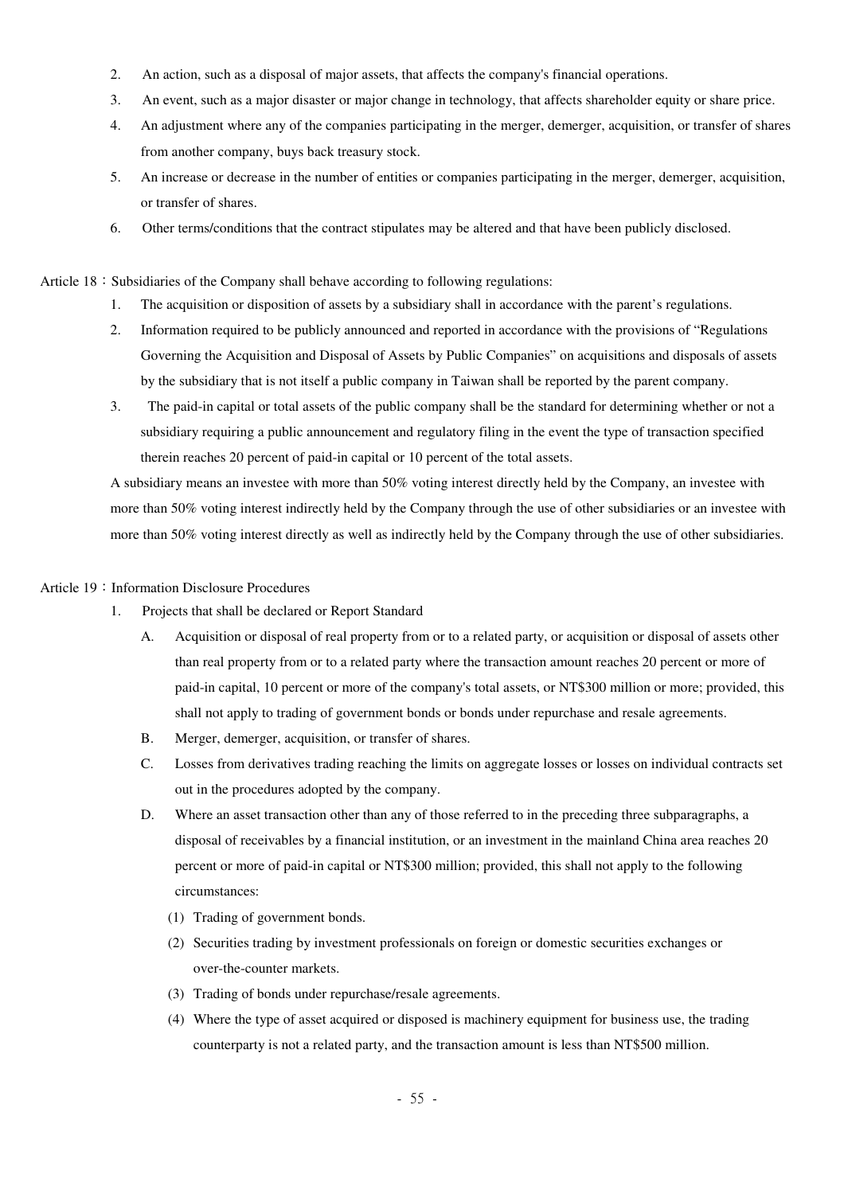2. An action, such as a disposal of major assets, that affects the company's financial operations.
3. An event, such as a major disaster or major change in technology, that affects shareholder equity or share price.
4. An adjustment where any of the companies participating in the merger, demerger, acquisition, or transfer of shares from another company, buys back treasury stock.
5. An increase or decrease in the number of entities or companies participating in the merger, demerger, acquisition, or transfer of shares.
6. Other terms/conditions that the contract stipulates may be altered and that have been publicly disclosed.

Article 18：Subsidiaries of the Company shall behave according to following regulations:

1. The acquisition or disposition of assets by a subsidiary shall in accordance with the parent’s regulations.
2. Information required to be publicly announced and reported in accordance with the provisions of “Regulations Governing the Acquisition and Disposal of Assets by Public Companies” on acquisitions and disposals of assets by the subsidiary that is not itself a public company in Taiwan shall be reported by the parent company.
3. The paid-in capital or total assets of the public company shall be the standard for determining whether or not a subsidiary requiring a public announcement and regulatory filing in the event the type of transaction specified therein reaches 20 percent of paid-in capital or 10 percent of the total assets.

A subsidiary means an investee with more than 50% voting interest directly held by the Company, an investee with more than 50% voting interest indirectly held by the Company through the use of other subsidiaries or an investee with more than 50% voting interest directly as well as indirectly held by the Company through the use of other subsidiaries.

Article 19：Information Disclosure Procedures

1. Projects that shall be declared or Report Standard
   - A. Acquisition or disposal of real property from or to a related party, or acquisition or disposal of assets other than real property from or to a related party where the transaction amount reaches 20 percent or more of paid-in capital, 10 percent or more of the company's total assets, or NT$300 million or more; provided, this shall not apply to trading of government bonds or bonds under repurchase and resale agreements.
   - B. Merger, demerger, acquisition, or transfer of shares.
   - C. Losses from derivatives trading reaching the limits on aggregate losses or losses on individual contracts set out in the procedures adopted by the company.
   - D. Where an asset transaction other than any of those referred to in the preceding three subparagraphs, a disposal of receivables by a financial institution, or an investment in the mainland China area reaches 20 percent or more of paid-in capital or NT$300 million; provided, this shall not apply to the following circumstances:
     - (1) Trading of government bonds.
     - (2) Securities trading by investment professionals on foreign or domestic securities exchanges or over-the-counter markets.
     - (3) Trading of bonds under repurchase/resale agreements.
     - (4) Where the type of asset acquired or disposed is machinery equipment for business use, the trading counterparty is not a related party, and the transaction amount is less than NT$500 million.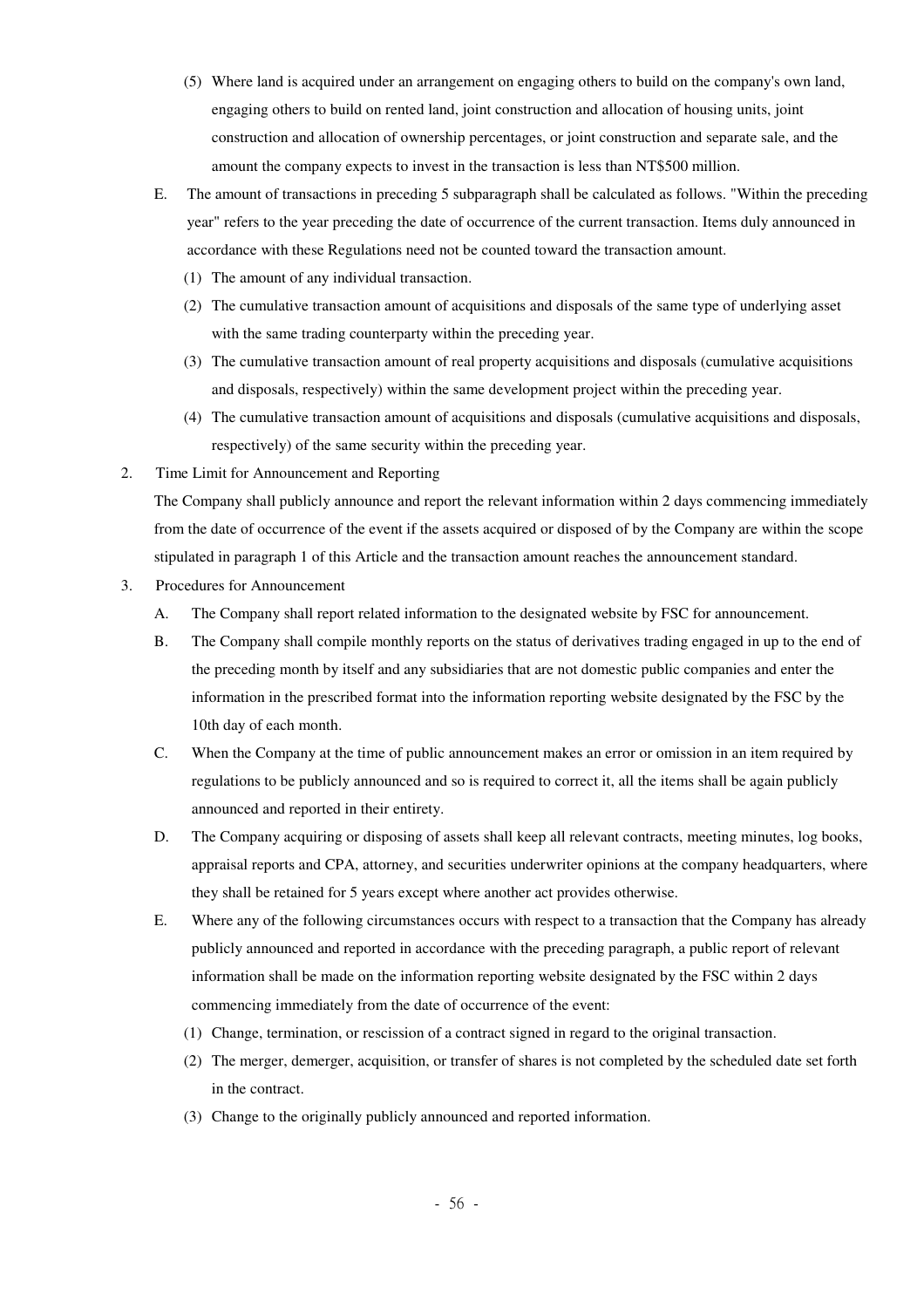(5) Where land is acquired under an arrangement on engaging others to build on the company's own land, engaging others to build on rented land, joint construction and allocation of housing units, joint construction and allocation of ownership percentages, or joint construction and separate sale, and the amount the company expects to invest in the transaction is less than NT$500 million.

E. The amount of transactions in preceding 5 subparagraph shall be calculated as follows. "Within the preceding year" refers to the year preceding the date of occurrence of the current transaction. Items duly announced in accordance with these Regulations need not be counted toward the transaction amount.

   (1) The amount of any individual transaction.

   (2) The cumulative transaction amount of acquisitions and disposals of the same type of underlying asset with the same trading counterparty within the preceding year.

   (3) The cumulative transaction amount of real property acquisitions and disposals (cumulative acquisitions and disposals, respectively) within the same development project within the preceding year.

   (4) The cumulative transaction amount of acquisitions and disposals (cumulative acquisitions and disposals, respectively) of the same security within the preceding year.

2. Time Limit for Announcement and Reporting

   The Company shall publicly announce and report the relevant information within 2 days commencing immediately from the date of occurrence of the event if the assets acquired or disposed of by the Company are within the scope stipulated in paragraph 1 of this Article and the transaction amount reaches the announcement standard.

3. Procedures for Announcement

   A. The Company shall report related information to the designated website by FSC for announcement.

   B. The Company shall compile monthly reports on the status of derivatives trading engaged in up to the end of the preceding month by itself and any subsidiaries that are not domestic public companies and enter the information in the prescribed format into the information reporting website designated by the FSC by the 10th day of each month.

   C. When the Company at the time of public announcement makes an error or omission in an item required by regulations to be publicly announced and so is required to correct it, all the items shall be again publicly announced and reported in their entirety.

   D. The Company acquiring or disposing of assets shall keep all relevant contracts, meeting minutes, log books, appraisal reports and CPA, attorney, and securities underwriter opinions at the company headquarters, where they shall be retained for 5 years except where another act provides otherwise.

   E. Where any of the following circumstances occurs with respect to a transaction that the Company has already publicly announced and reported in accordance with the preceding paragraph, a public report of relevant information shall be made on the information reporting website designated by the FSC within 2 days commencing immediately from the date of occurrence of the event:

      (1) Change, termination, or rescission of a contract signed in regard to the original transaction.

      (2) The merger, demerger, acquisition, or transfer of shares is not completed by the scheduled date set forth in the contract.

      (3) Change to the originally publicly announced and reported information.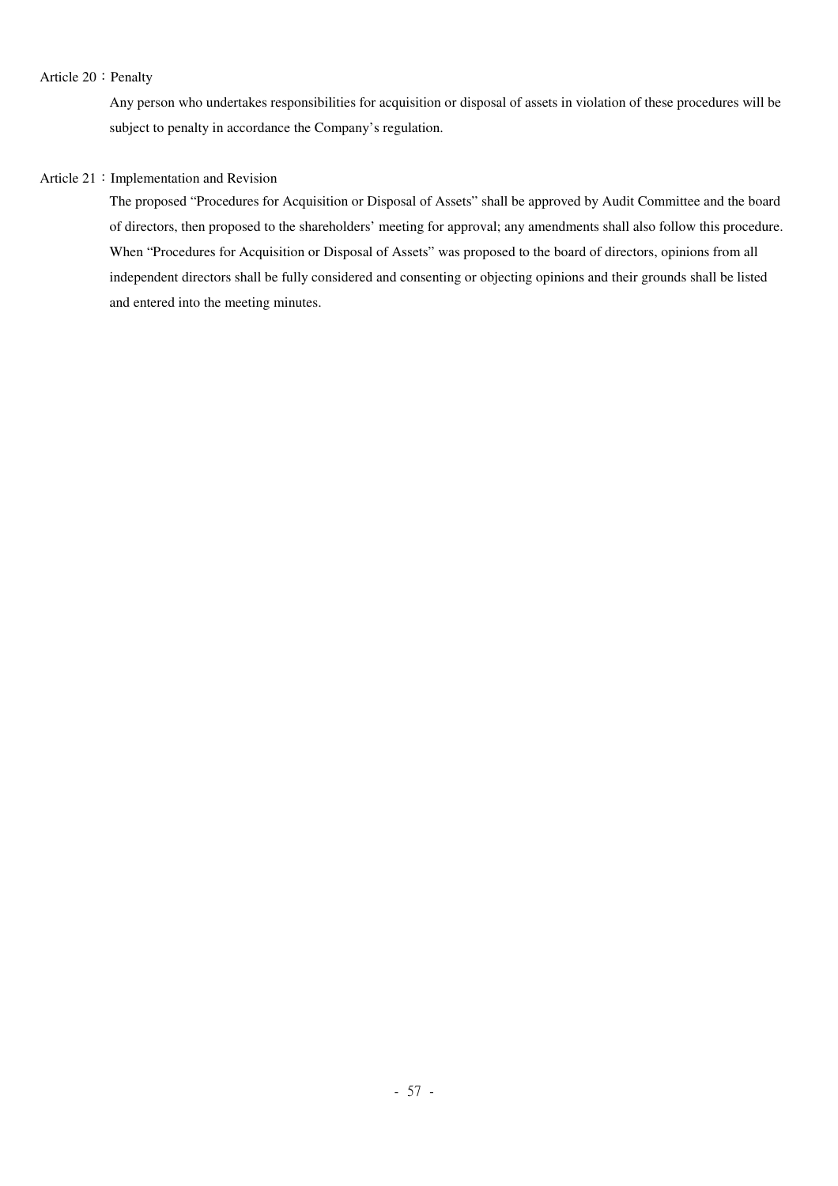Article 20：Penalty

Any person who undertakes responsibilities for acquisition or disposal of assets in violation of these procedures will be subject to penalty in accordance the Company's regulation.

Article 21：Implementation and Revision

The proposed "Procedures for Acquisition or Disposal of Assets" shall be approved by Audit Committee and the board of directors, then proposed to the shareholders' meeting for approval; any amendments shall also follow this procedure. When "Procedures for Acquisition or Disposal of Assets" was proposed to the board of directors, opinions from all independent directors shall be fully considered and consenting or objecting opinions and their grounds shall be listed and entered into the meeting minutes.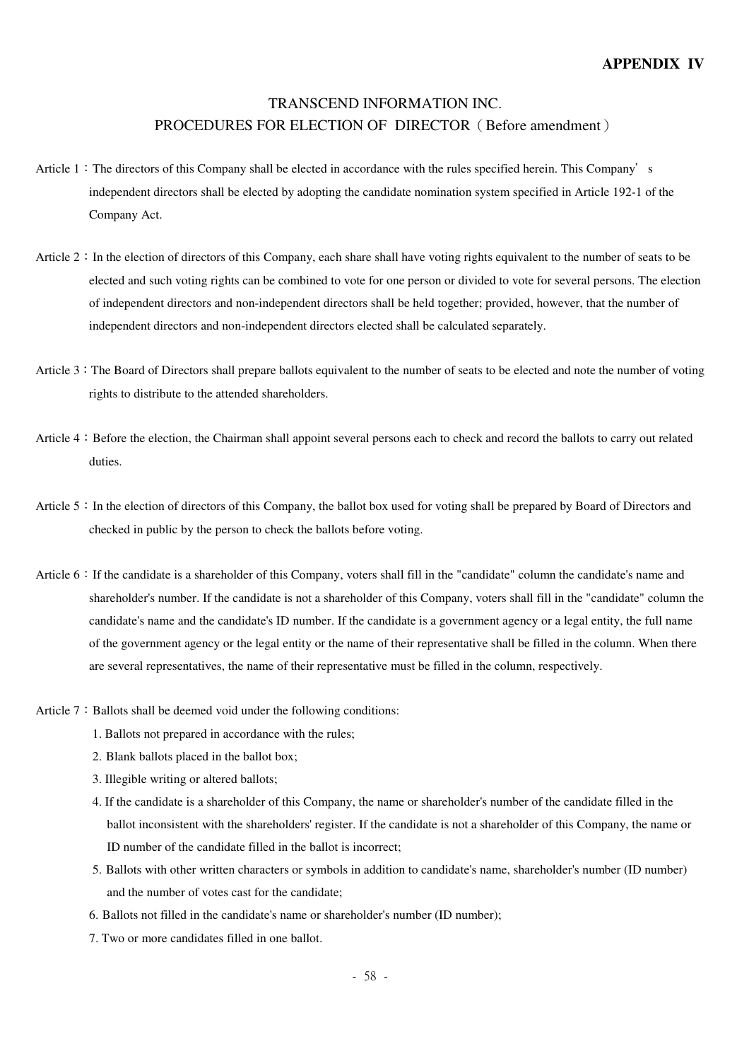**APPENDIX IV**

# TRANSCEND INFORMATION INC.
## PROCEDURES FOR ELECTION OF DIRECTOR（Before amendment）

Article 1：The directors of this Company shall be elected in accordance with the rules specified herein. This Company’s independent directors shall be elected by adopting the candidate nomination system specified in Article 192-1 of the Company Act.

Article 2：In the election of directors of this Company, each share shall have voting rights equivalent to the number of seats to be elected and such voting rights can be combined to vote for one person or divided to vote for several persons. The election of independent directors and non-independent directors shall be held together; provided, however, that the number of independent directors and non-independent directors elected shall be calculated separately.

Article 3：The Board of Directors shall prepare ballots equivalent to the number of seats to be elected and note the number of voting rights to distribute to the attended shareholders.

Article 4：Before the election, the Chairman shall appoint several persons each to check and record the ballots to carry out related duties.

Article 5：In the election of directors of this Company, the ballot box used for voting shall be prepared by Board of Directors and checked in public by the person to check the ballots before voting.

Article 6：If the candidate is a shareholder of this Company, voters shall fill in the "candidate" column the candidate's name and shareholder's number. If the candidate is not a shareholder of this Company, voters shall fill in the "candidate" column the candidate's name and the candidate's ID number. If the candidate is a government agency or a legal entity, the full name of the government agency or the legal entity or the name of their representative shall be filled in the column. When there are several representatives, the name of their representative must be filled in the column, respectively.

Article 7：Ballots shall be deemed void under the following conditions:

1. Ballots not prepared in accordance with the rules;
2. Blank ballots placed in the ballot box;
3. Illegible writing or altered ballots;
4. If the candidate is a shareholder of this Company, the name or shareholder's number of the candidate filled in the ballot inconsistent with the shareholders' register. If the candidate is not a shareholder of this Company, the name or ID number of the candidate filled in the ballot is incorrect;
5. Ballots with other written characters or symbols in addition to candidate's name, shareholder's number (ID number) and the number of votes cast for the candidate;
6. Ballots not filled in the candidate's name or shareholder's number (ID number);
7. Two or more candidates filled in one ballot.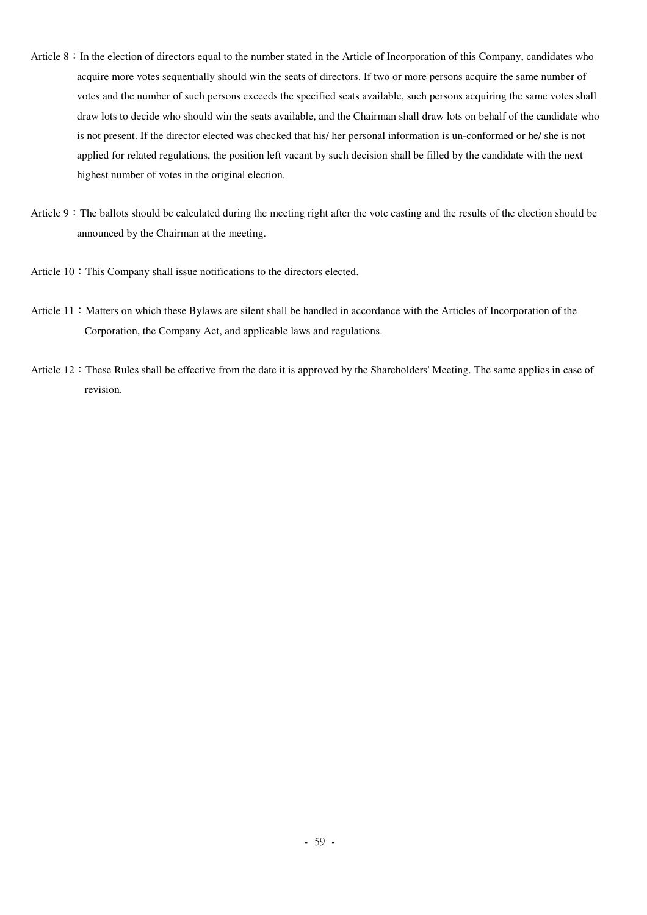Article 8：In the election of directors equal to the number stated in the Article of Incorporation of this Company, candidates who acquire more votes sequentially should win the seats of directors. If two or more persons acquire the same number of votes and the number of such persons exceeds the specified seats available, such persons acquiring the same votes shall draw lots to decide who should win the seats available, and the Chairman shall draw lots on behalf of the candidate who is not present. If the director elected was checked that his/ her personal information is un-conformed or he/ she is not applied for related regulations, the position left vacant by such decision shall be filled by the candidate with the next highest number of votes in the original election.

Article 9：The ballots should be calculated during the meeting right after the vote casting and the results of the election should be announced by the Chairman at the meeting.

Article 10：This Company shall issue notifications to the directors elected.

Article 11：Matters on which these Bylaws are silent shall be handled in accordance with the Articles of Incorporation of the Corporation, the Company Act, and applicable laws and regulations.

Article 12：These Rules shall be effective from the date it is approved by the Shareholders' Meeting. The same applies in case of revision.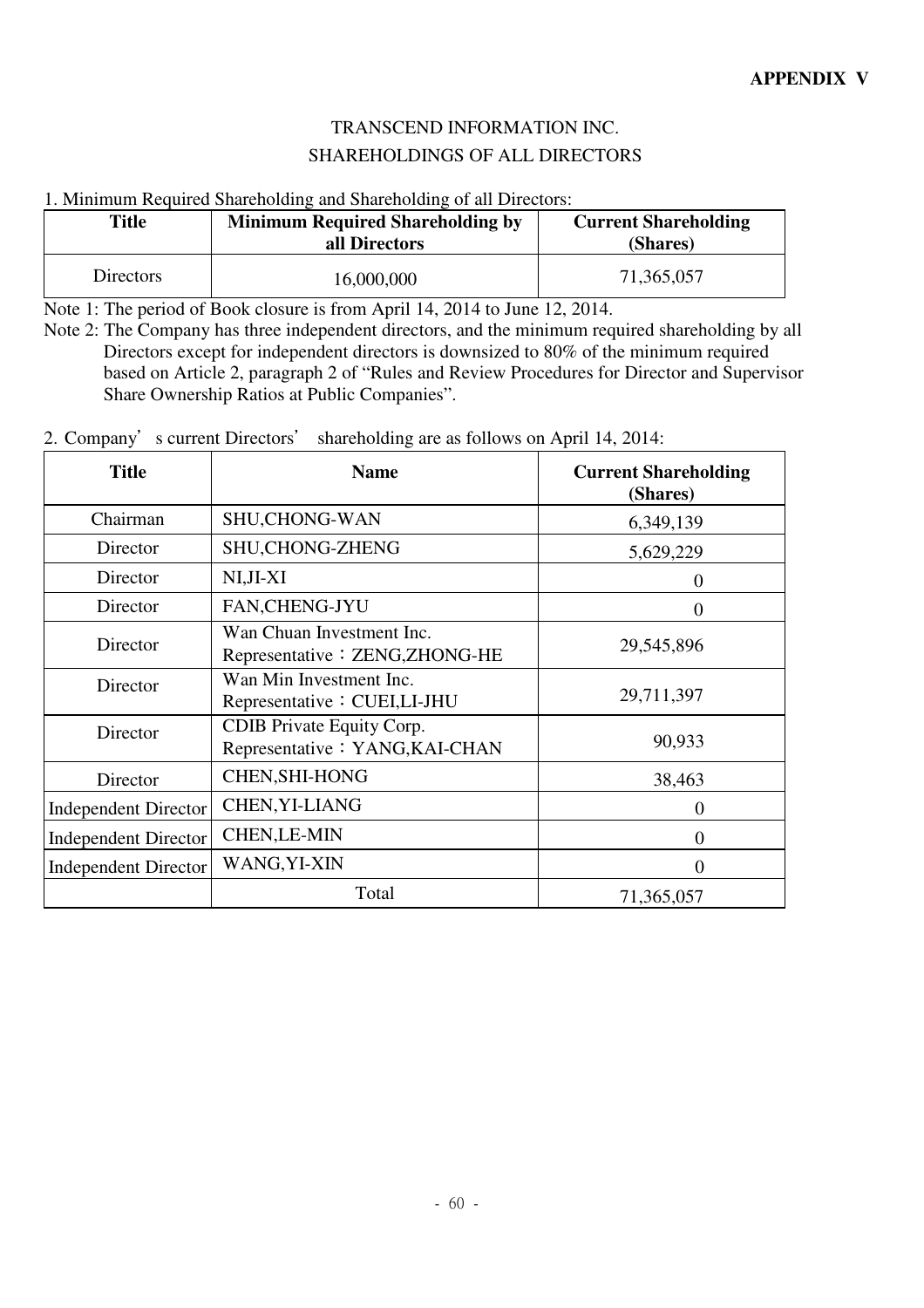**APPENDIX V**

# TRANSCEND INFORMATION INC.

## SHAREHOLDINGS OF ALL DIRECTORS

1. Minimum Required Shareholding and Shareholding of all Directors:

| Title | Minimum Required Shareholding by all Directors | Current Shareholding (Shares) |
|---|---|---|
| Directors | 16,000,000 | 71,365,057 |

Note 1: The period of Book closure is from April 14, 2014 to June 12, 2014.

Note 2: The Company has three independent directors, and the minimum required shareholding by all Directors except for independent directors is downsized to 80% of the minimum required based on Article 2, paragraph 2 of "Rules and Review Procedures for Director and Supervisor Share Ownership Ratios at Public Companies".

2. Company's current Directors' shareholding are as follows on April 14, 2014:

| Title | Name | Current Shareholding (Shares) |
|---|---|---|
| Chairman | SHU,CHONG-WAN | 6,349,139 |
| Director | SHU,CHONG-ZHENG | 5,629,229 |
| Director | NI,JI-XI | 0 |
| Director | FAN,CHENG-JYU | 0 |
| Director | Wan Chuan Investment Inc. Representative：ZENG,ZHONG-HE | 29,545,896 |
| Director | Wan Min Investment Inc. Representative：CUEI,LI-JHU | 29,711,397 |
| Director | CDIB Private Equity Corp. Representative：YANG,KAI-CHAN | 90,933 |
| Director | CHEN,SHI-HONG | 38,463 |
| Independent Director | CHEN,YI-LIANG | 0 |
| Independent Director | CHEN,LE-MIN | 0 |
| Independent Director | WANG,YI-XIN | 0 |
| | Total | 71,365,057 |